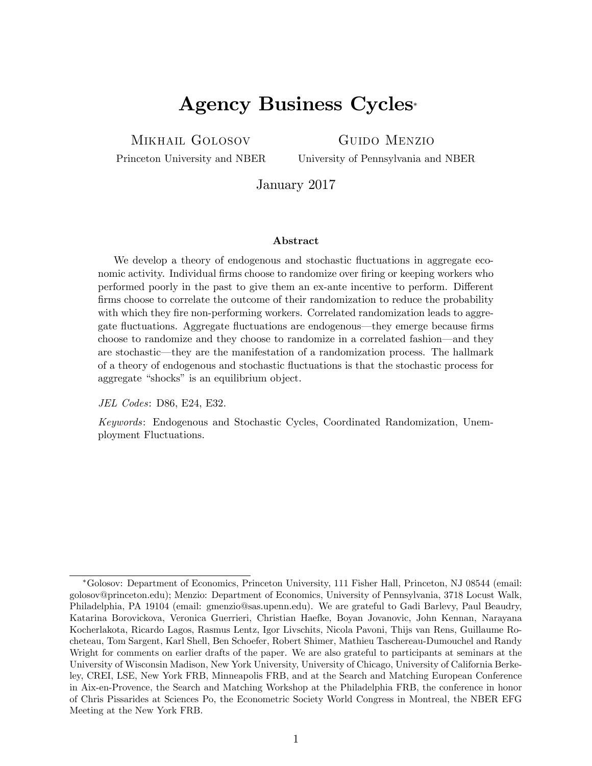# Agency Business Cycles*

Mikhail Golosov
Princeton University and NBER

Guido Menzio
University of Pennsylvania and NBER

January 2017

### Abstract

We develop a theory of endogenous and stochastic fluctuations in aggregate economic activity. Individual firms choose to randomize over firing or keeping workers who performed poorly in the past to give them an ex-ante incentive to perform. Different firms choose to correlate the outcome of their randomization to reduce the probability with which they fire non-performing workers. Correlated randomization leads to aggregate fluctuations. Aggregate fluctuations are endogenous—they emerge because firms choose to randomize and they choose to randomize in a correlated fashion—and they are stochastic—they are the manifestation of a randomization process. The hallmark of a theory of endogenous and stochastic fluctuations is that the stochastic process for aggregate "shocks" is an equilibrium object.

*JEL Codes*: D86, E24, E32.

*Keywords*: Endogenous and Stochastic Cycles, Coordinated Randomization, Unemployment Fluctuations.

---

*Golosov: Department of Economics, Princeton University, 111 Fisher Hall, Princeton, NJ 08544 (email: golosov@princeton.edu); Menzio: Department of Economics, University of Pennsylvania, 3718 Locust Walk, Philadelphia, PA 19104 (email: gmenzio@sas.upenn.edu). We are grateful to Gadi Barlevy, Paul Beaudry, Katarina Borovickova, Veronica Guerrieri, Christian Haefke, Boyan Jovanovic, John Kennan, Narayana Kocherlakota, Ricardo Lagos, Rasmus Lentz, Igor Livschits, Nicola Pavoni, Thijs van Rens, Guillaume Rocheteau, Tom Sargent, Karl Shell, Ben Schoefer, Robert Shimer, Mathieu Taschereau-Dumouchel and Randy Wright for comments on earlier drafts of the paper. We are also grateful to participants at seminars at the University of Wisconsin Madison, New York University, University of Chicago, University of California Berkeley, CREI, LSE, New York FRB, Minneapolis FRB, and at the Search and Matching European Conference in Aix-en-Provence, the Search and Matching Workshop at the Philadelphia FRB, the conference in honor of Chris Pissarides at Sciences Po, the Econometric Society World Congress in Montreal, the NBER EFG Meeting at the New York FRB.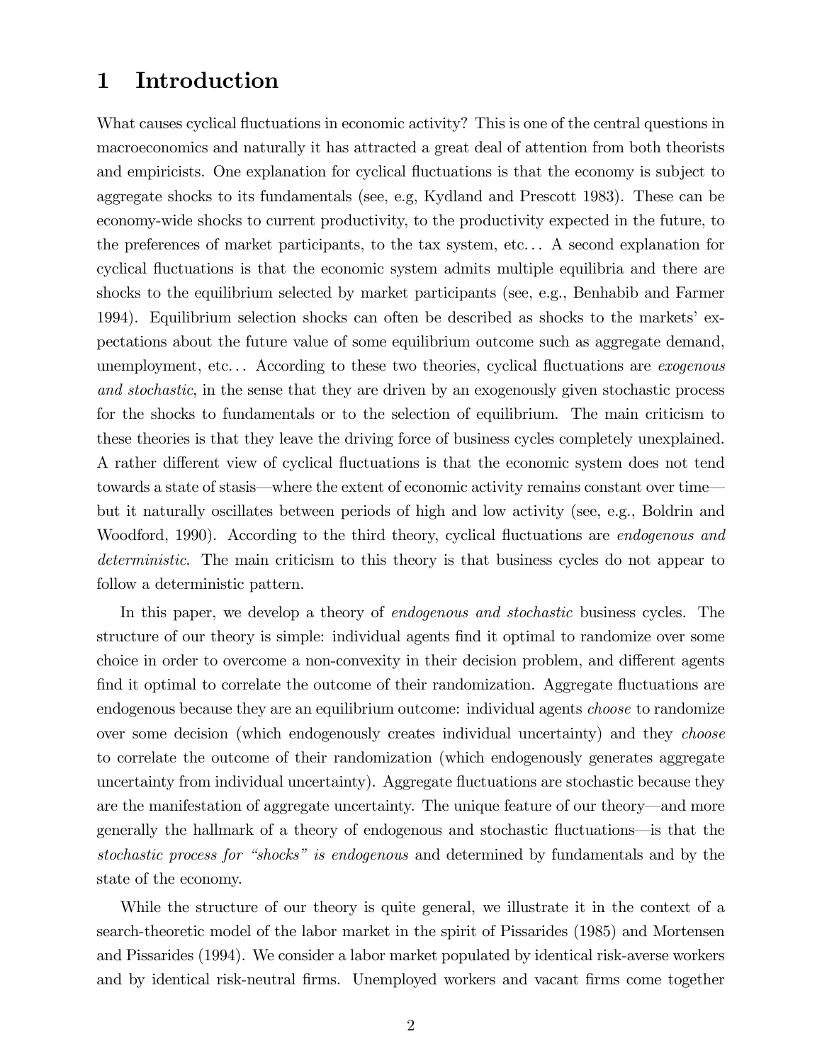# 1 Introduction

What causes cyclical fluctuations in economic activity? This is one of the central questions in macroeconomics and naturally it has attracted a great deal of attention from both theorists and empiricists. One explanation for cyclical fluctuations is that the economy is subject to aggregate shocks to its fundamentals (see, e.g, Kydland and Prescott 1983). These can be economy-wide shocks to current productivity, to the productivity expected in the future, to the preferences of market participants, to the tax system, etc... A second explanation for cyclical fluctuations is that the economic system admits multiple equilibria and there are shocks to the equilibrium selected by market participants (see, e.g., Benhabib and Farmer 1994). Equilibrium selection shocks can often be described as shocks to the markets' expectations about the future value of some equilibrium outcome such as aggregate demand, unemployment, etc... According to these two theories, cyclical fluctuations are *exogenous and stochastic*, in the sense that they are driven by an exogenously given stochastic process for the shocks to fundamentals or to the selection of equilibrium. The main criticism to these theories is that they leave the driving force of business cycles completely unexplained. A rather different view of cyclical fluctuations is that the economic system does not tend towards a state of stasis—where the extent of economic activity remains constant over time—but it naturally oscillates between periods of high and low activity (see, e.g., Boldrin and Woodford, 1990). According to the third theory, cyclical fluctuations are *endogenous and deterministic*. The main criticism to this theory is that business cycles do not appear to follow a deterministic pattern.

In this paper, we develop a theory of *endogenous and stochastic* business cycles. The structure of our theory is simple: individual agents find it optimal to randomize over some choice in order to overcome a non-convexity in their decision problem, and different agents find it optimal to correlate the outcome of their randomization. Aggregate fluctuations are endogenous because they are an equilibrium outcome: individual agents *choose* to randomize over some decision (which endogenously creates individual uncertainty) and they *choose* to correlate the outcome of their randomization (which endogenously generates aggregate uncertainty from individual uncertainty). Aggregate fluctuations are stochastic because they are the manifestation of aggregate uncertainty. The unique feature of our theory—and more generally the hallmark of a theory of endogenous and stochastic fluctuations—is that the *stochastic process for "shocks" is endogenous* and determined by fundamentals and by the state of the economy.

While the structure of our theory is quite general, we illustrate it in the context of a search-theoretic model of the labor market in the spirit of Pissarides (1985) and Mortensen and Pissarides (1994). We consider a labor market populated by identical risk-averse workers and by identical risk-neutral firms. Unemployed workers and vacant firms come together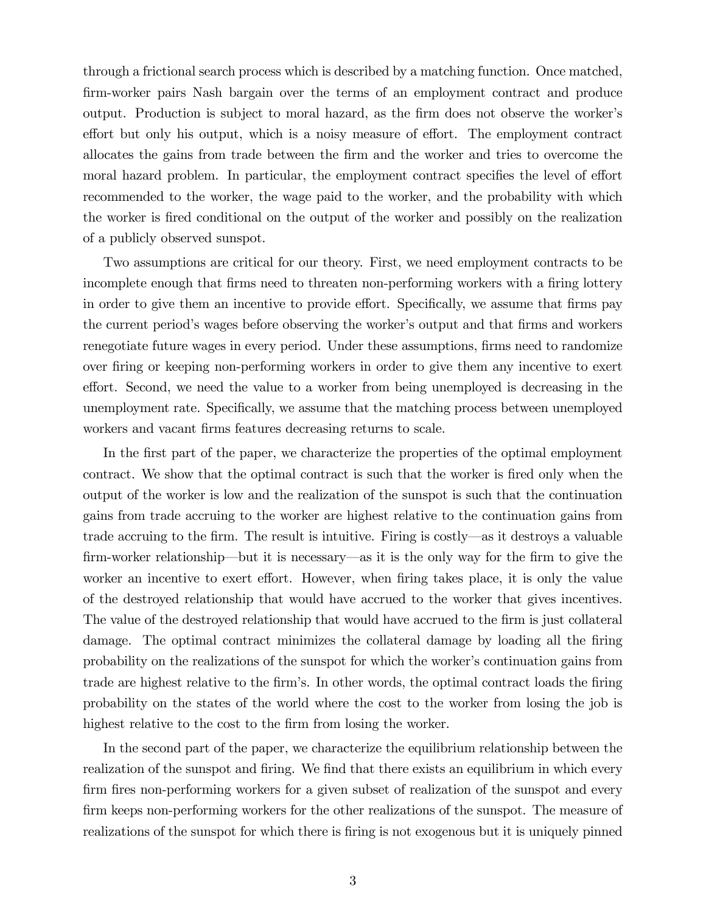through a frictional search process which is described by a matching function. Once matched, firm-worker pairs Nash bargain over the terms of an employment contract and produce output. Production is subject to moral hazard, as the firm does not observe the worker's effort but only his output, which is a noisy measure of effort. The employment contract allocates the gains from trade between the firm and the worker and tries to overcome the moral hazard problem. In particular, the employment contract specifies the level of effort recommended to the worker, the wage paid to the worker, and the probability with which the worker is fired conditional on the output of the worker and possibly on the realization of a publicly observed sunspot.

Two assumptions are critical for our theory. First, we need employment contracts to be incomplete enough that firms need to threaten non-performing workers with a firing lottery in order to give them an incentive to provide effort. Specifically, we assume that firms pay the current period's wages before observing the worker's output and that firms and workers renegotiate future wages in every period. Under these assumptions, firms need to randomize over firing or keeping non-performing workers in order to give them any incentive to exert effort. Second, we need the value to a worker from being unemployed is decreasing in the unemployment rate. Specifically, we assume that the matching process between unemployed workers and vacant firms features decreasing returns to scale.

In the first part of the paper, we characterize the properties of the optimal employment contract. We show that the optimal contract is such that the worker is fired only when the output of the worker is low and the realization of the sunspot is such that the continuation gains from trade accruing to the worker are highest relative to the continuation gains from trade accruing to the firm. The result is intuitive. Firing is costly—as it destroys a valuable firm-worker relationship—but it is necessary—as it is the only way for the firm to give the worker an incentive to exert effort. However, when firing takes place, it is only the value of the destroyed relationship that would have accrued to the worker that gives incentives. The value of the destroyed relationship that would have accrued to the firm is just collateral damage. The optimal contract minimizes the collateral damage by loading all the firing probability on the realizations of the sunspot for which the worker's continuation gains from trade are highest relative to the firm's. In other words, the optimal contract loads the firing probability on the states of the world where the cost to the worker from losing the job is highest relative to the cost to the firm from losing the worker.

In the second part of the paper, we characterize the equilibrium relationship between the realization of the sunspot and firing. We find that there exists an equilibrium in which every firm fires non-performing workers for a given subset of realization of the sunspot and every firm keeps non-performing workers for the other realizations of the sunspot. The measure of realizations of the sunspot for which there is firing is not exogenous but it is uniquely pinned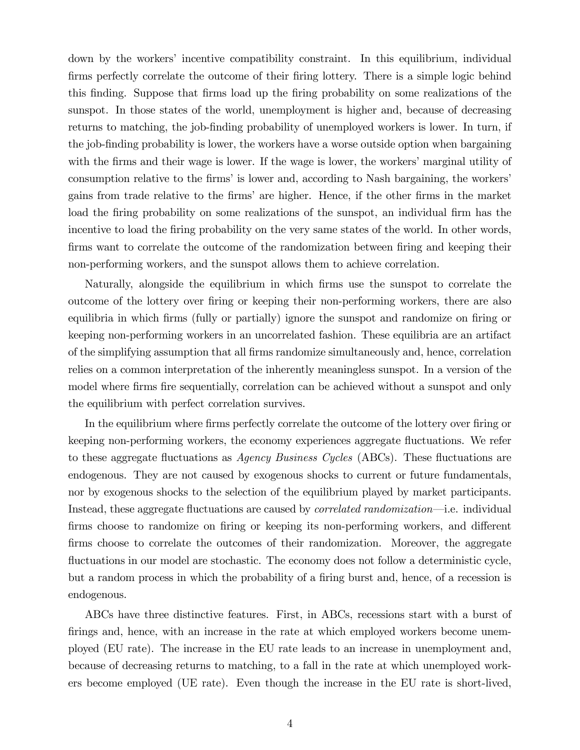down by the workers' incentive compatibility constraint. In this equilibrium, individual firms perfectly correlate the outcome of their firing lottery. There is a simple logic behind this finding. Suppose that firms load up the firing probability on some realizations of the sunspot. In those states of the world, unemployment is higher and, because of decreasing returns to matching, the job-finding probability of unemployed workers is lower. In turn, if the job-finding probability is lower, the workers have a worse outside option when bargaining with the firms and their wage is lower. If the wage is lower, the workers' marginal utility of consumption relative to the firms' is lower and, according to Nash bargaining, the workers' gains from trade relative to the firms' are higher. Hence, if the other firms in the market load the firing probability on some realizations of the sunspot, an individual firm has the incentive to load the firing probability on the very same states of the world. In other words, firms want to correlate the outcome of the randomization between firing and keeping their non-performing workers, and the sunspot allows them to achieve correlation.

Naturally, alongside the equilibrium in which firms use the sunspot to correlate the outcome of the lottery over firing or keeping their non-performing workers, there are also equilibria in which firms (fully or partially) ignore the sunspot and randomize on firing or keeping non-performing workers in an uncorrelated fashion. These equilibria are an artifact of the simplifying assumption that all firms randomize simultaneously and, hence, correlation relies on a common interpretation of the inherently meaningless sunspot. In a version of the model where firms fire sequentially, correlation can be achieved without a sunspot and only the equilibrium with perfect correlation survives.

In the equilibrium where firms perfectly correlate the outcome of the lottery over firing or keeping non-performing workers, the economy experiences aggregate fluctuations. We refer to these aggregate fluctuations as *Agency Business Cycles* (ABCs). These fluctuations are endogenous. They are not caused by exogenous shocks to current or future fundamentals, nor by exogenous shocks to the selection of the equilibrium played by market participants. Instead, these aggregate fluctuations are caused by *correlated randomization*—i.e. individual firms choose to randomize on firing or keeping its non-performing workers, and different firms choose to correlate the outcomes of their randomization. Moreover, the aggregate fluctuations in our model are stochastic. The economy does not follow a deterministic cycle, but a random process in which the probability of a firing burst and, hence, of a recession is endogenous.

ABCs have three distinctive features. First, in ABCs, recessions start with a burst of firings and, hence, with an increase in the rate at which employed workers become unemployed (EU rate). The increase in the EU rate leads to an increase in unemployment and, because of decreasing returns to matching, to a fall in the rate at which unemployed workers become employed (UE rate). Even though the increase in the EU rate is short-lived,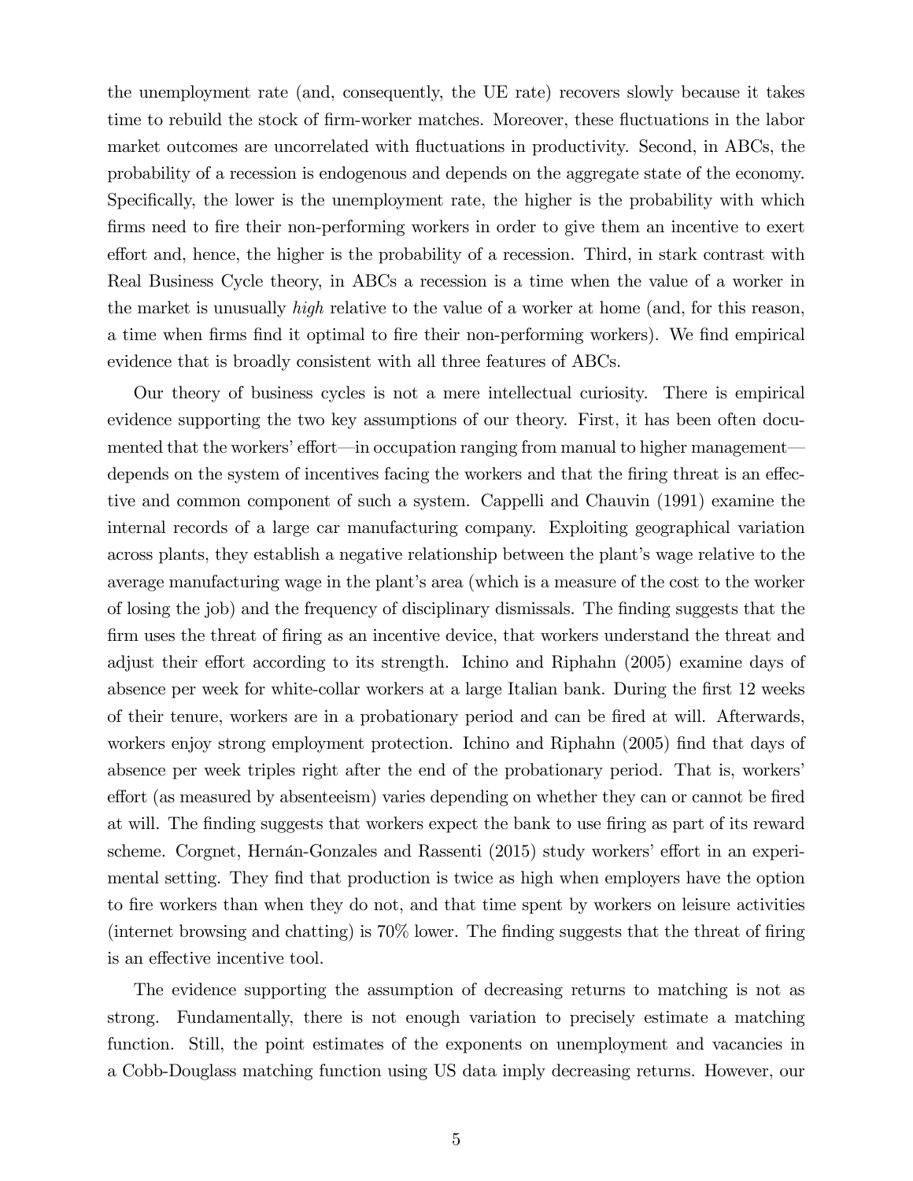the unemployment rate (and, consequently, the UE rate) recovers slowly because it takes time to rebuild the stock of firm-worker matches. Moreover, these fluctuations in the labor market outcomes are uncorrelated with fluctuations in productivity. Second, in ABCs, the probability of a recession is endogenous and depends on the aggregate state of the economy. Specifically, the lower is the unemployment rate, the higher is the probability with which firms need to fire their non-performing workers in order to give them an incentive to exert effort and, hence, the higher is the probability of a recession. Third, in stark contrast with Real Business Cycle theory, in ABCs a recession is a time when the value of a worker in the market is unusually *high* relative to the value of a worker at home (and, for this reason, a time when firms find it optimal to fire their non-performing workers). We find empirical evidence that is broadly consistent with all three features of ABCs.

Our theory of business cycles is not a mere intellectual curiosity. There is empirical evidence supporting the two key assumptions of our theory. First, it has been often documented that the workers' effort—in occupation ranging from manual to higher management—depends on the system of incentives facing the workers and that the firing threat is an effective and common component of such a system. Cappelli and Chauvin (1991) examine the internal records of a large car manufacturing company. Exploiting geographical variation across plants, they establish a negative relationship between the plant's wage relative to the average manufacturing wage in the plant's area (which is a measure of the cost to the worker of losing the job) and the frequency of disciplinary dismissals. The finding suggests that the firm uses the threat of firing as an incentive device, that workers understand the threat and adjust their effort according to its strength. Ichino and Riphahn (2005) examine days of absence per week for white-collar workers at a large Italian bank. During the first 12 weeks of their tenure, workers are in a probationary period and can be fired at will. Afterwards, workers enjoy strong employment protection. Ichino and Riphahn (2005) find that days of absence per week triples right after the end of the probationary period. That is, workers' effort (as measured by absenteeism) varies depending on whether they can or cannot be fired at will. The finding suggests that workers expect the bank to use firing as part of its reward scheme. Corgnet, Hernán-Gonzales and Rassenti (2015) study workers' effort in an experimental setting. They find that production is twice as high when employers have the option to fire workers than when they do not, and that time spent by workers on leisure activities (internet browsing and chatting) is 70% lower. The finding suggests that the threat of firing is an effective incentive tool.

The evidence supporting the assumption of decreasing returns to matching is not as strong. Fundamentally, there is not enough variation to precisely estimate a matching function. Still, the point estimates of the exponents on unemployment and vacancies in a Cobb-Douglass matching function using US data imply decreasing returns. However, our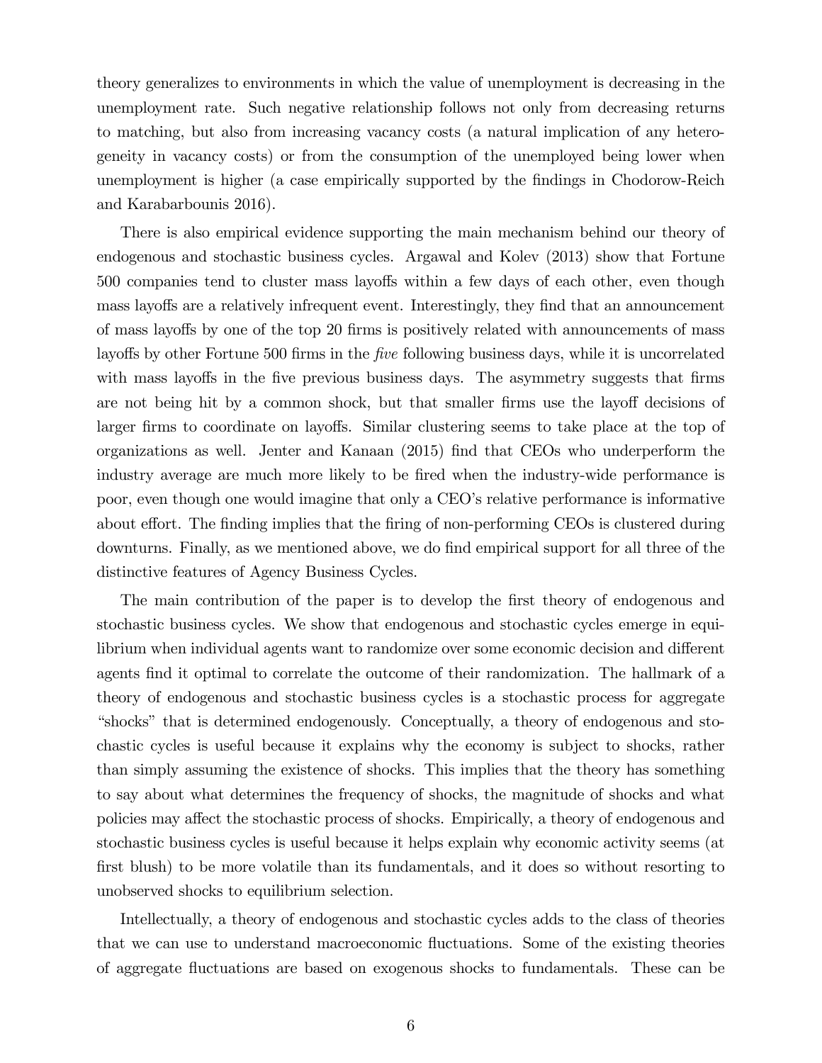theory generalizes to environments in which the value of unemployment is decreasing in the unemployment rate. Such negative relationship follows not only from decreasing returns to matching, but also from increasing vacancy costs (a natural implication of any heterogeneity in vacancy costs) or from the consumption of the unemployed being lower when unemployment is higher (a case empirically supported by the findings in Chodorow-Reich and Karabarbounis 2016).

There is also empirical evidence supporting the main mechanism behind our theory of endogenous and stochastic business cycles. Argawal and Kolev (2013) show that Fortune 500 companies tend to cluster mass layoffs within a few days of each other, even though mass layoffs are a relatively infrequent event. Interestingly, they find that an announcement of mass layoffs by one of the top 20 firms is positively related with announcements of mass layoffs by other Fortune 500 firms in the *five* following business days, while it is uncorrelated with mass layoffs in the five previous business days. The asymmetry suggests that firms are not being hit by a common shock, but that smaller firms use the layoff decisions of larger firms to coordinate on layoffs. Similar clustering seems to take place at the top of organizations as well. Jenter and Kanaan (2015) find that CEOs who underperform the industry average are much more likely to be fired when the industry-wide performance is poor, even though one would imagine that only a CEO's relative performance is informative about effort. The finding implies that the firing of non-performing CEOs is clustered during downturns. Finally, as we mentioned above, we do find empirical support for all three of the distinctive features of Agency Business Cycles.

The main contribution of the paper is to develop the first theory of endogenous and stochastic business cycles. We show that endogenous and stochastic cycles emerge in equilibrium when individual agents want to randomize over some economic decision and different agents find it optimal to correlate the outcome of their randomization. The hallmark of a theory of endogenous and stochastic business cycles is a stochastic process for aggregate "shocks" that is determined endogenously. Conceptually, a theory of endogenous and stochastic cycles is useful because it explains why the economy is subject to shocks, rather than simply assuming the existence of shocks. This implies that the theory has something to say about what determines the frequency of shocks, the magnitude of shocks and what policies may affect the stochastic process of shocks. Empirically, a theory of endogenous and stochastic business cycles is useful because it helps explain why economic activity seems (at first blush) to be more volatile than its fundamentals, and it does so without resorting to unobserved shocks to equilibrium selection.

Intellectually, a theory of endogenous and stochastic cycles adds to the class of theories that we can use to understand macroeconomic fluctuations. Some of the existing theories of aggregate fluctuations are based on exogenous shocks to fundamentals. These can be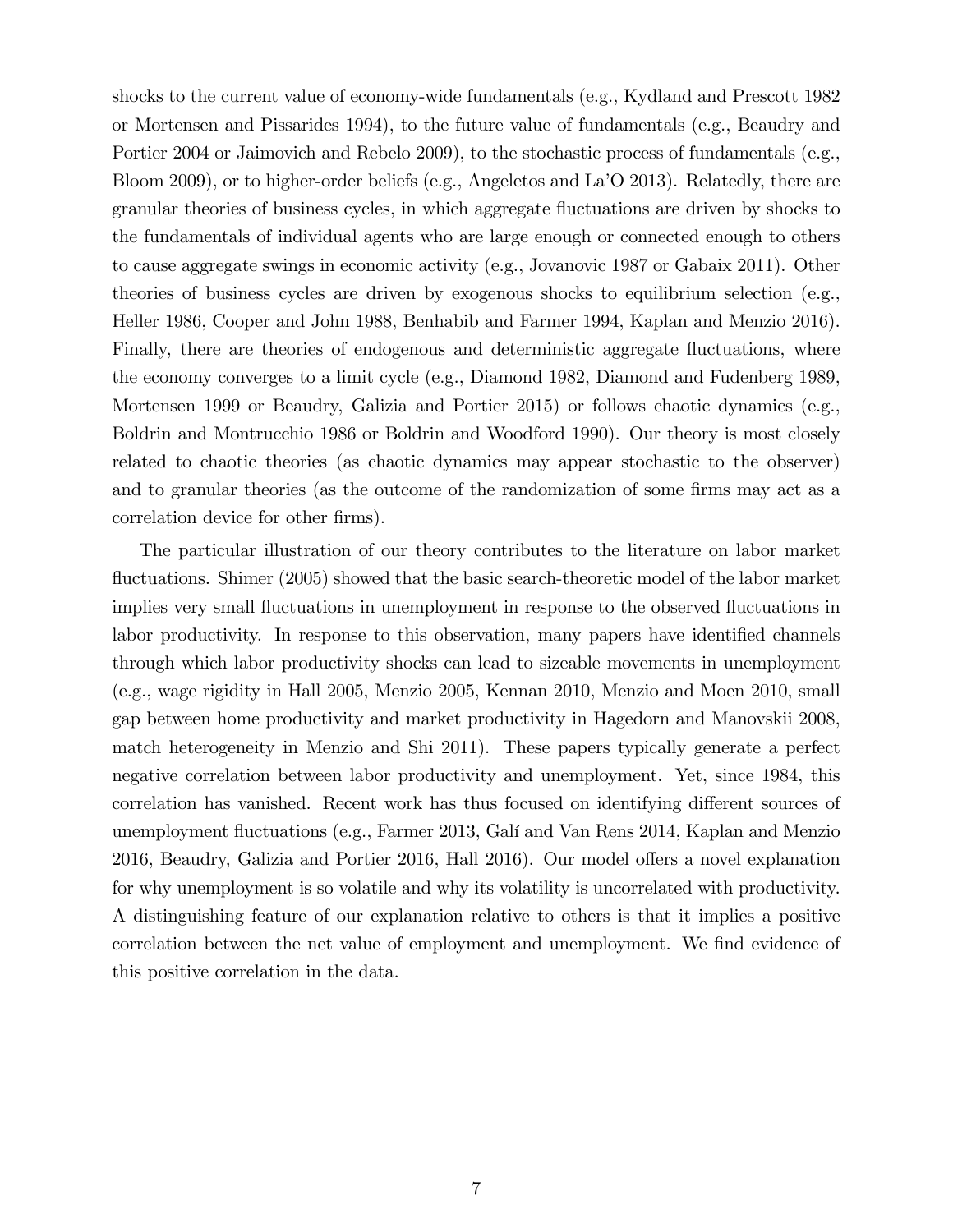shocks to the current value of economy-wide fundamentals (e.g., Kydland and Prescott 1982 or Mortensen and Pissarides 1994), to the future value of fundamentals (e.g., Beaudry and Portier 2004 or Jaimovich and Rebelo 2009), to the stochastic process of fundamentals (e.g., Bloom 2009), or to higher-order beliefs (e.g., Angeletos and La'O 2013). Relatedly, there are granular theories of business cycles, in which aggregate fluctuations are driven by shocks to the fundamentals of individual agents who are large enough or connected enough to others to cause aggregate swings in economic activity (e.g., Jovanovic 1987 or Gabaix 2011). Other theories of business cycles are driven by exogenous shocks to equilibrium selection (e.g., Heller 1986, Cooper and John 1988, Benhabib and Farmer 1994, Kaplan and Menzio 2016). Finally, there are theories of endogenous and deterministic aggregate fluctuations, where the economy converges to a limit cycle (e.g., Diamond 1982, Diamond and Fudenberg 1989, Mortensen 1999 or Beaudry, Galizia and Portier 2015) or follows chaotic dynamics (e.g., Boldrin and Montrucchio 1986 or Boldrin and Woodford 1990). Our theory is most closely related to chaotic theories (as chaotic dynamics may appear stochastic to the observer) and to granular theories (as the outcome of the randomization of some firms may act as a correlation device for other firms).

The particular illustration of our theory contributes to the literature on labor market fluctuations. Shimer (2005) showed that the basic search-theoretic model of the labor market implies very small fluctuations in unemployment in response to the observed fluctuations in labor productivity. In response to this observation, many papers have identified channels through which labor productivity shocks can lead to sizeable movements in unemployment (e.g., wage rigidity in Hall 2005, Menzio 2005, Kennan 2010, Menzio and Moen 2010, small gap between home productivity and market productivity in Hagedorn and Manovskii 2008, match heterogeneity in Menzio and Shi 2011). These papers typically generate a perfect negative correlation between labor productivity and unemployment. Yet, since 1984, this correlation has vanished. Recent work has thus focused on identifying different sources of unemployment fluctuations (e.g., Farmer 2013, Galí and Van Rens 2014, Kaplan and Menzio 2016, Beaudry, Galizia and Portier 2016, Hall 2016). Our model offers a novel explanation for why unemployment is so volatile and why its volatility is uncorrelated with productivity. A distinguishing feature of our explanation relative to others is that it implies a positive correlation between the net value of employment and unemployment. We find evidence of this positive correlation in the data.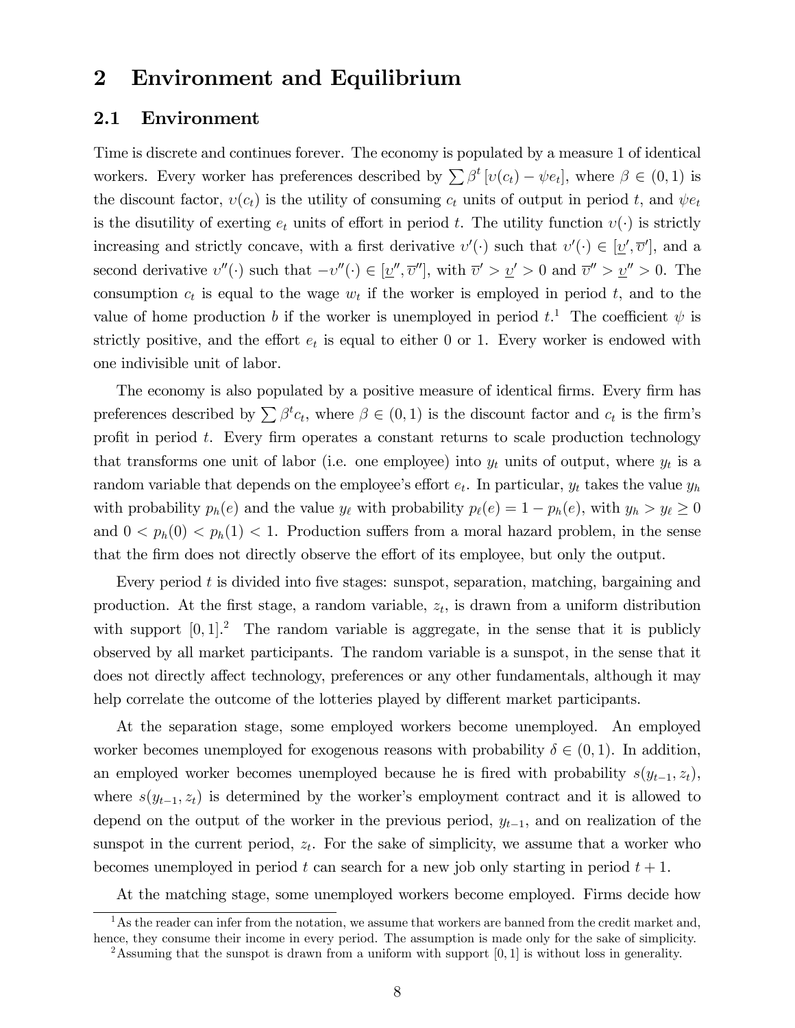# 2 Environment and Equilibrium

## 2.1 Environment

Time is discrete and continues forever. The economy is populated by a measure 1 of identical workers. Every worker has preferences described by $\sum \beta^t [\upsilon(c_t) - \psi e_t]$, where $\beta \in (0,1)$ is the discount factor, $\upsilon(c_t)$ is the utility of consuming $c_t$ units of output in period $t$, and $\psi e_t$ is the disutility of exerting $e_t$ units of effort in period $t$. The utility function $\upsilon(\cdot)$ is strictly increasing and strictly concave, with a first derivative $\upsilon'(\cdot)$ such that $\upsilon'(\cdot) \in [\underline{\upsilon}', \overline{\upsilon}']$, and a second derivative $\upsilon''(\cdot)$ such that $-\upsilon''(\cdot) \in [\underline{\upsilon}'', \overline{\upsilon}'']$, with $\overline{\upsilon}' > \underline{\upsilon}' > 0$ and $\overline{\upsilon}'' > \underline{\upsilon}'' > 0$. The consumption $c_t$ is equal to the wage $w_t$ if the worker is employed in period $t$, and to the value of home production $b$ if the worker is unemployed in period $t$.[1] The coefficient $\psi$ is strictly positive, and the effort $e_t$ is equal to either 0 or 1. Every worker is endowed with one indivisible unit of labor.

The economy is also populated by a positive measure of identical firms. Every firm has preferences described by $\sum \beta^t c_t$, where $\beta \in (0,1)$ is the discount factor and $c_t$ is the firm's profit in period $t$. Every firm operates a constant returns to scale production technology that transforms one unit of labor (i.e. one employee) into $y_t$ units of output, where $y_t$ is a random variable that depends on the employee's effort $e_t$. In particular, $y_t$ takes the value $y_h$ with probability $p_h(e)$ and the value $y_\ell$ with probability $p_\ell(e) = 1 - p_h(e)$, with $y_h > y_\ell \geq 0$ and $0 < p_h(0) < p_h(1) < 1$. Production suffers from a moral hazard problem, in the sense that the firm does not directly observe the effort of its employee, but only the output.

Every period $t$ is divided into five stages: sunspot, separation, matching, bargaining and production. At the first stage, a random variable, $z_t$, is drawn from a uniform distribution with support $[0,1]$.[2] The random variable is aggregate, in the sense that it is publicly observed by all market participants. The random variable is a sunspot, in the sense that it does not directly affect technology, preferences or any other fundamentals, although it may help correlate the outcome of the lotteries played by different market participants.

At the separation stage, some employed workers become unemployed. An employed worker becomes unemployed for exogenous reasons with probability $\delta \in (0,1)$. In addition, an employed worker becomes unemployed because he is fired with probability $s(y_{t-1}, z_t)$, where $s(y_{t-1}, z_t)$ is determined by the worker's employment contract and it is allowed to depend on the output of the worker in the previous period, $y_{t-1}$, and on realization of the sunspot in the current period, $z_t$. For the sake of simplicity, we assume that a worker who becomes unemployed in period $t$ can search for a new job only starting in period $t+1$.

At the matching stage, some unemployed workers become employed. Firms decide how

[1] As the reader can infer from the notation, we assume that workers are banned from the credit market and, hence, they consume their income in every period. The assumption is made only for the sake of simplicity.

[2] Assuming that the sunspot is drawn from a uniform with support $[0,1]$ is without loss in generality.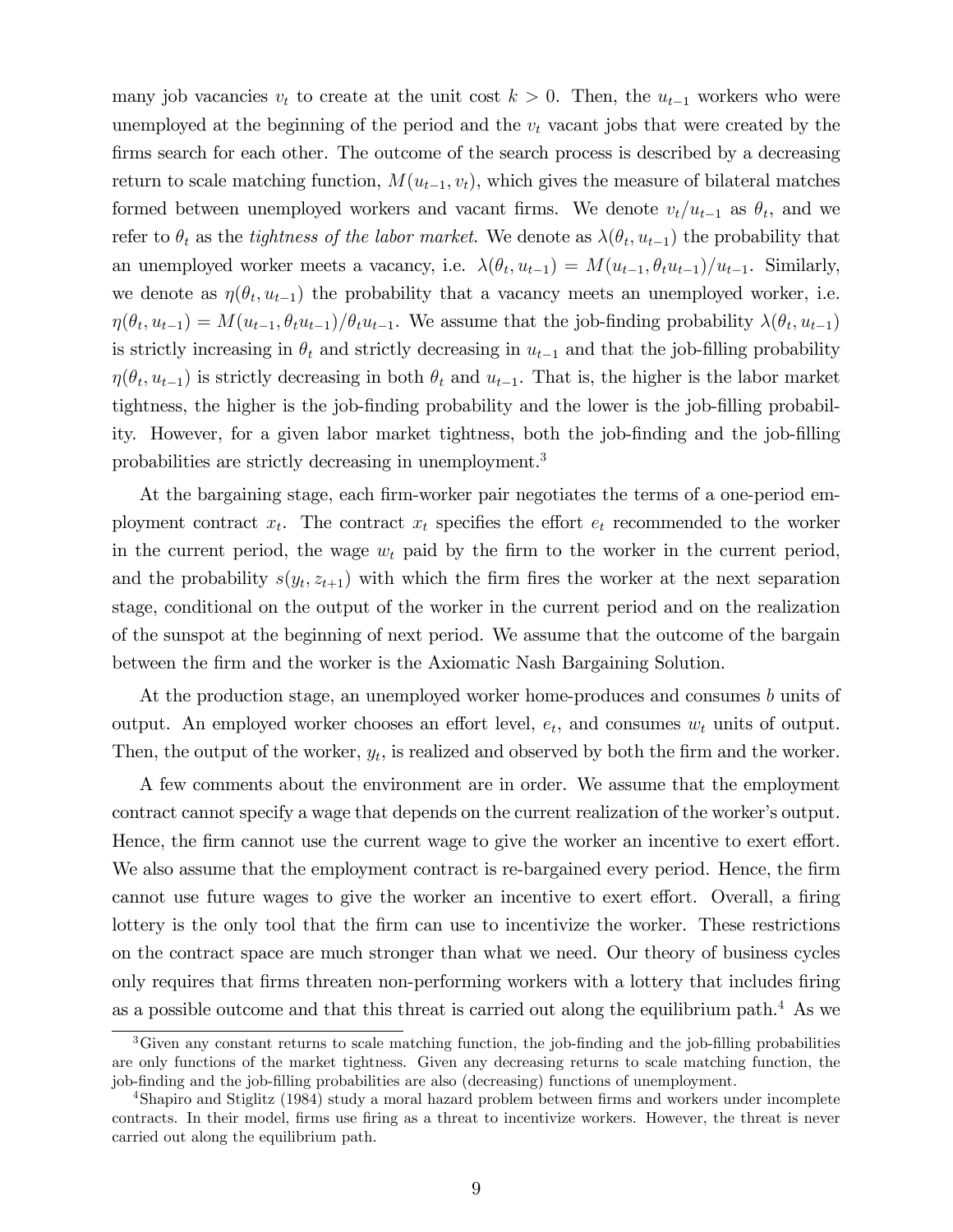many job vacancies $v_t$ to create at the unit cost $k > 0$. Then, the $u_{t-1}$ workers who were unemployed at the beginning of the period and the $v_t$ vacant jobs that were created by the firms search for each other. The outcome of the search process is described by a decreasing return to scale matching function, $M(u_{t-1}, v_t)$, which gives the measure of bilateral matches formed between unemployed workers and vacant firms. We denote $v_t/u_{t-1}$ as $\theta_t$, and we refer to $\theta_t$ as the *tightness of the labor market*. We denote as $\lambda(\theta_t, u_{t-1})$ the probability that an unemployed worker meets a vacancy, i.e. $\lambda(\theta_t, u_{t-1}) = M(u_{t-1}, \theta_t u_{t-1})/u_{t-1}$. Similarly, we denote as $\eta(\theta_t, u_{t-1})$ the probability that a vacancy meets an unemployed worker, i.e. $\eta(\theta_t, u_{t-1}) = M(u_{t-1}, \theta_t u_{t-1})/\theta_t u_{t-1}$. We assume that the job-finding probability $\lambda(\theta_t, u_{t-1})$ is strictly increasing in $\theta_t$ and strictly decreasing in $u_{t-1}$ and that the job-filling probability $\eta(\theta_t, u_{t-1})$ is strictly decreasing in both $\theta_t$ and $u_{t-1}$. That is, the higher is the labor market tightness, the higher is the job-finding probability and the lower is the job-filling probability. However, for a given labor market tightness, both the job-finding and the job-filling probabilities are strictly decreasing in unemployment.[3]

At the bargaining stage, each firm-worker pair negotiates the terms of a one-period employment contract $x_t$. The contract $x_t$ specifies the effort $e_t$ recommended to the worker in the current period, the wage $w_t$ paid by the firm to the worker in the current period, and the probability $s(y_t, z_{t+1})$ with which the firm fires the worker at the next separation stage, conditional on the output of the worker in the current period and on the realization of the sunspot at the beginning of next period. We assume that the outcome of the bargain between the firm and the worker is the Axiomatic Nash Bargaining Solution.

At the production stage, an unemployed worker home-produces and consumes $b$ units of output. An employed worker chooses an effort level, $e_t$, and consumes $w_t$ units of output. Then, the output of the worker, $y_t$, is realized and observed by both the firm and the worker.

A few comments about the environment are in order. We assume that the employment contract cannot specify a wage that depends on the current realization of the worker's output. Hence, the firm cannot use the current wage to give the worker an incentive to exert effort. We also assume that the employment contract is re-bargained every period. Hence, the firm cannot use future wages to give the worker an incentive to exert effort. Overall, a firing lottery is the only tool that the firm can use to incentivize the worker. These restrictions on the contract space are much stronger than what we need. Our theory of business cycles only requires that firms threaten non-performing workers with a lottery that includes firing as a possible outcome and that this threat is carried out along the equilibrium path.[4] As we

[3] Given any constant returns to scale matching function, the job-finding and the job-filling probabilities are only functions of the market tightness. Given any decreasing returns to scale matching function, the job-finding and the job-filling probabilities are also (decreasing) functions of unemployment.

[4] Shapiro and Stiglitz (1984) study a moral hazard problem between firms and workers under incomplete contracts. In their model, firms use firing as a threat to incentivize workers. However, the threat is never carried out along the equilibrium path.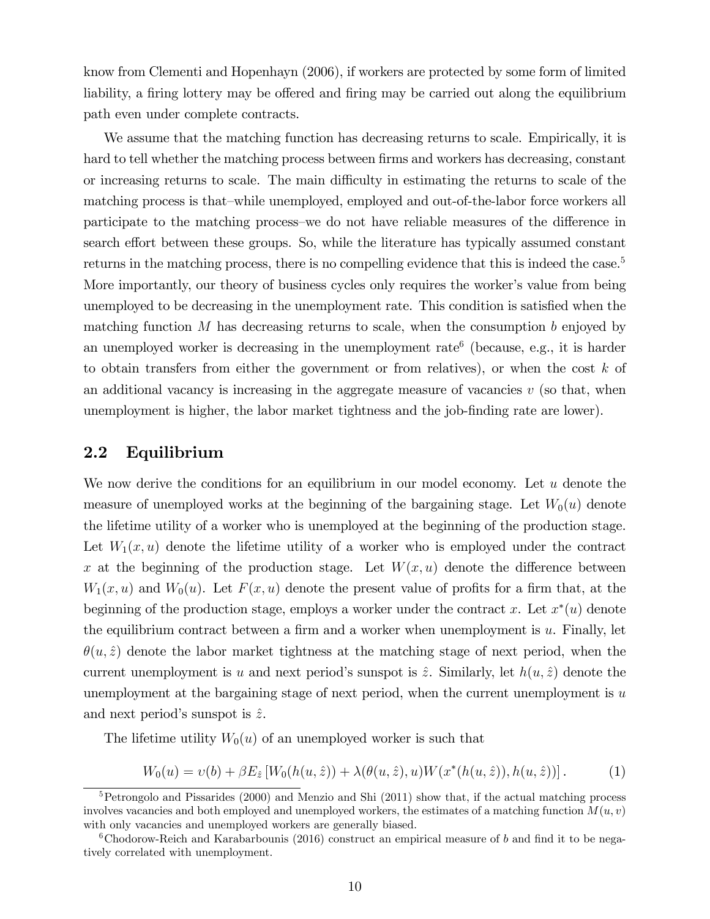know from Clementi and Hopenhayn (2006), if workers are protected by some form of limited liability, a firing lottery may be offered and firing may be carried out along the equilibrium path even under complete contracts.

We assume that the matching function has decreasing returns to scale. Empirically, it is hard to tell whether the matching process between firms and workers has decreasing, constant or increasing returns to scale. The main difficulty in estimating the returns to scale of the matching process is that–while unemployed, employed and out-of-the-labor force workers all participate to the matching process–we do not have reliable measures of the difference in search effort between these groups. So, while the literature has typically assumed constant returns in the matching process, there is no compelling evidence that this is indeed the case.[5] More importantly, our theory of business cycles only requires the worker's value from being unemployed to be decreasing in the unemployment rate. This condition is satisfied when the matching function $M$ has decreasing returns to scale, when the consumption $b$ enjoyed by an unemployed worker is decreasing in the unemployment rate[6] (because, e.g., it is harder to obtain transfers from either the government or from relatives), or when the cost $k$ of an additional vacancy is increasing in the aggregate measure of vacancies $v$ (so that, when unemployment is higher, the labor market tightness and the job-finding rate are lower).

## 2.2 Equilibrium

We now derive the conditions for an equilibrium in our model economy. Let $u$ denote the measure of unemployed works at the beginning of the bargaining stage. Let $W_0(u)$ denote the lifetime utility of a worker who is unemployed at the beginning of the production stage. Let $W_1(x, u)$ denote the lifetime utility of a worker who is employed under the contract $x$ at the beginning of the production stage. Let $W(x, u)$ denote the difference between $W_1(x, u)$ and $W_0(u)$. Let $F(x, u)$ denote the present value of profits for a firm that, at the beginning of the production stage, employs a worker under the contract $x$. Let $x^*(u)$ denote the equilibrium contract between a firm and a worker when unemployment is $u$. Finally, let $\theta(u, \hat{z})$ denote the labor market tightness at the matching stage of next period, when the current unemployment is $u$ and next period's sunspot is $\hat{z}$. Similarly, let $h(u, \hat{z})$ denote the unemployment at the bargaining stage of next period, when the current unemployment is $u$ and next period's sunspot is $\hat{z}$.

The lifetime utility $W_0(u)$ of an unemployed worker is such that

$$W_0(u) = \upsilon(b) + \beta E_{\hat{z}} \left[ W_0(h(u, \hat{z})) + \lambda(\theta(u, \hat{z}), u) W(x^*(h(u, \hat{z})), h(u, \hat{z})) \right]. \tag{1}$$

[5] Petrongolo and Pissarides (2000) and Menzio and Shi (2011) show that, if the actual matching process involves vacancies and both employed and unemployed workers, the estimates of a matching function $M(u, v)$ with only vacancies and unemployed workers are generally biased.

[6] Chodorow-Reich and Karabarbounis (2016) construct an empirical measure of $b$ and find it to be negatively correlated with unemployment.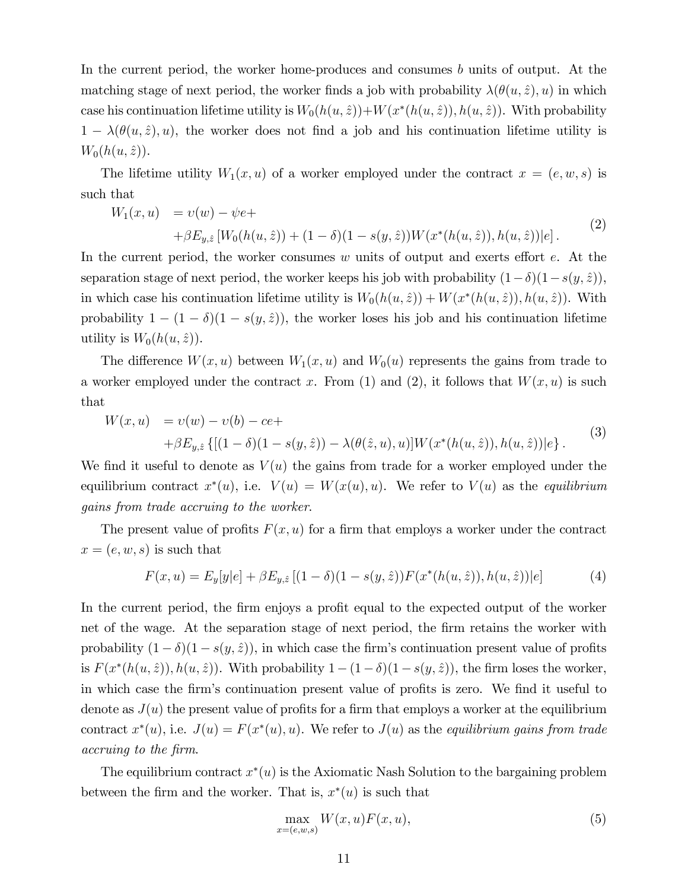In the current period, the worker home-produces and consumes $b$ units of output. At the matching stage of next period, the worker finds a job with probability $\lambda(\theta(u,\hat{z}),u)$ in which case his continuation lifetime utility is $W_0(h(u,\hat{z}))+W(x^*(h(u,\hat{z})),h(u,\hat{z}))$. With probability $1-\lambda(\theta(u,\hat{z}),u)$, the worker does not find a job and his continuation lifetime utility is $W_0(h(u,\hat{z}))$.

The lifetime utility $W_1(x,u)$ of a worker employed under the contract $x=(e,w,s)$ is such that

$$
\begin{aligned}
W_1(x,u) \quad &= \upsilon(w) - \psi e + \\
&+\beta E_{y,\hat{z}}\left[W_0(h(u,\hat{z})) + (1-\delta)(1-s(y,\hat{z}))W(x^*(h(u,\hat{z})),h(u,\hat{z}))|e\right].
\end{aligned}
\tag{2}
$$

In the current period, the worker consumes $w$ units of output and exerts effort $e$. At the separation stage of next period, the worker keeps his job with probability $(1-\delta)(1-s(y,\hat{z}))$, in which case his continuation lifetime utility is $W_0(h(u,\hat{z}))+W(x^*(h(u,\hat{z})),h(u,\hat{z}))$. With probability $1-(1-\delta)(1-s(y,\hat{z}))$, the worker loses his job and his continuation lifetime utility is $W_0(h(u,\hat{z}))$.

The difference $W(x,u)$ between $W_1(x,u)$ and $W_0(u)$ represents the gains from trade to a worker employed under the contract $x$. From (1) and (2), it follows that $W(x,u)$ is such that

$$
\begin{aligned}
W(x,u) \quad &= \upsilon(w) - \upsilon(b) - ce + \\
&+\beta E_{y,\hat{z}}\left\{[(1-\delta)(1-s(y,\hat{z})) - \lambda(\theta(\hat{z},u),u)]W(x^*(h(u,\hat{z})),h(u,\hat{z}))|e\right\}.
\end{aligned}
\tag{3}
$$

We find it useful to denote as $V(u)$ the gains from trade for a worker employed under the equilibrium contract $x^*(u)$, i.e. $V(u)=W(x(u),u)$. We refer to $V(u)$ as the *equilibrium gains from trade accruing to the worker.*

The present value of profits $F(x,u)$ for a firm that employs a worker under the contract $x=(e,w,s)$ is such that

$$
F(x,u) = E_y[y|e] + \beta E_{y,\hat{z}}\left[(1-\delta)(1-s(y,\hat{z}))F(x^*(h(u,\hat{z})),h(u,\hat{z}))|e\right] \tag{4}
$$

In the current period, the firm enjoys a profit equal to the expected output of the worker net of the wage. At the separation stage of next period, the firm retains the worker with probability $(1-\delta)(1-s(y,\hat{z}))$, in which case the firm's continuation present value of profits is $F(x^*(h(u,\hat{z})),h(u,\hat{z}))$. With probability $1-(1-\delta)(1-s(y,\hat{z}))$, the firm loses the worker, in which case the firm's continuation present value of profits is zero. We find it useful to denote as $J(u)$ the present value of profits for a firm that employs a worker at the equilibrium contract $x^*(u)$, i.e. $J(u)=F(x^*(u),u)$. We refer to $J(u)$ as the *equilibrium gains from trade accruing to the firm.*

The equilibrium contract $x^*(u)$ is the Axiomatic Nash Solution to the bargaining problem between the firm and the worker. That is, $x^*(u)$ is such that

$$
\max_{x=(e,w,s)} W(x,u)F(x,u), \tag{5}
$$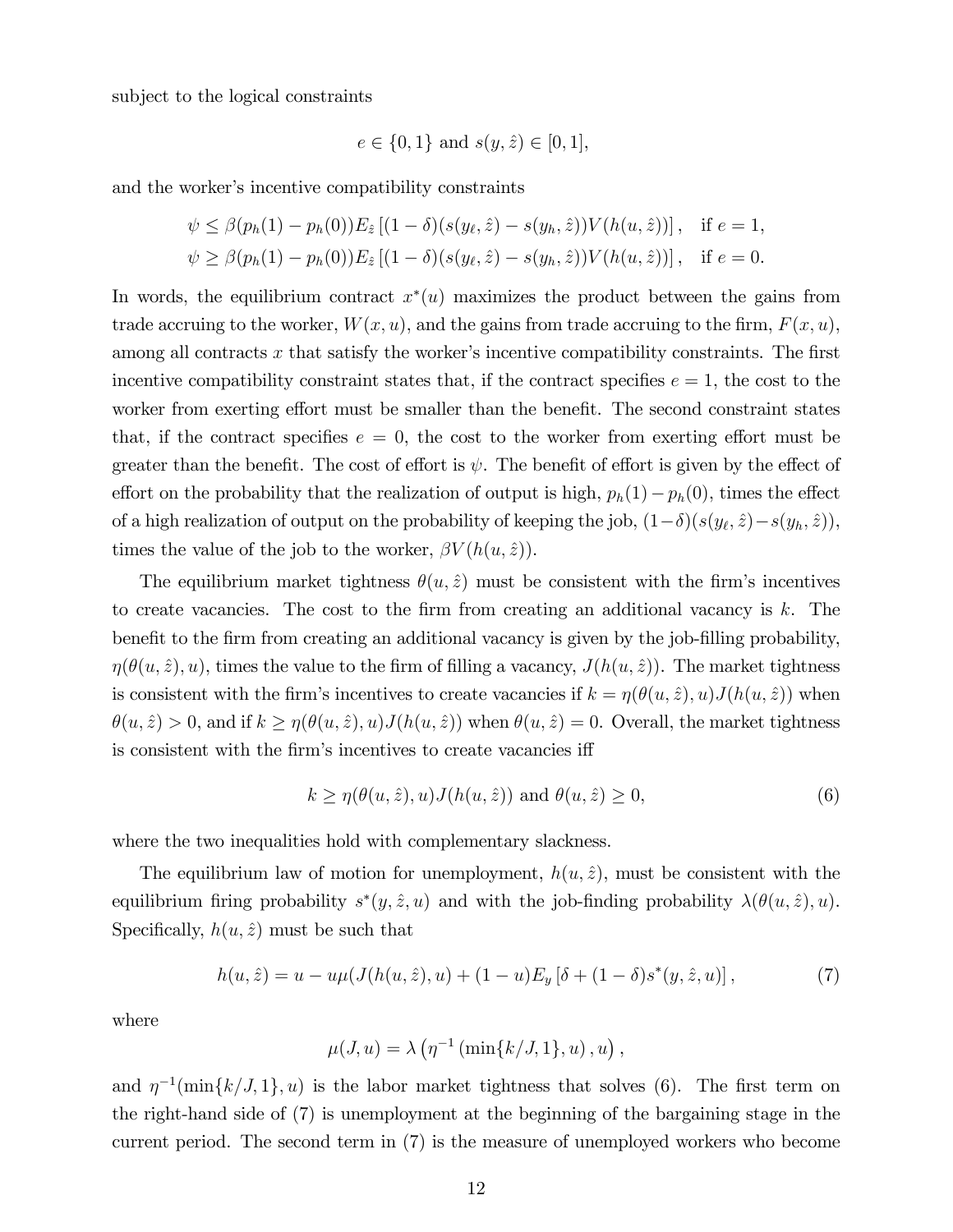subject to the logical constraints

$$e \in \{0,1\} \text{ and } s(y,\hat{z}) \in [0,1],$$

and the worker's incentive compatibility constraints

$$\psi \leq \beta(p_h(1)-p_h(0))E_{\hat{z}}\left[(1-\delta)(s(y_\ell,\hat{z})-s(y_h,\hat{z}))V(h(u,\hat{z}))\right], \quad \text{if } e=1,$$
$$\psi \geq \beta(p_h(1)-p_h(0))E_{\hat{z}}\left[(1-\delta)(s(y_\ell,\hat{z})-s(y_h,\hat{z}))V(h(u,\hat{z}))\right], \quad \text{if } e=0.$$

In words, the equilibrium contract $x^*(u)$ maximizes the product between the gains from trade accruing to the worker, $W(x,u)$, and the gains from trade accruing to the firm, $F(x,u)$, among all contracts $x$ that satisfy the worker's incentive compatibility constraints. The first incentive compatibility constraint states that, if the contract specifies $e=1$, the cost to the worker from exerting effort must be smaller than the benefit. The second constraint states that, if the contract specifies $e=0$, the cost to the worker from exerting effort must be greater than the benefit. The cost of effort is $\psi$. The benefit of effort is given by the effect of effort on the probability that the realization of output is high, $p_h(1)-p_h(0)$, times the effect of a high realization of output on the probability of keeping the job, $(1-\delta)(s(y_\ell,\hat{z})-s(y_h,\hat{z}))$, times the value of the job to the worker, $\beta V(h(u,\hat{z}))$.

The equilibrium market tightness $\theta(u,\hat{z})$ must be consistent with the firm's incentives to create vacancies. The cost to the firm from creating an additional vacancy is $k$. The benefit to the firm from creating an additional vacancy is given by the job-filling probability, $\eta(\theta(u,\hat{z}),u)$, times the value to the firm of filling a vacancy, $J(h(u,\hat{z}))$. The market tightness is consistent with the firm's incentives to create vacancies if $k=\eta(\theta(u,\hat{z}),u)J(h(u,\hat{z}))$ when $\theta(u,\hat{z})>0$, and if $k \geq \eta(\theta(u,\hat{z}),u)J(h(u,\hat{z}))$ when $\theta(u,\hat{z})=0$. Overall, the market tightness is consistent with the firm's incentives to create vacancies iff

$$k \geq \eta(\theta(u,\hat{z}),u)J(h(u,\hat{z})) \text{ and } \theta(u,\hat{z}) \geq 0, \tag{6}$$

where the two inequalities hold with complementary slackness.

The equilibrium law of motion for unemployment, $h(u,\hat{z})$, must be consistent with the equilibrium firing probability $s^*(y,\hat{z},u)$ and with the job-finding probability $\lambda(\theta(u,\hat{z}),u)$. Specifically, $h(u,\hat{z})$ must be such that

$$h(u,\hat{z}) = u - u\mu(J(h(u,\hat{z}),u) + (1-u)E_y\left[\delta + (1-\delta)s^*(y,\hat{z},u)\right], \tag{7}$$

where

$$\mu(J,u) = \lambda\left(\eta^{-1}\left(\min\{k/J,1\},u\right),u\right),$$

and $\eta^{-1}(\min\{k/J,1\},u)$ is the labor market tightness that solves (6). The first term on the right-hand side of (7) is unemployment at the beginning of the bargaining stage in the current period. The second term in (7) is the measure of unemployed workers who become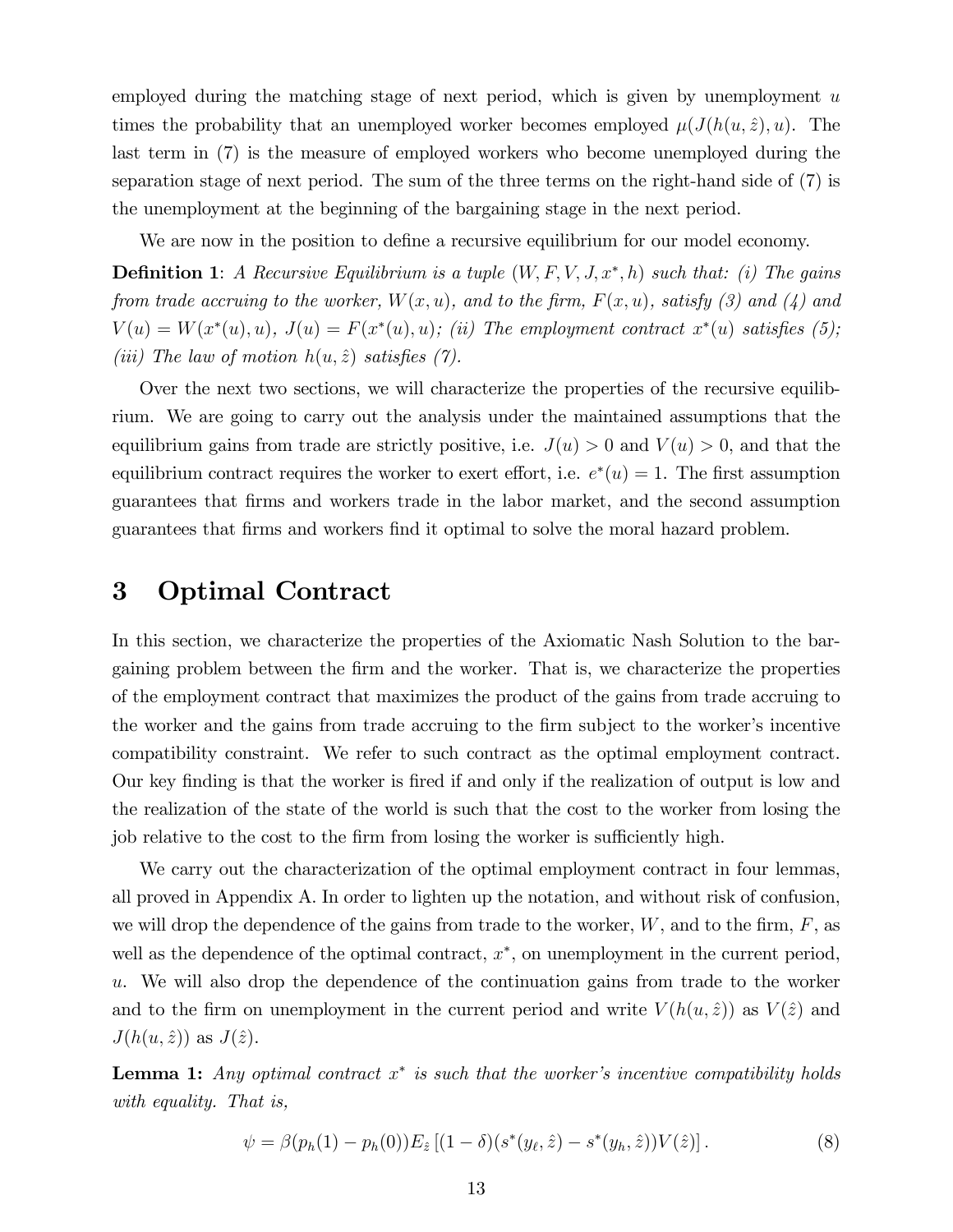employed during the matching stage of next period, which is given by unemployment $u$ times the probability that an unemployed worker becomes employed $\mu(J(h(u,\hat{z}),u)$. The last term in (7) is the measure of employed workers who become unemployed during the separation stage of next period. The sum of the three terms on the right-hand side of (7) is the unemployment at the beginning of the bargaining stage in the next period.

We are now in the position to define a recursive equilibrium for our model economy.

**Definition 1**: *A Recursive Equilibrium is a tuple $(W, F, V, J, x^*, h)$ such that: (i) The gains from trade accruing to the worker, $W(x,u)$, and to the firm, $F(x,u)$, satisfy (3) and (4) and $V(u) = W(x^*(u),u)$, $J(u) = F(x^*(u),u)$; (ii) The employment contract $x^*(u)$ satisfies (5); (iii) The law of motion $h(u,\hat{z})$ satisfies (7).*

Over the next two sections, we will characterize the properties of the recursive equilibrium. We are going to carry out the analysis under the maintained assumptions that the equilibrium gains from trade are strictly positive, i.e. $J(u) > 0$ and $V(u) > 0$, and that the equilibrium contract requires the worker to exert effort, i.e. $e^*(u) = 1$. The first assumption guarantees that firms and workers trade in the labor market, and the second assumption guarantees that firms and workers find it optimal to solve the moral hazard problem.

# 3 Optimal Contract

In this section, we characterize the properties of the Axiomatic Nash Solution to the bargaining problem between the firm and the worker. That is, we characterize the properties of the employment contract that maximizes the product of the gains from trade accruing to the worker and the gains from trade accruing to the firm subject to the worker's incentive compatibility constraint. We refer to such contract as the optimal employment contract. Our key finding is that the worker is fired if and only if the realization of output is low and the realization of the state of the world is such that the cost to the worker from losing the job relative to the cost to the firm from losing the worker is sufficiently high.

We carry out the characterization of the optimal employment contract in four lemmas, all proved in Appendix A. In order to lighten up the notation, and without risk of confusion, we will drop the dependence of the gains from trade to the worker, $W$, and to the firm, $F$, as well as the dependence of the optimal contract, $x^*$, on unemployment in the current period, $u$. We will also drop the dependence of the continuation gains from trade to the worker and to the firm on unemployment in the current period and write $V(h(u,\hat{z}))$ as $V(\hat{z})$ and $J(h(u,\hat{z}))$ as $J(\hat{z})$.

**Lemma 1:** *Any optimal contract $x^*$ is such that the worker's incentive compatibility holds with equality. That is,*

$$\psi = \beta(p_h(1) - p_h(0))E_{\hat{z}}\left[(1-\delta)(s^*(y_\ell,\hat{z}) - s^*(y_h,\hat{z}))V(\hat{z})\right]. \tag{8}$$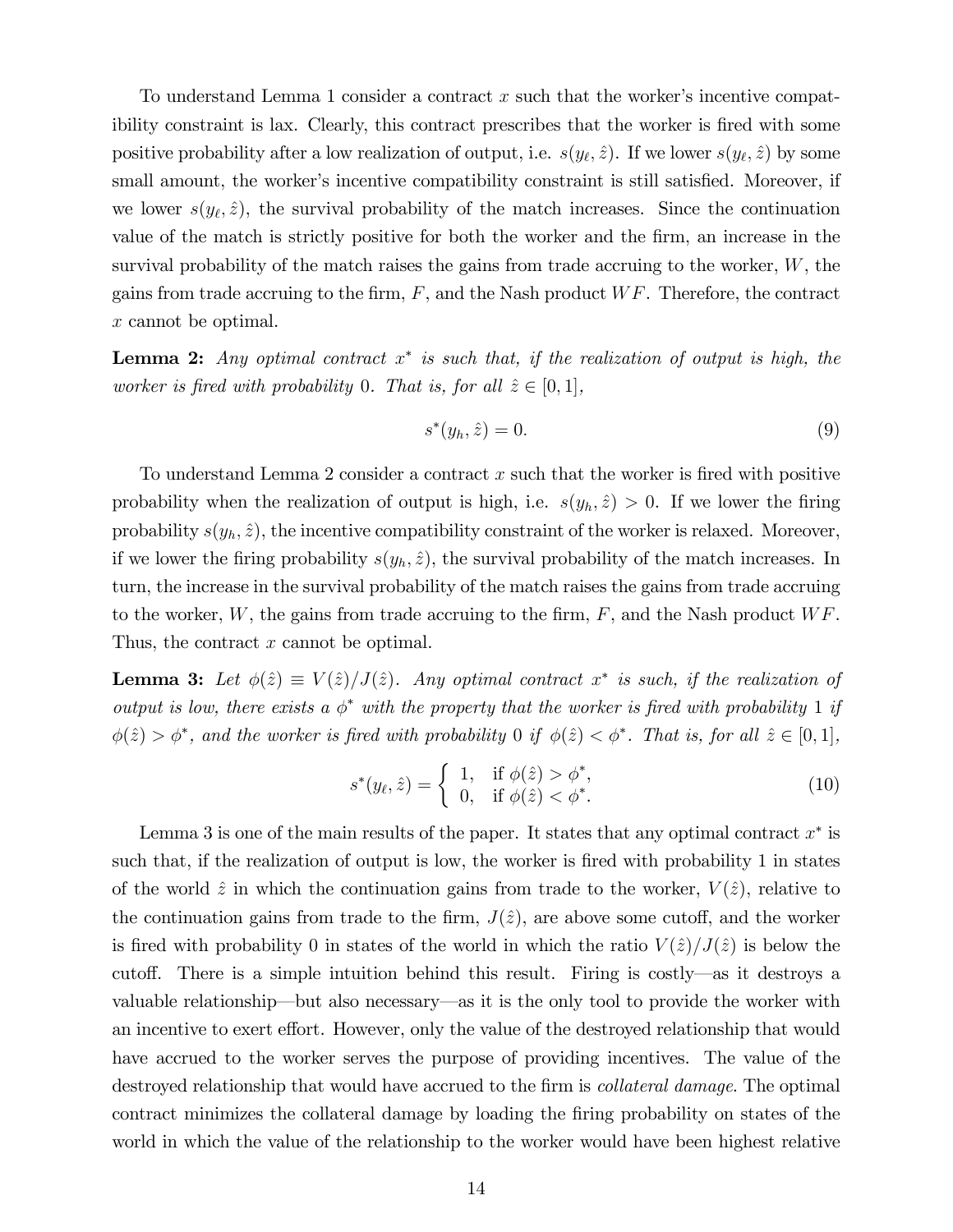To understand Lemma 1 consider a contract $x$ such that the worker's incentive compatibility constraint is lax. Clearly, this contract prescribes that the worker is fired with some positive probability after a low realization of output, i.e. $s(y_\ell, \hat{z})$. If we lower $s(y_\ell, \hat{z})$ by some small amount, the worker's incentive compatibility constraint is still satisfied. Moreover, if we lower $s(y_\ell, \hat{z})$, the survival probability of the match increases. Since the continuation value of the match is strictly positive for both the worker and the firm, an increase in the survival probability of the match raises the gains from trade accruing to the worker, $W$, the gains from trade accruing to the firm, $F$, and the Nash product $WF$. Therefore, the contract $x$ cannot be optimal.

**Lemma 2:** *Any optimal contract $x^*$ is such that, if the realization of output is high, the worker is fired with probability 0. That is, for all $\hat{z} \in [0, 1]$,*

$$s^*(y_h, \hat{z}) = 0. \tag{9}$$

To understand Lemma 2 consider a contract $x$ such that the worker is fired with positive probability when the realization of output is high, i.e. $s(y_h, \hat{z}) > 0$. If we lower the firing probability $s(y_h, \hat{z})$, the incentive compatibility constraint of the worker is relaxed. Moreover, if we lower the firing probability $s(y_h, \hat{z})$, the survival probability of the match increases. In turn, the increase in the survival probability of the match raises the gains from trade accruing to the worker, $W$, the gains from trade accruing to the firm, $F$, and the Nash product $WF$. Thus, the contract $x$ cannot be optimal.

**Lemma 3:** *Let $\phi(\hat{z}) \equiv V(\hat{z})/J(\hat{z})$. Any optimal contract $x^*$ is such, if the realization of output is low, there exists a $\phi^*$ with the property that the worker is fired with probability 1 if $\phi(\hat{z}) > \phi^*$, and the worker is fired with probability 0 if $\phi(\hat{z}) < \phi^*$. That is, for all $\hat{z} \in [0, 1]$,*

$$s^*(y_\ell, \hat{z}) = \begin{cases} 1, & \text{if } \phi(\hat{z}) > \phi^*, \\ 0, & \text{if } \phi(\hat{z}) < \phi^*. \end{cases} \tag{10}$$

Lemma 3 is one of the main results of the paper. It states that any optimal contract $x^*$ is such that, if the realization of output is low, the worker is fired with probability 1 in states of the world $\hat{z}$ in which the continuation gains from trade to the worker, $V(\hat{z})$, relative to the continuation gains from trade to the firm, $J(\hat{z})$, are above some cutoff, and the worker is fired with probability 0 in states of the world in which the ratio $V(\hat{z})/J(\hat{z})$ is below the cutoff. There is a simple intuition behind this result. Firing is costly—as it destroys a valuable relationship—but also necessary—as it is the only tool to provide the worker with an incentive to exert effort. However, only the value of the destroyed relationship that would have accrued to the worker serves the purpose of providing incentives. The value of the destroyed relationship that would have accrued to the firm is *collateral damage*. The optimal contract minimizes the collateral damage by loading the firing probability on states of the world in which the value of the relationship to the worker would have been highest relative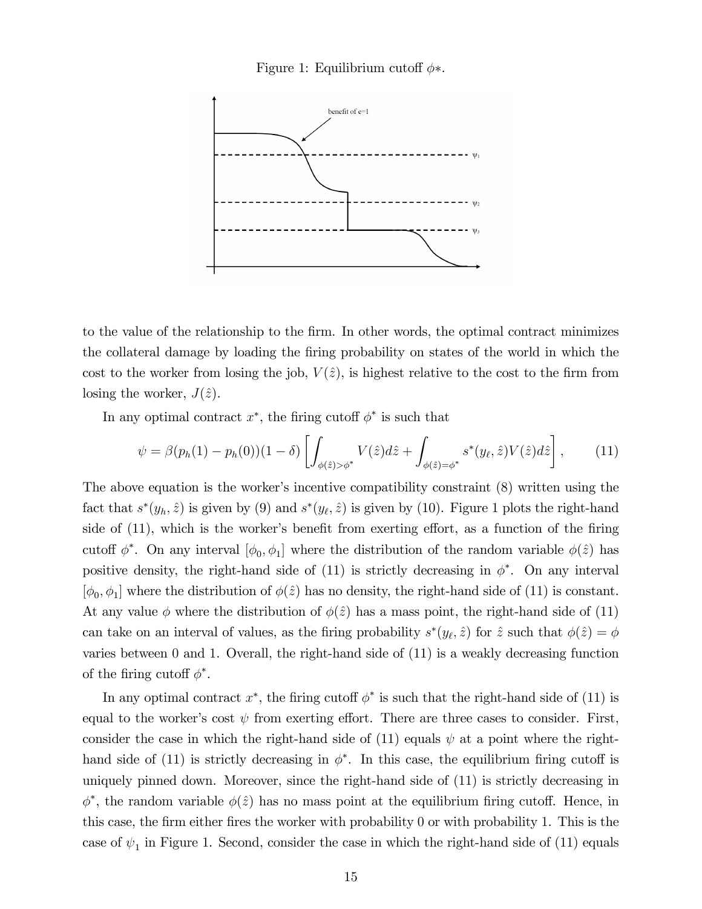Figure 1: Equilibrium cutoff $\phi*$.

to the value of the relationship to the firm. In other words, the optimal contract minimizes the collateral damage by loading the firing probability on states of the world in which the cost to the worker from losing the job, $V(\hat{z})$, is highest relative to the cost to the firm from losing the worker, $J(\hat{z})$.

In any optimal contract $x^*$, the firing cutoff $\phi^*$ is such that

$$\psi = \beta(p_h(1) - p_h(0))(1-\delta)\left[\int_{\phi(\hat{z})>\phi^*} V(\hat{z})d\hat{z} + \int_{\phi(\hat{z})=\phi^*} s^*(y_\ell, \hat{z})V(\hat{z})d\hat{z}\right], \tag{11}$$

The above equation is the worker's incentive compatibility constraint (8) written using the fact that $s^*(y_h, \hat{z})$ is given by (9) and $s^*(y_\ell, \hat{z})$ is given by (10). Figure 1 plots the right-hand side of (11), which is the worker's benefit from exerting effort, as a function of the firing cutoff $\phi^*$. On any interval $[\phi_0, \phi_1]$ where the distribution of the random variable $\phi(\hat{z})$ has positive density, the right-hand side of (11) is strictly decreasing in $\phi^*$. On any interval $[\phi_0, \phi_1]$ where the distribution of $\phi(\hat{z})$ has no density, the right-hand side of (11) is constant. At any value $\phi$ where the distribution of $\phi(\hat{z})$ has a mass point, the right-hand side of (11) can take on an interval of values, as the firing probability $s^*(y_\ell, \hat{z})$ for $\hat{z}$ such that $\phi(\hat{z}) = \phi$ varies between 0 and 1. Overall, the right-hand side of (11) is a weakly decreasing function of the firing cutoff $\phi^*$.

In any optimal contract $x^*$, the firing cutoff $\phi^*$ is such that the right-hand side of (11) is equal to the worker's cost $\psi$ from exerting effort. There are three cases to consider. First, consider the case in which the right-hand side of (11) equals $\psi$ at a point where the right-hand side of (11) is strictly decreasing in $\phi^*$. In this case, the equilibrium firing cutoff is uniquely pinned down. Moreover, since the right-hand side of (11) is strictly decreasing in $\phi^*$, the random variable $\phi(\hat{z})$ has no mass point at the equilibrium firing cutoff. Hence, in this case, the firm either fires the worker with probability 0 or with probability 1. This is the case of $\psi_1$ in Figure 1. Second, consider the case in which the right-hand side of (11) equals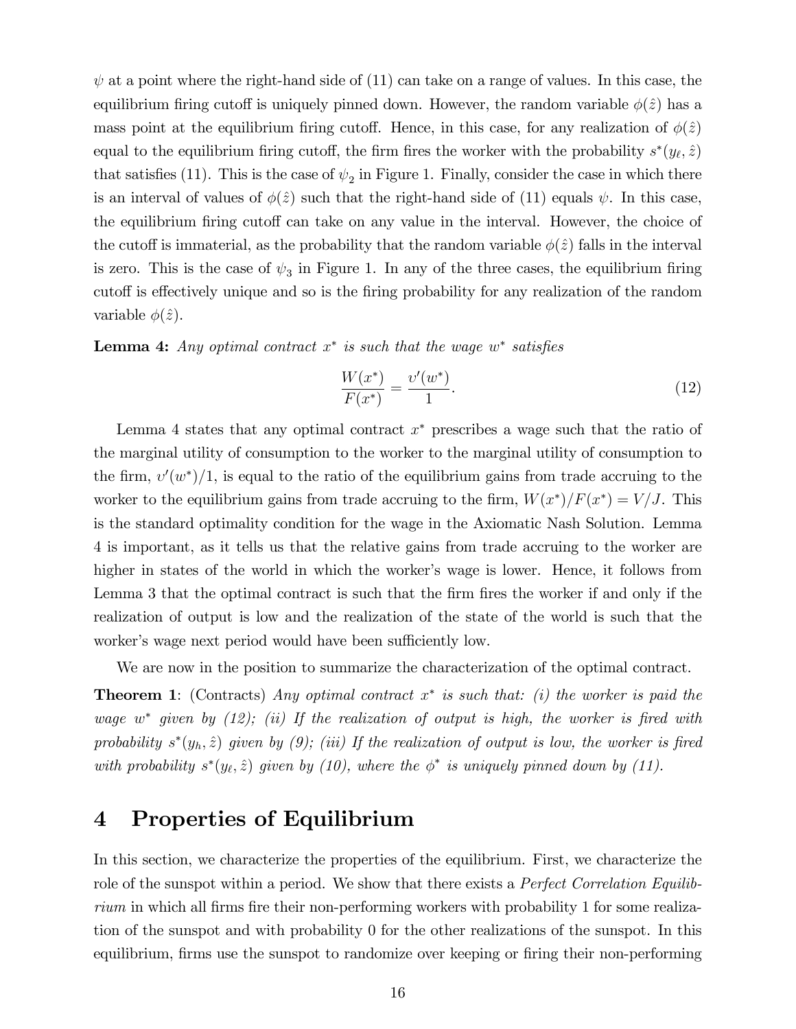$\psi$ at a point where the right-hand side of (11) can take on a range of values. In this case, the equilibrium firing cutoff is uniquely pinned down. However, the random variable $\phi(\hat{z})$ has a mass point at the equilibrium firing cutoff. Hence, in this case, for any realization of $\phi(\hat{z})$ equal to the equilibrium firing cutoff, the firm fires the worker with the probability $s^*(y_\ell, \hat{z})$ that satisfies (11). This is the case of $\psi_2$ in Figure 1. Finally, consider the case in which there is an interval of values of $\phi(\hat{z})$ such that the right-hand side of (11) equals $\psi$. In this case, the equilibrium firing cutoff can take on any value in the interval. However, the choice of the cutoff is immaterial, as the probability that the random variable $\phi(\hat{z})$ falls in the interval is zero. This is the case of $\psi_3$ in Figure 1. In any of the three cases, the equilibrium firing cutoff is effectively unique and so is the firing probability for any realization of the random variable $\phi(\hat{z})$.

**Lemma 4:** *Any optimal contract $x^*$ is such that the wage $w^*$ satisfies*

$$\frac{W(x^*)}{F(x^*)} = \frac{\upsilon'(w^*)}{1}. \tag{12}$$

Lemma 4 states that any optimal contract $x^*$ prescribes a wage such that the ratio of the marginal utility of consumption to the worker to the marginal utility of consumption to the firm, $\upsilon'(w^*)/1$, is equal to the ratio of the equilibrium gains from trade accruing to the worker to the equilibrium gains from trade accruing to the firm, $W(x^*)/F(x^*) = V/J$. This is the standard optimality condition for the wage in the Axiomatic Nash Solution. Lemma 4 is important, as it tells us that the relative gains from trade accruing to the worker are higher in states of the world in which the worker's wage is lower. Hence, it follows from Lemma 3 that the optimal contract is such that the firm fires the worker if and only if the realization of output is low and the realization of the state of the world is such that the worker's wage next period would have been sufficiently low.

We are now in the position to summarize the characterization of the optimal contract.

**Theorem 1**: (Contracts) *Any optimal contract $x^*$ is such that: (i) the worker is paid the wage $w^*$ given by (12); (ii) If the realization of output is high, the worker is fired with probability $s^*(y_h, \hat{z})$ given by (9); (iii) If the realization of output is low, the worker is fired with probability $s^*(y_\ell, \hat{z})$ given by (10), where the $\phi^*$ is uniquely pinned down by (11).*

# 4 Properties of Equilibrium

In this section, we characterize the properties of the equilibrium. First, we characterize the role of the sunspot within a period. We show that there exists a *Perfect Correlation Equilibrium* in which all firms fire their non-performing workers with probability 1 for some realization of the sunspot and with probability 0 for the other realizations of the sunspot. In this equilibrium, firms use the sunspot to randomize over keeping or firing their non-performing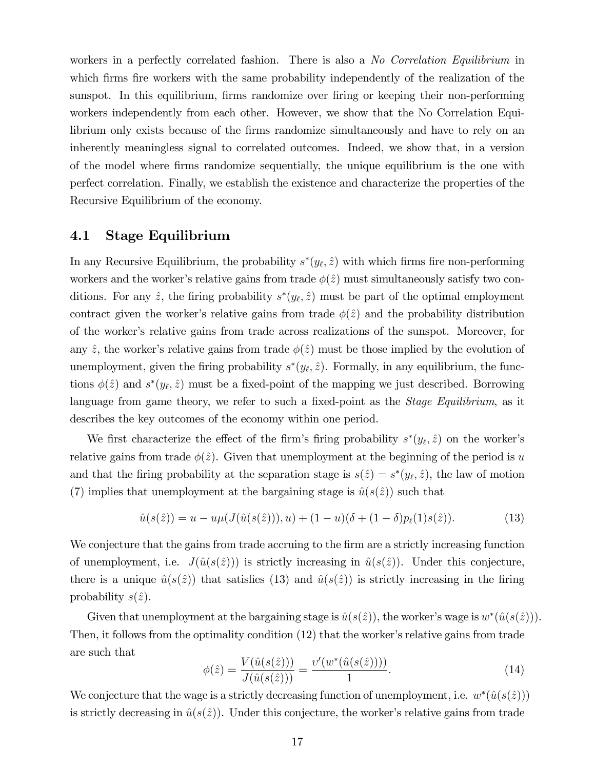workers in a perfectly correlated fashion. There is also a *No Correlation Equilibrium* in which firms fire workers with the same probability independently of the realization of the sunspot. In this equilibrium, firms randomize over firing or keeping their non-performing workers independently from each other. However, we show that the No Correlation Equilibrium only exists because of the firms randomize simultaneously and have to rely on an inherently meaningless signal to correlated outcomes. Indeed, we show that, in a version of the model where firms randomize sequentially, the unique equilibrium is the one with perfect correlation. Finally, we establish the existence and characterize the properties of the Recursive Equilibrium of the economy.

## 4.1 Stage Equilibrium

In any Recursive Equilibrium, the probability $s^*(y_\ell, \hat{z})$ with which firms fire non-performing workers and the worker's relative gains from trade $\phi(\hat{z})$ must simultaneously satisfy two conditions. For any $\hat{z}$, the firing probability $s^*(y_\ell, \hat{z})$ must be part of the optimal employment contract given the worker's relative gains from trade $\phi(\hat{z})$ and the probability distribution of the worker's relative gains from trade across realizations of the sunspot. Moreover, for any $\hat{z}$, the worker's relative gains from trade $\phi(\hat{z})$ must be those implied by the evolution of unemployment, given the firing probability $s^*(y_\ell, \hat{z})$. Formally, in any equilibrium, the functions $\phi(\hat{z})$ and $s^*(y_\ell, \hat{z})$ must be a fixed-point of the mapping we just described. Borrowing language from game theory, we refer to such a fixed-point as the *Stage Equilibrium*, as it describes the key outcomes of the economy within one period.

We first characterize the effect of the firm's firing probability $s^*(y_\ell, \hat{z})$ on the worker's relative gains from trade $\phi(\hat{z})$. Given that unemployment at the beginning of the period is $u$ and that the firing probability at the separation stage is $s(\hat{z}) = s^*(y_\ell, \hat{z})$, the law of motion (7) implies that unemployment at the bargaining stage is $\hat{u}(s(\hat{z}))$ such that

$$\hat{u}(s(\hat{z})) = u - u\mu(J(\hat{u}(s(\hat{z}))), u) + (1-u)(\delta + (1-\delta)p_\ell(1)s(\hat{z})). \tag{13}$$

We conjecture that the gains from trade accruing to the firm are a strictly increasing function of unemployment, i.e. $J(\hat{u}(s(\hat{z})))$ is strictly increasing in $\hat{u}(s(\hat{z}))$. Under this conjecture, there is a unique $\hat{u}(s(\hat{z}))$ that satisfies (13) and $\hat{u}(s(\hat{z}))$ is strictly increasing in the firing probability $s(\hat{z})$.

Given that unemployment at the bargaining stage is $\hat{u}(s(\hat{z}))$, the worker's wage is $w^*(\hat{u}(s(\hat{z})))$. Then, it follows from the optimality condition (12) that the worker's relative gains from trade are such that

$$\phi(\hat{z}) = \frac{V(\hat{u}(s(\hat{z})))}{J(\hat{u}(s(\hat{z})))} = \frac{\upsilon'(w^*(\hat{u}(s(\hat{z}))))}{1}. \tag{14}$$

We conjecture that the wage is a strictly decreasing function of unemployment, i.e. $w^*(\hat{u}(s(\hat{z})))$ is strictly decreasing in $\hat{u}(s(\hat{z}))$. Under this conjecture, the worker's relative gains from trade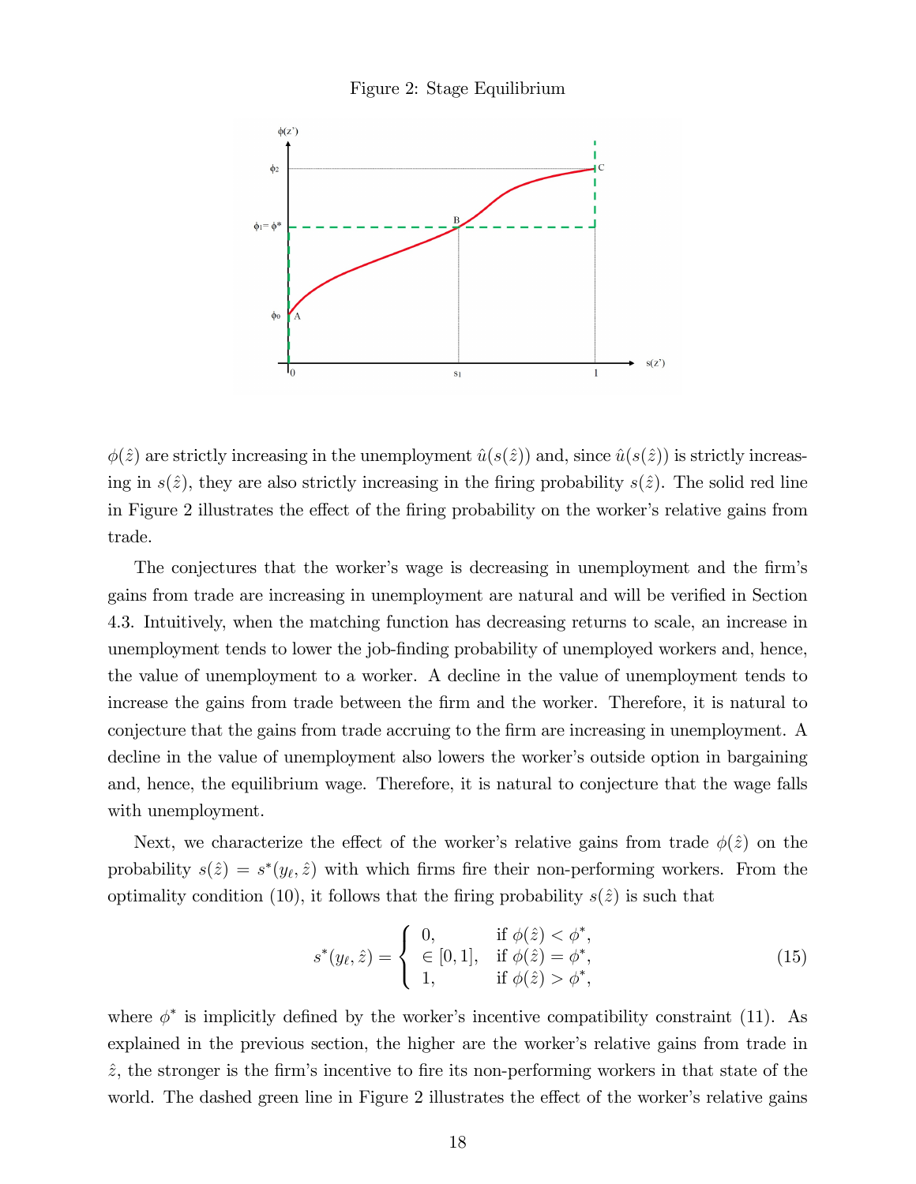Figure 2: Stage Equilibrium

$\phi(\hat{z})$ are strictly increasing in the unemployment $\hat{u}(s(\hat{z}))$ and, since $\hat{u}(s(\hat{z}))$ is strictly increasing in $s(\hat{z})$, they are also strictly increasing in the firing probability $s(\hat{z})$. The solid red line in Figure 2 illustrates the effect of the firing probability on the worker's relative gains from trade.

The conjectures that the worker's wage is decreasing in unemployment and the firm's gains from trade are increasing in unemployment are natural and will be verified in Section 4.3. Intuitively, when the matching function has decreasing returns to scale, an increase in unemployment tends to lower the job-finding probability of unemployed workers and, hence, the value of unemployment to a worker. A decline in the value of unemployment tends to increase the gains from trade between the firm and the worker. Therefore, it is natural to conjecture that the gains from trade accruing to the firm are increasing in unemployment. A decline in the value of unemployment also lowers the worker's outside option in bargaining and, hence, the equilibrium wage. Therefore, it is natural to conjecture that the wage falls with unemployment.

Next, we characterize the effect of the worker's relative gains from trade $\phi(\hat{z})$ on the probability $s(\hat{z}) = s^*(y_\ell, \hat{z})$ with which firms fire their non-performing workers. From the optimality condition (10), it follows that the firing probability $s(\hat{z})$ is such that

$$s^*(y_\ell, \hat{z}) = \begin{cases} 0, & \text{if } \phi(\hat{z}) < \phi^*, \\ \in [0,1], & \text{if } \phi(\hat{z}) = \phi^*, \\ 1, & \text{if } \phi(\hat{z}) > \phi^*, \end{cases} \tag{15}$$

where $\phi^*$ is implicitly defined by the worker's incentive compatibility constraint (11). As explained in the previous section, the higher are the worker's relative gains from trade in $\hat{z}$, the stronger is the firm's incentive to fire its non-performing workers in that state of the world. The dashed green line in Figure 2 illustrates the effect of the worker's relative gains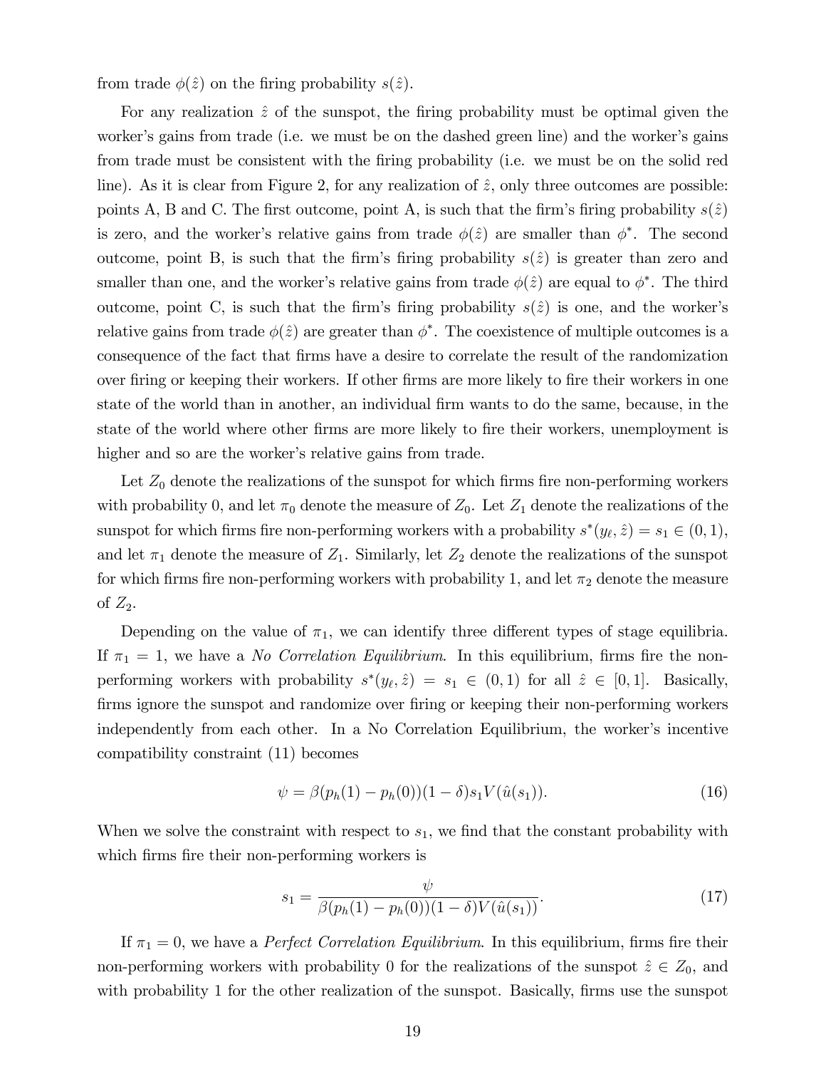from trade $\phi(\hat{z})$ on the firing probability $s(\hat{z})$.

For any realization $\hat{z}$ of the sunspot, the firing probability must be optimal given the worker's gains from trade (i.e. we must be on the dashed green line) and the worker's gains from trade must be consistent with the firing probability (i.e. we must be on the solid red line). As it is clear from Figure 2, for any realization of $\hat{z}$, only three outcomes are possible: points A, B and C. The first outcome, point A, is such that the firm's firing probability $s(\hat{z})$ is zero, and the worker's relative gains from trade $\phi(\hat{z})$ are smaller than $\phi^*$. The second outcome, point B, is such that the firm's firing probability $s(\hat{z})$ is greater than zero and smaller than one, and the worker's relative gains from trade $\phi(\hat{z})$ are equal to $\phi^*$. The third outcome, point C, is such that the firm's firing probability $s(\hat{z})$ is one, and the worker's relative gains from trade $\phi(\hat{z})$ are greater than $\phi^*$. The coexistence of multiple outcomes is a consequence of the fact that firms have a desire to correlate the result of the randomization over firing or keeping their workers. If other firms are more likely to fire their workers in one state of the world than in another, an individual firm wants to do the same, because, in the state of the world where other firms are more likely to fire their workers, unemployment is higher and so are the worker's relative gains from trade.

Let $Z_0$ denote the realizations of the sunspot for which firms fire non-performing workers with probability 0, and let $\pi_0$ denote the measure of $Z_0$. Let $Z_1$ denote the realizations of the sunspot for which firms fire non-performing workers with a probability $s^*(y_\ell, \hat{z}) = s_1 \in (0, 1)$, and let $\pi_1$ denote the measure of $Z_1$. Similarly, let $Z_2$ denote the realizations of the sunspot for which firms fire non-performing workers with probability 1, and let $\pi_2$ denote the measure of $Z_2$.

Depending on the value of $\pi_1$, we can identify three different types of stage equilibria. If $\pi_1 = 1$, we have a *No Correlation Equilibrium*. In this equilibrium, firms fire the non-performing workers with probability $s^*(y_\ell, \hat{z}) = s_1 \in (0, 1)$ for all $\hat{z} \in [0, 1]$. Basically, firms ignore the sunspot and randomize over firing or keeping their non-performing workers independently from each other. In a No Correlation Equilibrium, the worker's incentive compatibility constraint (11) becomes

$$\psi = \beta(p_h(1) - p_h(0))(1 - \delta)s_1 V(\hat{u}(s_1)). \tag{16}$$

When we solve the constraint with respect to $s_1$, we find that the constant probability with which firms fire their non-performing workers is

$$s_1 = \frac{\psi}{\beta(p_h(1) - p_h(0))(1 - \delta)V(\hat{u}(s_1))}. \tag{17}$$

If $\pi_1 = 0$, we have a *Perfect Correlation Equilibrium*. In this equilibrium, firms fire their non-performing workers with probability 0 for the realizations of the sunspot $\hat{z} \in Z_0$, and with probability 1 for the other realization of the sunspot. Basically, firms use the sunspot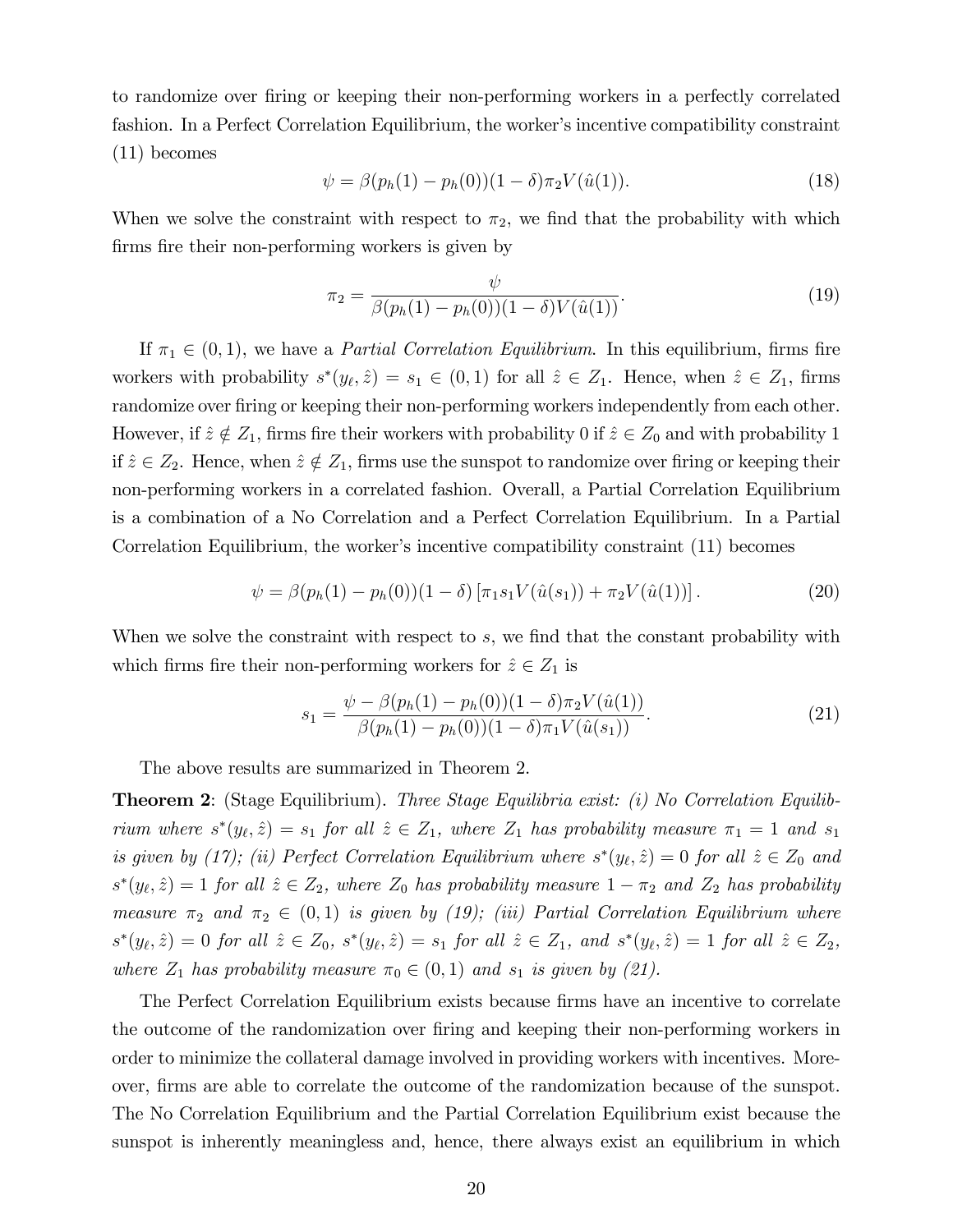to randomize over firing or keeping their non-performing workers in a perfectly correlated fashion. In a Perfect Correlation Equilibrium, the worker's incentive compatibility constraint (11) becomes

$$\psi = \beta(p_h(1) - p_h(0))(1-\delta)\pi_2 V(\hat{u}(1)). \tag{18}$$

When we solve the constraint with respect to $\pi_2$, we find that the probability with which firms fire their non-performing workers is given by

$$\pi_2 = \frac{\psi}{\beta(p_h(1) - p_h(0))(1-\delta)V(\hat{u}(1))}. \tag{19}$$

If $\pi_1 \in (0,1)$, we have a *Partial Correlation Equilibrium*. In this equilibrium, firms fire workers with probability $s^*(y_\ell, \hat{z}) = s_1 \in (0,1)$ for all $\hat{z} \in Z_1$. Hence, when $\hat{z} \in Z_1$, firms randomize over firing or keeping their non-performing workers independently from each other. However, if $\hat{z} \notin Z_1$, firms fire their workers with probability 0 if $\hat{z} \in Z_0$ and with probability 1 if $\hat{z} \in Z_2$. Hence, when $\hat{z} \notin Z_1$, firms use the sunspot to randomize over firing or keeping their non-performing workers in a correlated fashion. Overall, a Partial Correlation Equilibrium is a combination of a No Correlation and a Perfect Correlation Equilibrium. In a Partial Correlation Equilibrium, the worker's incentive compatibility constraint (11) becomes

$$\psi = \beta(p_h(1) - p_h(0))(1-\delta)\left[\pi_1 s_1 V(\hat{u}(s_1)) + \pi_2 V(\hat{u}(1))\right]. \tag{20}$$

When we solve the constraint with respect to $s$, we find that the constant probability with which firms fire their non-performing workers for $\hat{z} \in Z_1$ is

$$s_1 = \frac{\psi - \beta(p_h(1) - p_h(0))(1-\delta)\pi_2 V(\hat{u}(1))}{\beta(p_h(1) - p_h(0))(1-\delta)\pi_1 V(\hat{u}(s_1))}. \tag{21}$$

The above results are summarized in Theorem 2.

**Theorem 2**: (Stage Equilibrium). *Three Stage Equilibria exist: (i) No Correlation Equilibrium where $s^*(y_\ell, \hat{z}) = s_1$ for all $\hat{z} \in Z_1$, where $Z_1$ has probability measure $\pi_1 = 1$ and $s_1$ is given by (17); (ii) Perfect Correlation Equilibrium where $s^*(y_\ell, \hat{z}) = 0$ for all $\hat{z} \in Z_0$ and $s^*(y_\ell, \hat{z}) = 1$ for all $\hat{z} \in Z_2$, where $Z_0$ has probability measure $1 - \pi_2$ and $Z_2$ has probability measure $\pi_2$ and $\pi_2 \in (0,1)$ is given by (19); (iii) Partial Correlation Equilibrium where $s^*(y_\ell, \hat{z}) = 0$ for all $\hat{z} \in Z_0$, $s^*(y_\ell, \hat{z}) = s_1$ for all $\hat{z} \in Z_1$, and $s^*(y_\ell, \hat{z}) = 1$ for all $\hat{z} \in Z_2$, where $Z_1$ has probability measure $\pi_0 \in (0,1)$ and $s_1$ is given by (21).*

The Perfect Correlation Equilibrium exists because firms have an incentive to correlate the outcome of the randomization over firing and keeping their non-performing workers in order to minimize the collateral damage involved in providing workers with incentives. Moreover, firms are able to correlate the outcome of the randomization because of the sunspot. The No Correlation Equilibrium and the Partial Correlation Equilibrium exist because the sunspot is inherently meaningless and, hence, there always exist an equilibrium in which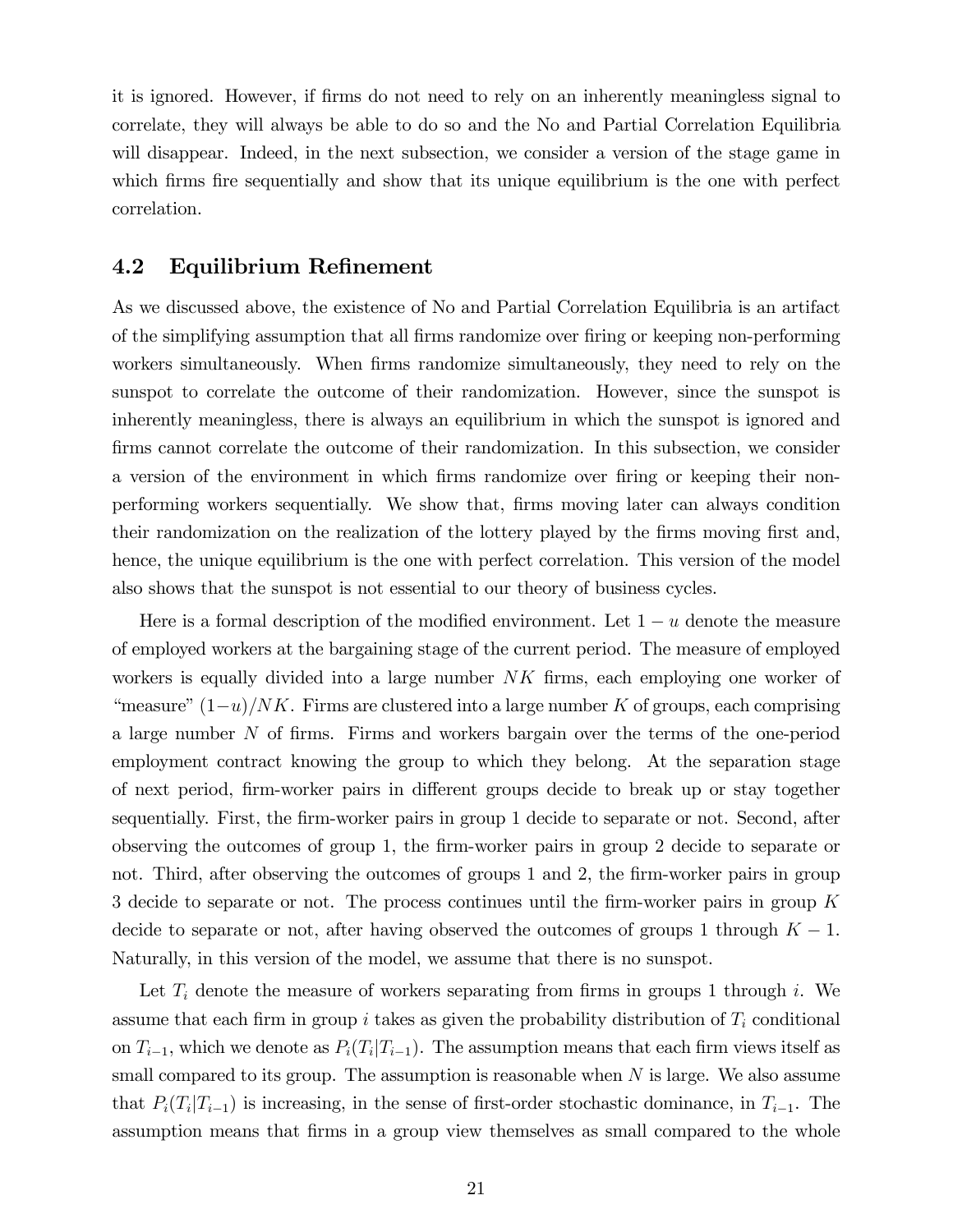it is ignored. However, if firms do not need to rely on an inherently meaningless signal to correlate, they will always be able to do so and the No and Partial Correlation Equilibria will disappear. Indeed, in the next subsection, we consider a version of the stage game in which firms fire sequentially and show that its unique equilibrium is the one with perfect correlation.

## 4.2 Equilibrium Refinement

As we discussed above, the existence of No and Partial Correlation Equilibria is an artifact of the simplifying assumption that all firms randomize over firing or keeping non-performing workers simultaneously. When firms randomize simultaneously, they need to rely on the sunspot to correlate the outcome of their randomization. However, since the sunspot is inherently meaningless, there is always an equilibrium in which the sunspot is ignored and firms cannot correlate the outcome of their randomization. In this subsection, we consider a version of the environment in which firms randomize over firing or keeping their non-performing workers sequentially. We show that, firms moving later can always condition their randomization on the realization of the lottery played by the firms moving first and, hence, the unique equilibrium is the one with perfect correlation. This version of the model also shows that the sunspot is not essential to our theory of business cycles.

Here is a formal description of the modified environment. Let $1-u$ denote the measure of employed workers at the bargaining stage of the current period. The measure of employed workers is equally divided into a large number $NK$ firms, each employing one worker of "measure" $(1-u)/NK$. Firms are clustered into a large number $K$ of groups, each comprising a large number $N$ of firms. Firms and workers bargain over the terms of the one-period employment contract knowing the group to which they belong. At the separation stage of next period, firm-worker pairs in different groups decide to break up or stay together sequentially. First, the firm-worker pairs in group 1 decide to separate or not. Second, after observing the outcomes of group 1, the firm-worker pairs in group 2 decide to separate or not. Third, after observing the outcomes of groups 1 and 2, the firm-worker pairs in group 3 decide to separate or not. The process continues until the firm-worker pairs in group $K$ decide to separate or not, after having observed the outcomes of groups 1 through $K-1$. Naturally, in this version of the model, we assume that there is no sunspot.

Let $T_i$ denote the measure of workers separating from firms in groups 1 through $i$. We assume that each firm in group $i$ takes as given the probability distribution of $T_i$ conditional on $T_{i-1}$, which we denote as $P_i(T_i|T_{i-1})$. The assumption means that each firm views itself as small compared to its group. The assumption is reasonable when $N$ is large. We also assume that $P_i(T_i|T_{i-1})$ is increasing, in the sense of first-order stochastic dominance, in $T_{i-1}$. The assumption means that firms in a group view themselves as small compared to the whole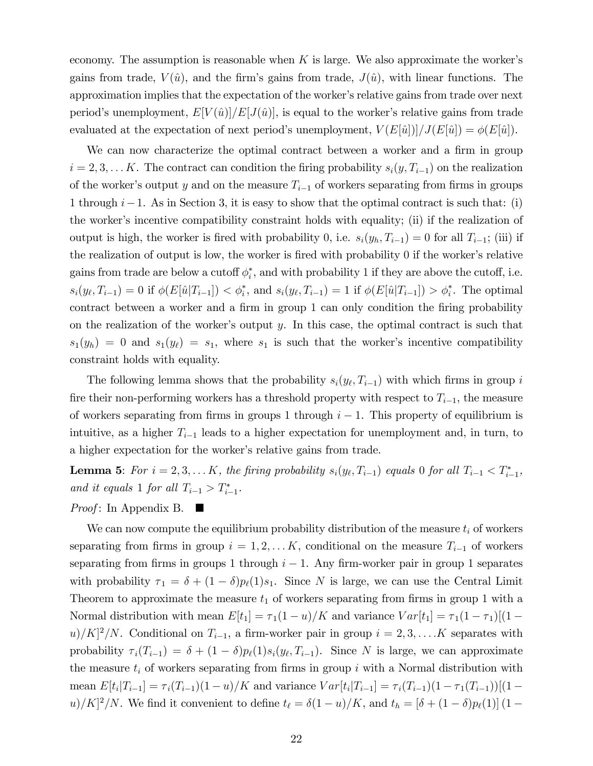economy. The assumption is reasonable when $K$ is large. We also approximate the worker's gains from trade, $V(\hat{u})$, and the firm's gains from trade, $J(\hat{u})$, with linear functions. The approximation implies that the expectation of the worker's relative gains from trade over next period's unemployment, $E[V(\hat{u})]/E[J(\hat{u})]$, is equal to the worker's relative gains from trade evaluated at the expectation of next period's unemployment, $V(E[\hat{u}])/J(E[\hat{u}]) = \phi(E[\hat{u}])$.

We can now characterize the optimal contract between a worker and a firm in group $i = 2, 3, \dots K$. The contract can condition the firing probability $s_i(y, T_{i-1})$ on the realization of the worker's output $y$ and on the measure $T_{i-1}$ of workers separating from firms in groups 1 through $i-1$. As in Section 3, it is easy to show that the optimal contract is such that: (i) the worker's incentive compatibility constraint holds with equality; (ii) if the realization of output is high, the worker is fired with probability 0, i.e. $s_i(y_h, T_{i-1}) = 0$ for all $T_{i-1}$; (iii) if the realization of output is low, the worker is fired with probability 0 if the worker's relative gains from trade are below a cutoff $\phi_i^*$, and with probability 1 if they are above the cutoff, i.e. $s_i(y_\ell, T_{i-1}) = 0$ if $\phi(E[\hat{u}|T_{i-1}]) < \phi_i^*$, and $s_i(y_\ell, T_{i-1}) = 1$ if $\phi(E[\hat{u}|T_{i-1}]) > \phi_i^*$. The optimal contract between a worker and a firm in group 1 can only condition the firing probability on the realization of the worker's output $y$. In this case, the optimal contract is such that $s_1(y_h) = 0$ and $s_1(y_\ell) = s_1$, where $s_1$ is such that the worker's incentive compatibility constraint holds with equality.

The following lemma shows that the probability $s_i(y_\ell, T_{i-1})$ with which firms in group $i$ fire their non-performing workers has a threshold property with respect to $T_{i-1}$, the measure of workers separating from firms in groups 1 through $i-1$. This property of equilibrium is intuitive, as a higher $T_{i-1}$ leads to a higher expectation for unemployment and, in turn, to a higher expectation for the worker's relative gains from trade.

**Lemma 5**: *For $i = 2, 3, \dots K$, the firing probability $s_i(y_\ell, T_{i-1})$ equals 0 for all $T_{i-1} < T_{i-1}^*$, and it equals 1 for all $T_{i-1} > T_{i-1}^*$.*

*Proof*: In Appendix B. ■

We can now compute the equilibrium probability distribution of the measure $t_i$ of workers separating from firms in group $i = 1, 2, \dots K$, conditional on the measure $T_{i-1}$ of workers separating from firms in groups 1 through $i-1$. Any firm-worker pair in group 1 separates with probability $\tau_1 = \delta + (1-\delta)p_\ell(1)s_1$. Since $N$ is large, we can use the Central Limit Theorem to approximate the measure $t_1$ of workers separating from firms in group 1 with a Normal distribution with mean $E[t_1] = \tau_1(1-u)/K$ and variance $Var[t_1] = \tau_1(1-\tau_1)[(1-u)/K]^2/N$. Conditional on $T_{i-1}$, a firm-worker pair in group $i = 2, 3, \dots K$ separates with probability $\tau_i(T_{i-1}) = \delta + (1-\delta)p_\ell(1)s_i(y_\ell, T_{i-1})$. Since $N$ is large, we can approximate the measure $t_i$ of workers separating from firms in group $i$ with a Normal distribution with mean $E[t_i|T_{i-1}] = \tau_i(T_{i-1})(1-u)/K$ and variance $Var[t_i|T_{i-1}] = \tau_i(T_{i-1})(1-\tau_1(T_{i-1}))[(1-u)/K]^2/N$. We find it convenient to define $t_\ell = \delta(1-u)/K$, and $t_h = [\delta + (1-\delta)p_\ell(1)]\,(1-$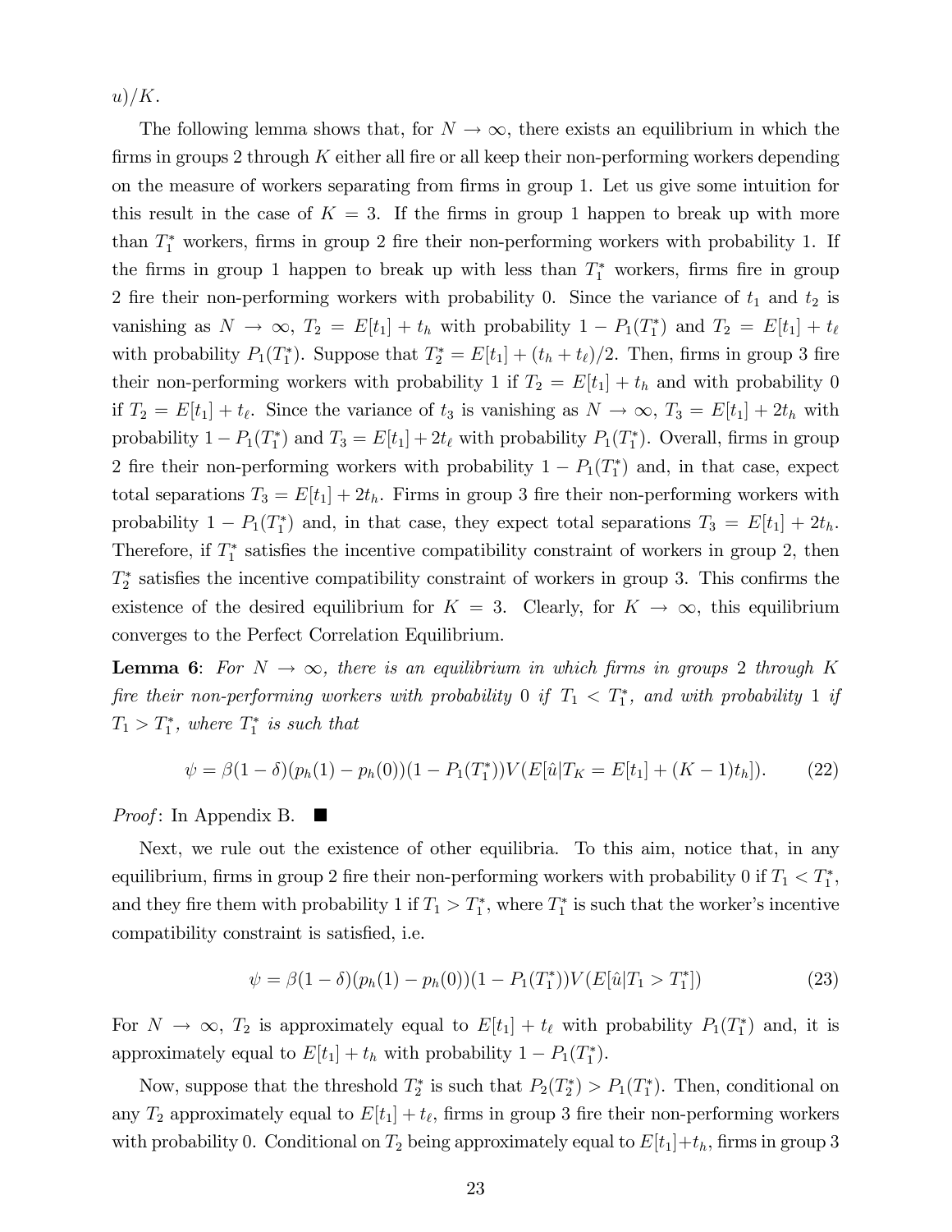$u)/K$.

The following lemma shows that, for $N \to \infty$, there exists an equilibrium in which the firms in groups 2 through $K$ either all fire or all keep their non-performing workers depending on the measure of workers separating from firms in group 1. Let us give some intuition for this result in the case of $K = 3$. If the firms in group 1 happen to break up with more than $T_1^*$ workers, firms in group 2 fire their non-performing workers with probability 1. If the firms in group 1 happen to break up with less than $T_1^*$ workers, firms fire in group 2 fire their non-performing workers with probability 0. Since the variance of $t_1$ and $t_2$ is vanishing as $N \to \infty$, $T_2 = E[t_1] + t_h$ with probability $1 - P_1(T_1^*)$ and $T_2 = E[t_1] + t_\ell$ with probability $P_1(T_1^*)$. Suppose that $T_2^* = E[t_1] + (t_h + t_\ell)/2$. Then, firms in group 3 fire their non-performing workers with probability 1 if $T_2 = E[t_1] + t_h$ and with probability 0 if $T_2 = E[t_1] + t_\ell$. Since the variance of $t_3$ is vanishing as $N \to \infty$, $T_3 = E[t_1] + 2t_h$ with probability $1 - P_1(T_1^*)$ and $T_3 = E[t_1] + 2t_\ell$ with probability $P_1(T_1^*)$. Overall, firms in group 2 fire their non-performing workers with probability $1 - P_1(T_1^*)$ and, in that case, expect total separations $T_3 = E[t_1] + 2t_h$. Firms in group 3 fire their non-performing workers with probability $1 - P_1(T_1^*)$ and, in that case, they expect total separations $T_3 = E[t_1] + 2t_h$. Therefore, if $T_1^*$ satisfies the incentive compatibility constraint of workers in group 2, then $T_2^*$ satisfies the incentive compatibility constraint of workers in group 3. This confirms the existence of the desired equilibrium for $K = 3$. Clearly, for $K \to \infty$, this equilibrium converges to the Perfect Correlation Equilibrium.

**Lemma 6**: *For $N \to \infty$, there is an equilibrium in which firms in groups 2 through $K$ fire their non-performing workers with probability 0 if $T_1 < T_1^*$, and with probability 1 if $T_1 > T_1^*$, where $T_1^*$ is such that*

$$\psi = \beta(1-\delta)(p_h(1) - p_h(0))(1 - P_1(T_1^*))V(E[\hat{u}|T_K = E[t_1] + (K-1)t_h]). \tag{22}$$

*Proof*: In Appendix B. ■

Next, we rule out the existence of other equilibria. To this aim, notice that, in any equilibrium, firms in group 2 fire their non-performing workers with probability 0 if $T_1 < T_1^*$, and they fire them with probability 1 if $T_1 > T_1^*$, where $T_1^*$ is such that the worker's incentive compatibility constraint is satisfied, i.e.

$$\psi = \beta(1-\delta)(p_h(1) - p_h(0))(1 - P_1(T_1^*))V(E[\hat{u}|T_1 > T_1^*]) \tag{23}$$

For $N \to \infty$, $T_2$ is approximately equal to $E[t_1] + t_\ell$ with probability $P_1(T_1^*)$ and, it is approximately equal to $E[t_1] + t_h$ with probability $1 - P_1(T_1^*)$.

Now, suppose that the threshold $T_2^*$ is such that $P_2(T_2^*) > P_1(T_1^*)$. Then, conditional on any $T_2$ approximately equal to $E[t_1] + t_\ell$, firms in group 3 fire their non-performing workers with probability 0. Conditional on $T_2$ being approximately equal to $E[t_1]+t_h$, firms in group 3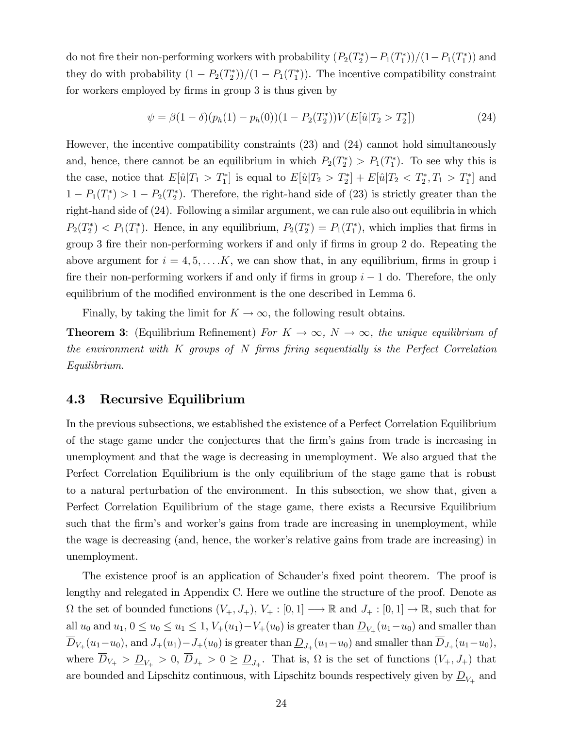do not fire their non-performing workers with probability $(P_2(T_2^*) - P_1(T_1^*))/(1-P_1(T_1^*))$ and they do with probability $(1-P_2(T_2^*))/(1-P_1(T_1^*))$. The incentive compatibility constraint for workers employed by firms in group 3 is thus given by

$$\psi = \beta(1-\delta)(p_h(1) - p_h(0))(1 - P_2(T_2^*))V(E[\hat{u}|T_2 > T_2^*]) \tag{24}$$

However, the incentive compatibility constraints (23) and (24) cannot hold simultaneously and, hence, there cannot be an equilibrium in which $P_2(T_2^*) > P_1(T_1^*)$. To see why this is the case, notice that $E[\hat{u}|T_1 > T_1^*]$ is equal to $E[\hat{u}|T_2 > T_2^*] + E[\hat{u}|T_2 < T_2^*, T_1 > T_1^*]$ and $1 - P_1(T_1^*) > 1 - P_2(T_2^*)$. Therefore, the right-hand side of (23) is strictly greater than the right-hand side of (24). Following a similar argument, we can rule also out equilibria in which $P_2(T_2^*) < P_1(T_1^*)$. Hence, in any equilibrium, $P_2(T_2^*) = P_1(T_1^*)$, which implies that firms in group 3 fire their non-performing workers if and only if firms in group 2 do. Repeating the above argument for $i = 4, 5, \ldots K$, we can show that, in any equilibrium, firms in group i fire their non-performing workers if and only if firms in group $i-1$ do. Therefore, the only equilibrium of the modified environment is the one described in Lemma 6.

Finally, by taking the limit for $K \to \infty$, the following result obtains.

**Theorem 3**: (Equilibrium Refinement) *For $K \to \infty$, $N \to \infty$, the unique equilibrium of the environment with K groups of N firms firing sequentially is the Perfect Correlation Equilibrium.*

### 4.3 Recursive Equilibrium

In the previous subsections, we established the existence of a Perfect Correlation Equilibrium of the stage game under the conjectures that the firm's gains from trade is increasing in unemployment and that the wage is decreasing in unemployment. We also argued that the Perfect Correlation Equilibrium is the only equilibrium of the stage game that is robust to a natural perturbation of the environment. In this subsection, we show that, given a Perfect Correlation Equilibrium of the stage game, there exists a Recursive Equilibrium such that the firm's and worker's gains from trade are increasing in unemployment, while the wage is decreasing (and, hence, the worker's relative gains from trade are increasing) in unemployment.

The existence proof is an application of Schauder's fixed point theorem. The proof is lengthy and relegated in Appendix C. Here we outline the structure of the proof. Denote as $\Omega$ the set of bounded functions $(V_+, J_+)$, $V_+ : [0,1] \longrightarrow \mathbb{R}$ and $J_+ : [0,1] \to \mathbb{R}$, such that for all $u_0$ and $u_1$, $0 \leq u_0 \leq u_1 \leq 1$, $V_+(u_1) - V_+(u_0)$ is greater than $\underline{D}_{V_+}(u_1 - u_0)$ and smaller than $\overline{D}_{V_+}(u_1 - u_0)$, and $J_+(u_1) - J_+(u_0)$ is greater than $\underline{D}_{J_+}(u_1 - u_0)$ and smaller than $\overline{D}_{J_+}(u_1 - u_0)$, where $\overline{D}_{V_+} > \underline{D}_{V_+} > 0$, $\overline{D}_{J_+} > 0 \geq \underline{D}_{J_+}$. That is, $\Omega$ is the set of functions $(V_+, J_+)$ that are bounded and Lipschitz continuous, with Lipschitz bounds respectively given by $\underline{D}_{V_+}$ and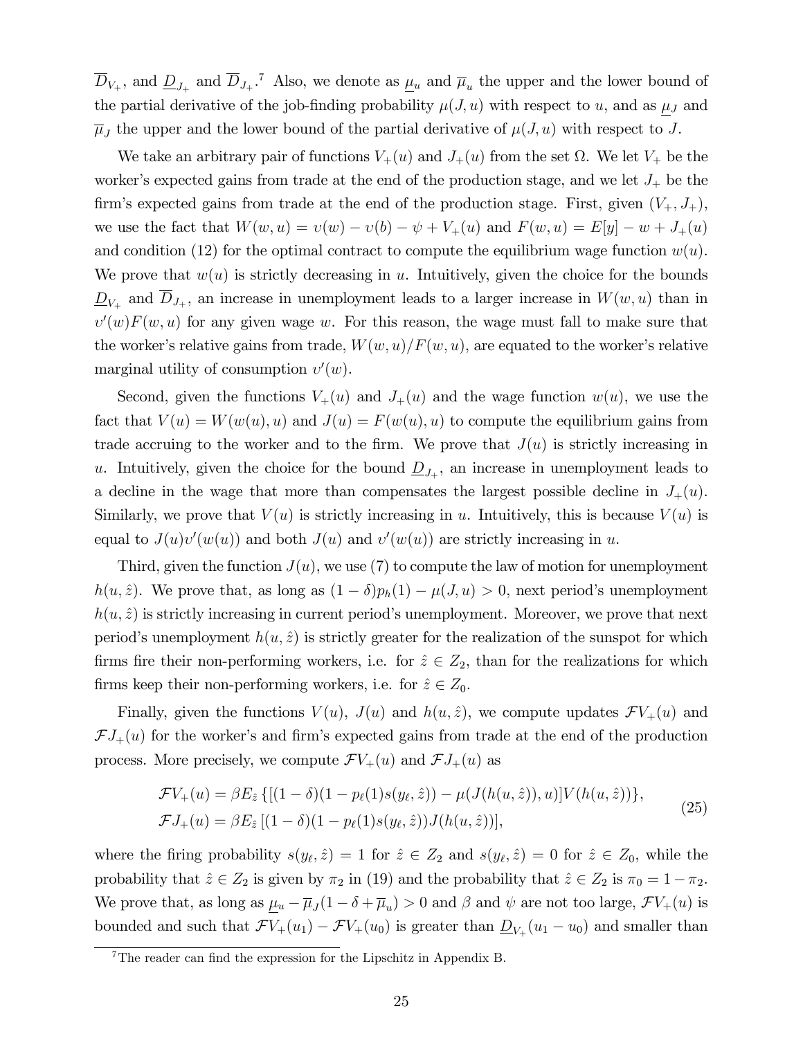$\overline{D}_{V_+}$, and $\underline{D}_{J_+}$ and $\overline{D}_{J_+}$.[7] Also, we denote as $\underline{\mu}_u$ and $\overline{\mu}_u$ the upper and the lower bound of the partial derivative of the job-finding probability $\mu(J, u)$ with respect to $u$, and as $\underline{\mu}_J$ and $\overline{\mu}_J$ the upper and the lower bound of the partial derivative of $\mu(J, u)$ with respect to $J$.

We take an arbitrary pair of functions $V_+(u)$ and $J_+(u)$ from the set $\Omega$. We let $V_+$ be the worker's expected gains from trade at the end of the production stage, and we let $J_+$ be the firm's expected gains from trade at the end of the production stage. First, given $(V_+, J_+)$, we use the fact that $W(w, u) = \upsilon(w) - \upsilon(b) - \psi + V_+(u)$ and $F(w, u) = E[y] - w + J_+(u)$ and condition (12) for the optimal contract to compute the equilibrium wage function $w(u)$. We prove that $w(u)$ is strictly decreasing in $u$. Intuitively, given the choice for the bounds $\underline{D}_{V_+}$ and $\overline{D}_{J_+}$, an increase in unemployment leads to a larger increase in $W(w, u)$ than in $\upsilon'(w)F(w, u)$ for any given wage $w$. For this reason, the wage must fall to make sure that the worker's relative gains from trade, $W(w, u)/F(w, u)$, are equated to the worker's relative marginal utility of consumption $\upsilon'(w)$.

Second, given the functions $V_+(u)$ and $J_+(u)$ and the wage function $w(u)$, we use the fact that $V(u) = W(w(u), u)$ and $J(u) = F(w(u), u)$ to compute the equilibrium gains from trade accruing to the worker and to the firm. We prove that $J(u)$ is strictly increasing in $u$. Intuitively, given the choice for the bound $\underline{D}_{J_+}$, an increase in unemployment leads to a decline in the wage that more than compensates the largest possible decline in $J_+(u)$. Similarly, we prove that $V(u)$ is strictly increasing in $u$. Intuitively, this is because $V(u)$ is equal to $J(u)\upsilon'(w(u))$ and both $J(u)$ and $\upsilon'(w(u))$ are strictly increasing in $u$.

Third, given the function $J(u)$, we use (7) to compute the law of motion for unemployment $h(u, \hat{z})$. We prove that, as long as $(1-\delta)p_h(1) - \mu(J, u) > 0$, next period's unemployment $h(u, \hat{z})$ is strictly increasing in current period's unemployment. Moreover, we prove that next period's unemployment $h(u, \hat{z})$ is strictly greater for the realization of the sunspot for which firms fire their non-performing workers, i.e. for $\hat{z} \in Z_2$, than for the realizations for which firms keep their non-performing workers, i.e. for $\hat{z} \in Z_0$.

Finally, given the functions $V(u)$, $J(u)$ and $h(u, \hat{z})$, we compute updates $\mathcal{F}V_+(u)$ and $\mathcal{F}J_+(u)$ for the worker's and firm's expected gains from trade at the end of the production process. More precisely, we compute $\mathcal{F}V_+(u)$ and $\mathcal{F}J_+(u)$ as

$$
\begin{aligned}
\mathcal{F}V_+(u) &= \beta E_{\hat{z}} \left\{ [(1-\delta)(1 - p_\ell(1)s(y_\ell, \hat{z})) - \mu(J(h(u, \hat{z})), u)] V(h(u, \hat{z})) \right\}, \\
\mathcal{F}J_+(u) &= \beta E_{\hat{z}} \left[ (1-\delta)(1 - p_\ell(1)s(y_\ell, \hat{z})) J(h(u, \hat{z})) \right],
\end{aligned}
\tag{25}
$$

where the firing probability $s(y_\ell, \hat{z}) = 1$ for $\hat{z} \in Z_2$ and $s(y_\ell, \hat{z}) = 0$ for $\hat{z} \in Z_0$, while the probability that $\hat{z} \in Z_2$ is given by $\pi_2$ in (19) and the probability that $\hat{z} \in Z_2$ is $\pi_0 = 1 - \pi_2$. We prove that, as long as $\underline{\mu}_u - \overline{\mu}_J(1 - \delta + \overline{\mu}_u) > 0$ and $\beta$ and $\psi$ are not too large, $\mathcal{F}V_+(u)$ is bounded and such that $\mathcal{F}V_+(u_1) - \mathcal{F}V_+(u_0)$ is greater than $\underline{D}_{V_+}(u_1 - u_0)$ and smaller than

[7] The reader can find the expression for the Lipschitz in Appendix B.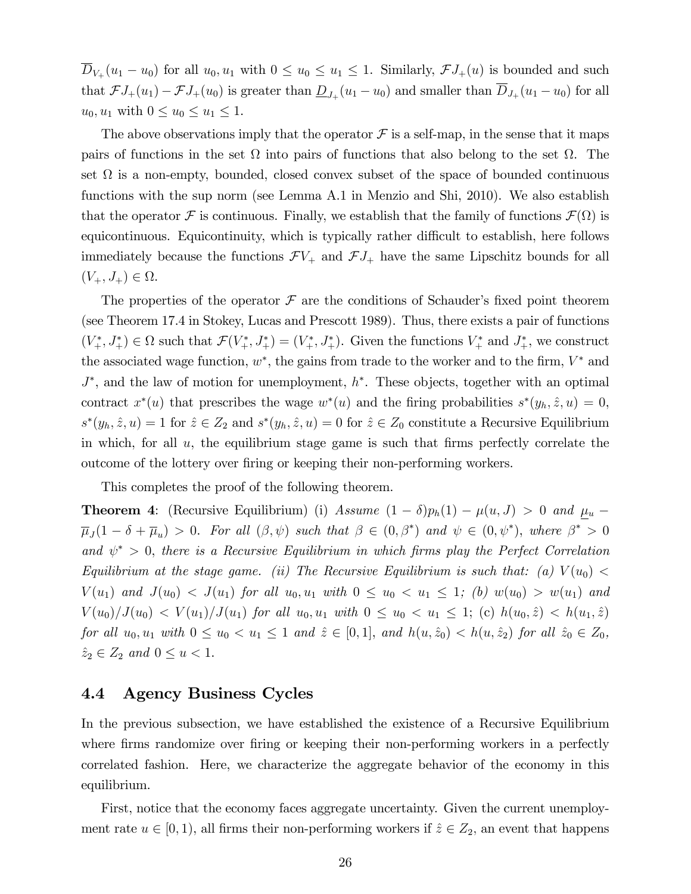$\overline{D}_{V_+}(u_1 - u_0)$ for all $u_0, u_1$ with $0 \leq u_0 \leq u_1 \leq 1$. Similarly, $\mathcal{F}J_+(u)$ is bounded and such that $\mathcal{F}J_+(u_1) - \mathcal{F}J_+(u_0)$ is greater than $\underline{D}_{J_+}(u_1 - u_0)$ and smaller than $\overline{D}_{J_+}(u_1 - u_0)$ for all $u_0, u_1$ with $0 \leq u_0 \leq u_1 \leq 1$.

The above observations imply that the operator $\mathcal{F}$ is a self-map, in the sense that it maps pairs of functions in the set $\Omega$ into pairs of functions that also belong to the set $\Omega$. The set $\Omega$ is a non-empty, bounded, closed convex subset of the space of bounded continuous functions with the sup norm (see Lemma A.1 in Menzio and Shi, 2010). We also establish that the operator $\mathcal{F}$ is continuous. Finally, we establish that the family of functions $\mathcal{F}(\Omega)$ is equicontinuous. Equicontinuity, which is typically rather difficult to establish, here follows immediately because the functions $\mathcal{F}V_+$ and $\mathcal{F}J_+$ have the same Lipschitz bounds for all $(V_+, J_+) \in \Omega$.

The properties of the operator $\mathcal{F}$ are the conditions of Schauder's fixed point theorem (see Theorem 17.4 in Stokey, Lucas and Prescott 1989). Thus, there exists a pair of functions $(V_+^*, J_+^*) \in \Omega$ such that $\mathcal{F}(V_+^*, J_+^*) = (V_+^*, J_+^*)$. Given the functions $V_+^*$ and $J_+^*$, we construct the associated wage function, $w^*$, the gains from trade to the worker and to the firm, $V^*$ and $J^*$, and the law of motion for unemployment, $h^*$. These objects, together with an optimal contract $x^*(u)$ that prescribes the wage $w^*(u)$ and the firing probabilities $s^*(y_h, \hat{z}, u) = 0$, $s^*(y_h, \hat{z}, u) = 1$ for $\hat{z} \in Z_2$ and $s^*(y_h, \hat{z}, u) = 0$ for $\hat{z} \in Z_0$ constitute a Recursive Equilibrium in which, for all $u$, the equilibrium stage game is such that firms perfectly correlate the outcome of the lottery over firing or keeping their non-performing workers.

This completes the proof of the following theorem.

**Theorem 4**: (Recursive Equilibrium) (i) *Assume* $(1 - \delta)p_h(1) - \mu(u, J) > 0$ *and* $\underline{\mu}_u - \overline{\mu}_J(1 - \delta + \overline{\mu}_u) > 0$. *For all* $(\beta, \psi)$ *such that* $\beta \in (0, \beta^*)$ *and* $\psi \in (0, \psi^*)$*, where* $\beta^* > 0$ *and* $\psi^* > 0$*, there is a Recursive Equilibrium in which firms play the Perfect Correlation Equilibrium at the stage game. (ii) The Recursive Equilibrium is such that: (a)* $V(u_0) < V(u_1)$ *and* $J(u_0) < J(u_1)$ *for all* $u_0, u_1$ *with* $0 \leq u_0 < u_1 \leq 1$*; (b)* $w(u_0) > w(u_1)$ *and* $V(u_0)/J(u_0) < V(u_1)/J(u_1)$ *for all* $u_0, u_1$ *with* $0 \leq u_0 < u_1 \leq 1$*; (c)* $h(u_0, \hat{z}) < h(u_1, \hat{z})$ *for all* $u_0, u_1$ *with* $0 \leq u_0 < u_1 \leq 1$ *and* $\hat{z} \in [0, 1]$*, and* $h(u, \hat{z}_0) < h(u, \hat{z}_2)$ *for all* $\hat{z}_0 \in Z_0$*,* $\hat{z}_2 \in Z_2$ *and* $0 \leq u < 1$.

### 4.4 Agency Business Cycles

In the previous subsection, we have established the existence of a Recursive Equilibrium where firms randomize over firing or keeping their non-performing workers in a perfectly correlated fashion. Here, we characterize the aggregate behavior of the economy in this equilibrium.

First, notice that the economy faces aggregate uncertainty. Given the current unemployment rate $u \in [0, 1)$, all firms their non-performing workers if $\hat{z} \in Z_2$, an event that happens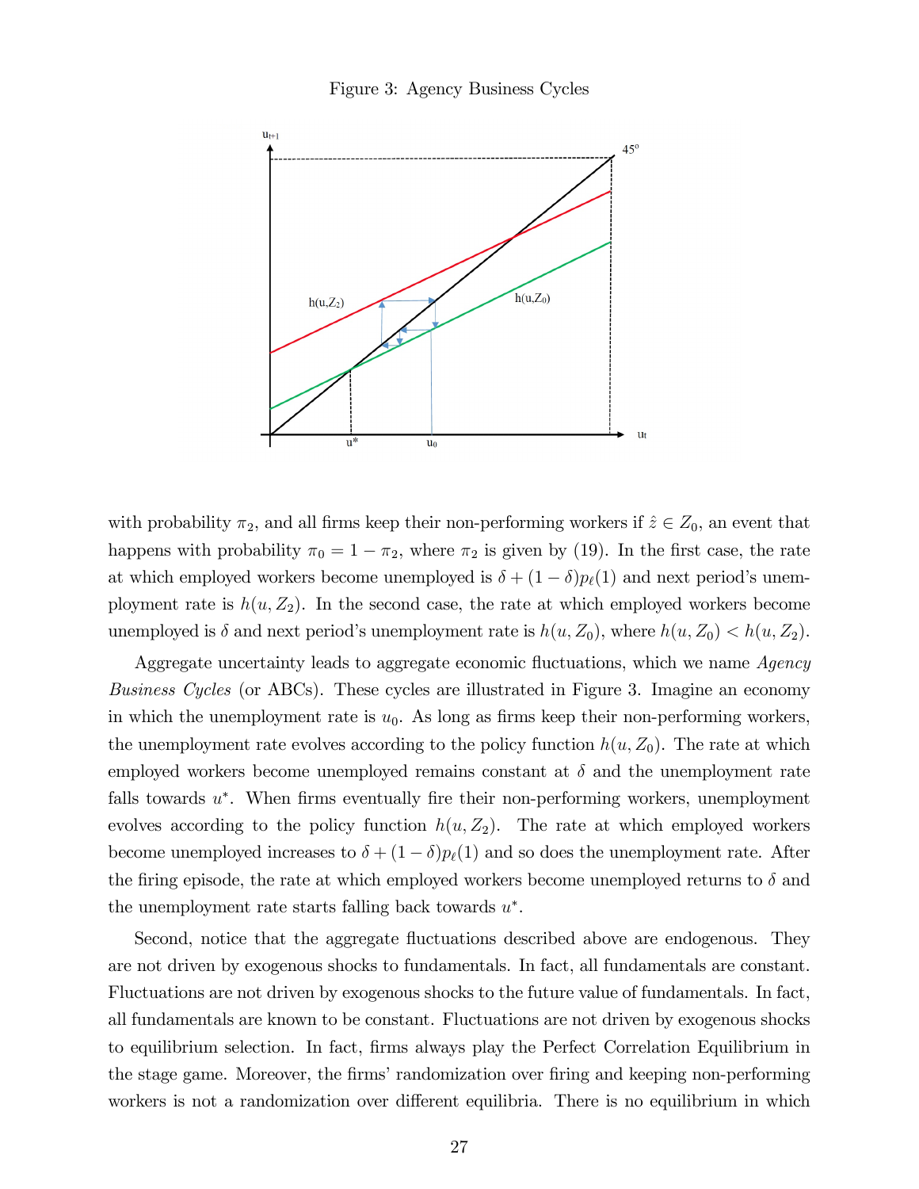Figure 3: Agency Business Cycles

with probability $\pi_2$, and all firms keep their non-performing workers if $\hat{z} \in Z_0$, an event that happens with probability $\pi_0 = 1 - \pi_2$, where $\pi_2$ is given by (19). In the first case, the rate at which employed workers become unemployed is $\delta + (1-\delta)p_\ell(1)$ and next period's unemployment rate is $h(u, Z_2)$. In the second case, the rate at which employed workers become unemployed is $\delta$ and next period's unemployment rate is $h(u, Z_0)$, where $h(u, Z_0) < h(u, Z_2)$.

Aggregate uncertainty leads to aggregate economic fluctuations, which we name *Agency Business Cycles* (or ABCs). These cycles are illustrated in Figure 3. Imagine an economy in which the unemployment rate is $u_0$. As long as firms keep their non-performing workers, the unemployment rate evolves according to the policy function $h(u, Z_0)$. The rate at which employed workers become unemployed remains constant at $\delta$ and the unemployment rate falls towards $u^*$. When firms eventually fire their non-performing workers, unemployment evolves according to the policy function $h(u, Z_2)$. The rate at which employed workers become unemployed increases to $\delta + (1-\delta)p_\ell(1)$ and so does the unemployment rate. After the firing episode, the rate at which employed workers become unemployed returns to $\delta$ and the unemployment rate starts falling back towards $u^*$.

Second, notice that the aggregate fluctuations described above are endogenous. They are not driven by exogenous shocks to fundamentals. In fact, all fundamentals are constant. Fluctuations are not driven by exogenous shocks to the future value of fundamentals. In fact, all fundamentals are known to be constant. Fluctuations are not driven by exogenous shocks to equilibrium selection. In fact, firms always play the Perfect Correlation Equilibrium in the stage game. Moreover, the firms' randomization over firing and keeping non-performing workers is not a randomization over different equilibria. There is no equilibrium in which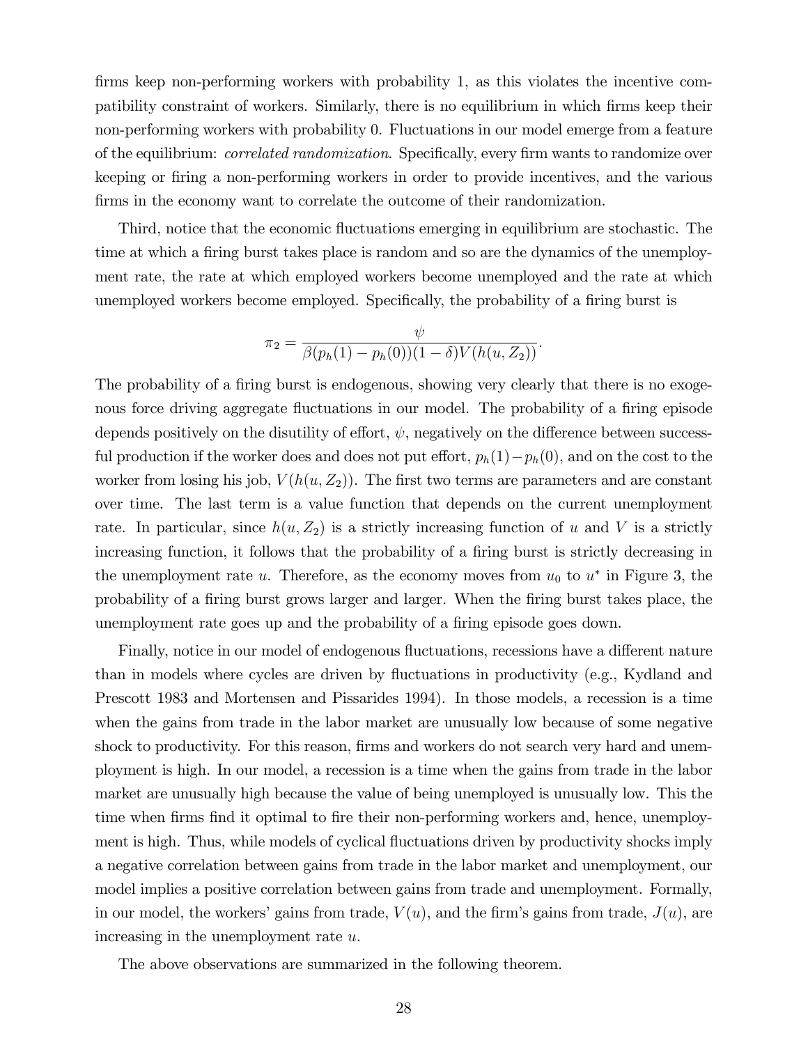firms keep non-performing workers with probability 1, as this violates the incentive compatibility constraint of workers. Similarly, there is no equilibrium in which firms keep their non-performing workers with probability 0. Fluctuations in our model emerge from a feature of the equilibrium: *correlated randomization*. Specifically, every firm wants to randomize over keeping or firing a non-performing workers in order to provide incentives, and the various firms in the economy want to correlate the outcome of their randomization.

Third, notice that the economic fluctuations emerging in equilibrium are stochastic. The time at which a firing burst takes place is random and so are the dynamics of the unemployment rate, the rate at which employed workers become unemployed and the rate at which unemployed workers become employed. Specifically, the probability of a firing burst is

$$\pi_2 = \frac{\psi}{\beta(p_h(1) - p_h(0))(1-\delta)V(h(u, Z_2))}.$$

The probability of a firing burst is endogenous, showing very clearly that there is no exogenous force driving aggregate fluctuations in our model. The probability of a firing episode depends positively on the disutility of effort, $\psi$, negatively on the difference between successful production if the worker does and does not put effort, $p_h(1) - p_h(0)$, and on the cost to the worker from losing his job, $V(h(u, Z_2))$. The first two terms are parameters and are constant over time. The last term is a value function that depends on the current unemployment rate. In particular, since $h(u, Z_2)$ is a strictly increasing function of $u$ and $V$ is a strictly increasing function, it follows that the probability of a firing burst is strictly decreasing in the unemployment rate $u$. Therefore, as the economy moves from $u_0$ to $u^*$ in Figure 3, the probability of a firing burst grows larger and larger. When the firing burst takes place, the unemployment rate goes up and the probability of a firing episode goes down.

Finally, notice in our model of endogenous fluctuations, recessions have a different nature than in models where cycles are driven by fluctuations in productivity (e.g., Kydland and Prescott 1983 and Mortensen and Pissarides 1994). In those models, a recession is a time when the gains from trade in the labor market are unusually low because of some negative shock to productivity. For this reason, firms and workers do not search very hard and unemployment is high. In our model, a recession is a time when the gains from trade in the labor market are unusually high because the value of being unemployed is unusually low. This the time when firms find it optimal to fire their non-performing workers and, hence, unemployment is high. Thus, while models of cyclical fluctuations driven by productivity shocks imply a negative correlation between gains from trade in the labor market and unemployment, our model implies a positive correlation between gains from trade and unemployment. Formally, in our model, the workers' gains from trade, $V(u)$, and the firm's gains from trade, $J(u)$, are increasing in the unemployment rate $u$.

The above observations are summarized in the following theorem.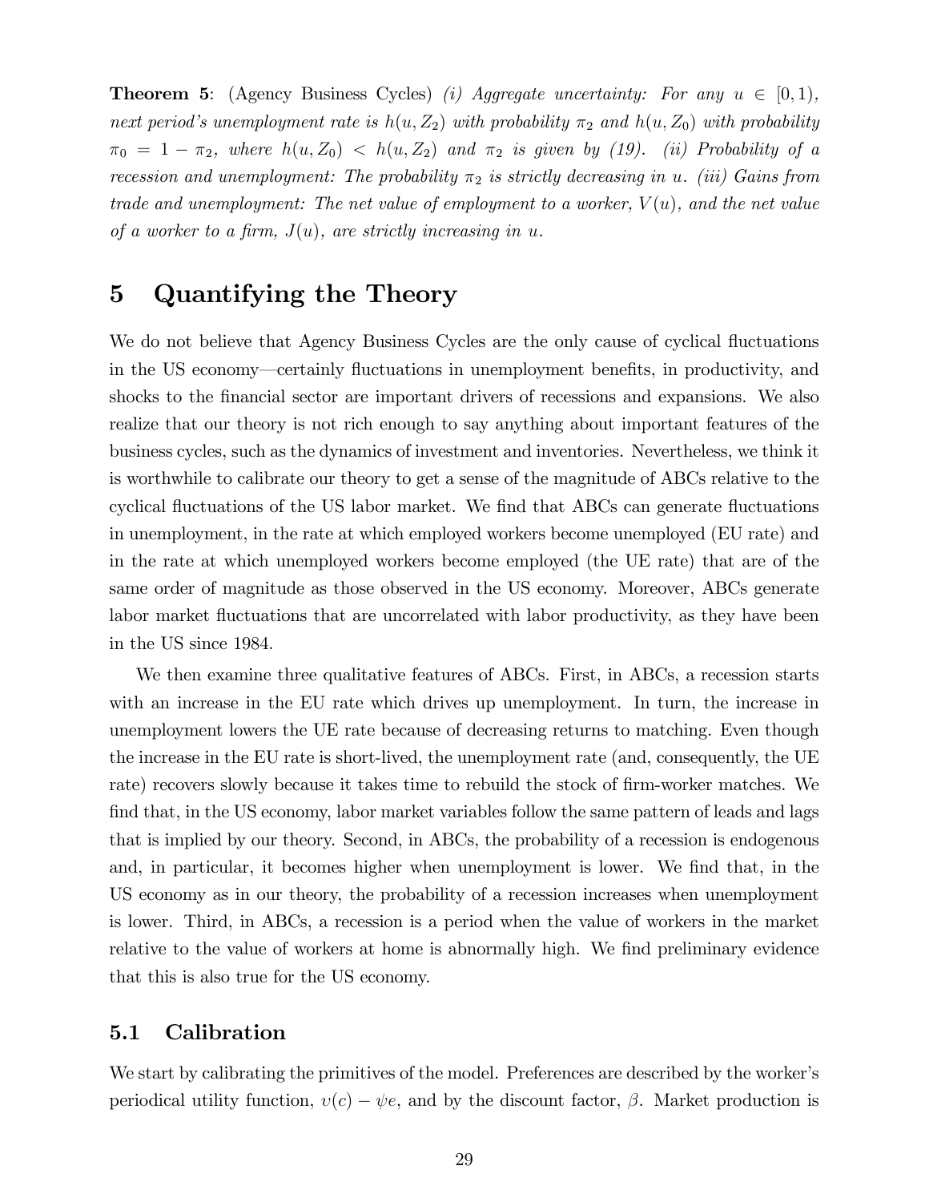**Theorem 5**: (Agency Business Cycles) *(i) Aggregate uncertainty: For any $u \in [0, 1)$, next period's unemployment rate is $h(u, Z_2)$ with probability $\pi_2$ and $h(u, Z_0)$ with probability $\pi_0 = 1 - \pi_2$, where $h(u, Z_0) < h(u, Z_2)$ and $\pi_2$ is given by (19). (ii) Probability of a recession and unemployment: The probability $\pi_2$ is strictly decreasing in $u$. (iii) Gains from trade and unemployment: The net value of employment to a worker, $V(u)$, and the net value of a worker to a firm, $J(u)$, are strictly increasing in $u$.*

# 5 Quantifying the Theory

We do not believe that Agency Business Cycles are the only cause of cyclical fluctuations in the US economy—certainly fluctuations in unemployment benefits, in productivity, and shocks to the financial sector are important drivers of recessions and expansions. We also realize that our theory is not rich enough to say anything about important features of the business cycles, such as the dynamics of investment and inventories. Nevertheless, we think it is worthwhile to calibrate our theory to get a sense of the magnitude of ABCs relative to the cyclical fluctuations of the US labor market. We find that ABCs can generate fluctuations in unemployment, in the rate at which employed workers become unemployed (EU rate) and in the rate at which unemployed workers become employed (the UE rate) that are of the same order of magnitude as those observed in the US economy. Moreover, ABCs generate labor market fluctuations that are uncorrelated with labor productivity, as they have been in the US since 1984.

We then examine three qualitative features of ABCs. First, in ABCs, a recession starts with an increase in the EU rate which drives up unemployment. In turn, the increase in unemployment lowers the UE rate because of decreasing returns to matching. Even though the increase in the EU rate is short-lived, the unemployment rate (and, consequently, the UE rate) recovers slowly because it takes time to rebuild the stock of firm-worker matches. We find that, in the US economy, labor market variables follow the same pattern of leads and lags that is implied by our theory. Second, in ABCs, the probability of a recession is endogenous and, in particular, it becomes higher when unemployment is lower. We find that, in the US economy as in our theory, the probability of a recession increases when unemployment is lower. Third, in ABCs, a recession is a period when the value of workers in the market relative to the value of workers at home is abnormally high. We find preliminary evidence that this is also true for the US economy.

## 5.1 Calibration

We start by calibrating the primitives of the model. Preferences are described by the worker's periodical utility function, $v(c) - \psi e$, and by the discount factor, $\beta$. Market production is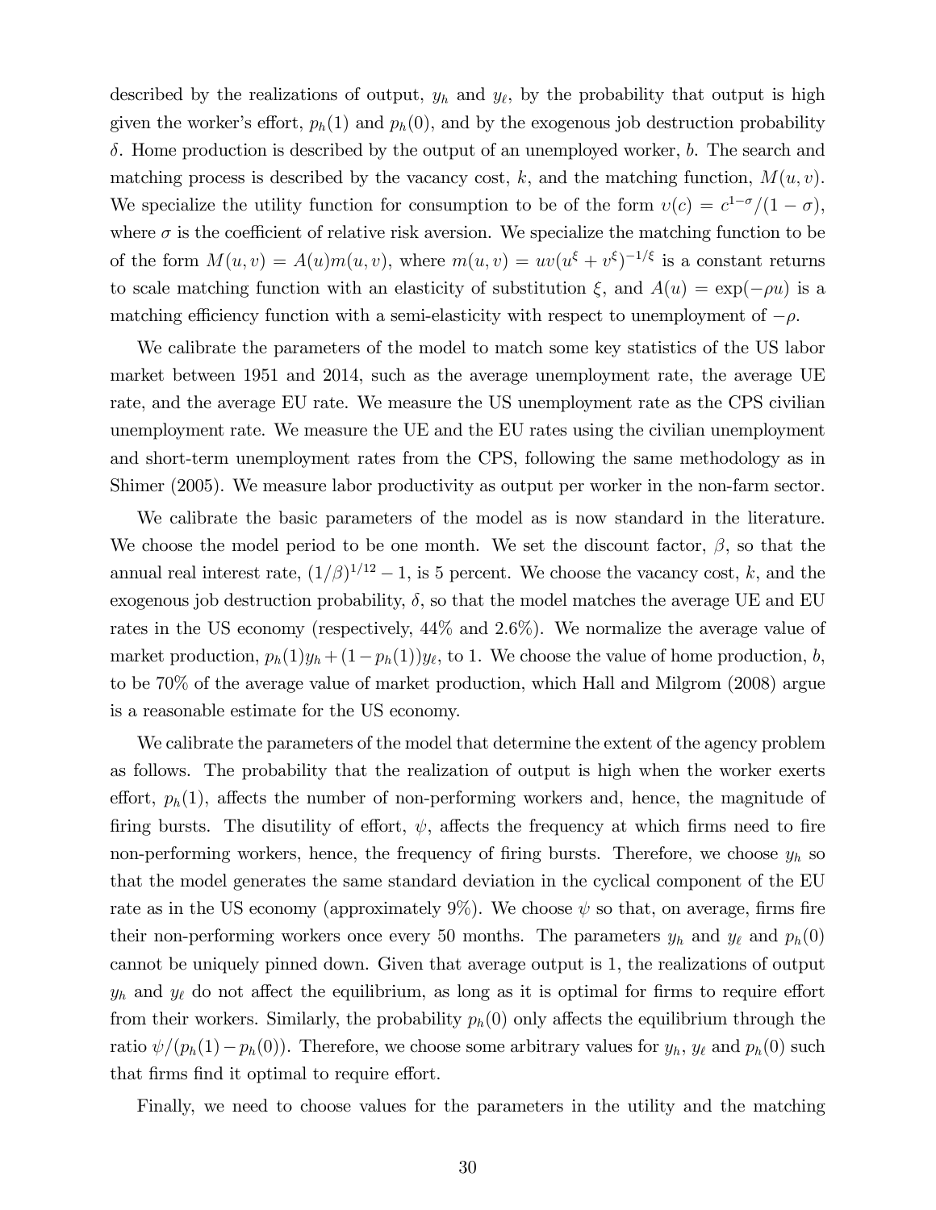described by the realizations of output, $y_h$ and $y_\ell$, by the probability that output is high given the worker's effort, $p_h(1)$ and $p_h(0)$, and by the exogenous job destruction probability $\delta$. Home production is described by the output of an unemployed worker, $b$. The search and matching process is described by the vacancy cost, $k$, and the matching function, $M(u, v)$. We specialize the utility function for consumption to be of the form $v(c) = c^{1-\sigma}/(1-\sigma)$, where $\sigma$ is the coefficient of relative risk aversion. We specialize the matching function to be of the form $M(u, v) = A(u)m(u, v)$, where $m(u, v) = uv(u^\xi + v^\xi)^{-1/\xi}$ is a constant returns to scale matching function with an elasticity of substitution $\xi$, and $A(u) = \exp(-\rho u)$ is a matching efficiency function with a semi-elasticity with respect to unemployment of $-\rho$.

We calibrate the parameters of the model to match some key statistics of the US labor market between 1951 and 2014, such as the average unemployment rate, the average UE rate, and the average EU rate. We measure the US unemployment rate as the CPS civilian unemployment rate. We measure the UE and the EU rates using the civilian unemployment and short-term unemployment rates from the CPS, following the same methodology as in Shimer (2005). We measure labor productivity as output per worker in the non-farm sector.

We calibrate the basic parameters of the model as is now standard in the literature. We choose the model period to be one month. We set the discount factor, $\beta$, so that the annual real interest rate, $(1/\beta)^{1/12} - 1$, is 5 percent. We choose the vacancy cost, $k$, and the exogenous job destruction probability, $\delta$, so that the model matches the average UE and EU rates in the US economy (respectively, 44% and 2.6%). We normalize the average value of market production, $p_h(1)y_h + (1-p_h(1))y_\ell$, to 1. We choose the value of home production, $b$, to be 70% of the average value of market production, which Hall and Milgrom (2008) argue is a reasonable estimate for the US economy.

We calibrate the parameters of the model that determine the extent of the agency problem as follows. The probability that the realization of output is high when the worker exerts effort, $p_h(1)$, affects the number of non-performing workers and, hence, the magnitude of firing bursts. The disutility of effort, $\psi$, affects the frequency at which firms need to fire non-performing workers, hence, the frequency of firing bursts. Therefore, we choose $y_h$ so that the model generates the same standard deviation in the cyclical component of the EU rate as in the US economy (approximately 9%). We choose $\psi$ so that, on average, firms fire their non-performing workers once every 50 months. The parameters $y_h$ and $y_\ell$ and $p_h(0)$ cannot be uniquely pinned down. Given that average output is 1, the realizations of output $y_h$ and $y_\ell$ do not affect the equilibrium, as long as it is optimal for firms to require effort from their workers. Similarly, the probability $p_h(0)$ only affects the equilibrium through the ratio $\psi/(p_h(1) - p_h(0))$. Therefore, we choose some arbitrary values for $y_h$, $y_\ell$ and $p_h(0)$ such that firms find it optimal to require effort.

Finally, we need to choose values for the parameters in the utility and the matching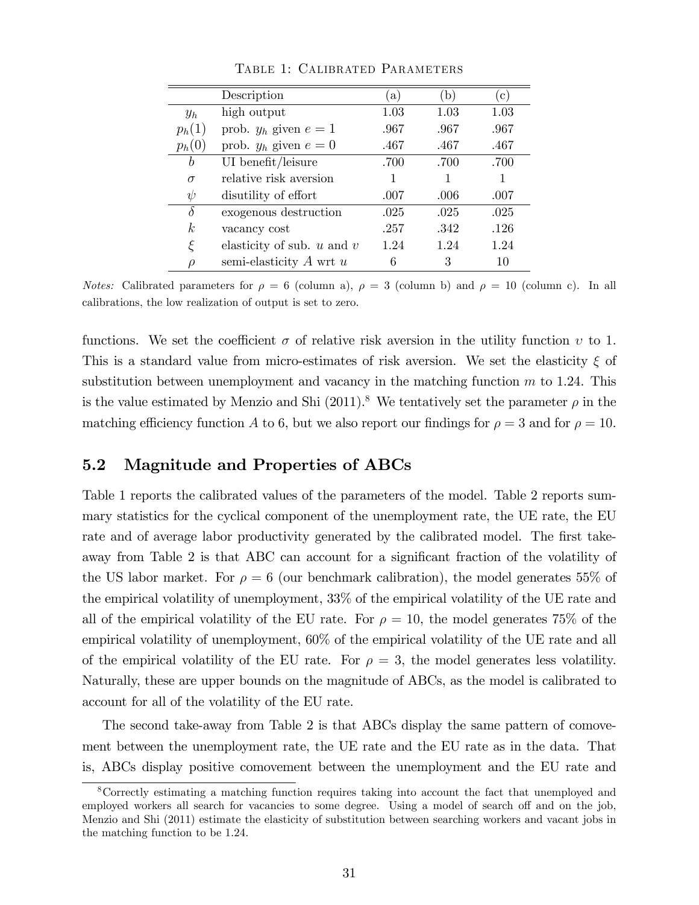Table 1: Calibrated Parameters

| | Description | (a) | (b) | (c) |
|---|---|---|---|---|
| $y_h$ | high output | 1.03 | 1.03 | 1.03 |
| $p_h(1)$ | prob. $y_h$ given $e = 1$ | .967 | .967 | .967 |
| $p_h(0)$ | prob. $y_h$ given $e = 0$ | .467 | .467 | .467 |
| $b$ | UI benefit/leisure | .700 | .700 | .700 |
| $\sigma$ | relative risk aversion | 1 | 1 | 1 |
| $\psi$ | disutility of effort | .007 | .006 | .007 |
| $\delta$ | exogenous destruction | .025 | .025 | .025 |
| $k$ | vacancy cost | .257 | .342 | .126 |
| $\xi$ | elasticity of sub. $u$ and $v$ | 1.24 | 1.24 | 1.24 |
| $\rho$ | semi-elasticity $A$ wrt $u$ | 6 | 3 | 10 |

*Notes:* Calibrated parameters for $\rho = 6$ (column a), $\rho = 3$ (column b) and $\rho = 10$ (column c). In all calibrations, the low realization of output is set to zero.

functions. We set the coefficient $\sigma$ of relative risk aversion in the utility function $\upsilon$ to 1. This is a standard value from micro-estimates of risk aversion. We set the elasticity $\xi$ of substitution between unemployment and vacancy in the matching function $m$ to 1.24. This is the value estimated by Menzio and Shi (2011).[8] We tentatively set the parameter $\rho$ in the matching efficiency function $A$ to 6, but we also report our findings for $\rho = 3$ and for $\rho = 10$.

## 5.2 Magnitude and Properties of ABCs

Table 1 reports the calibrated values of the parameters of the model. Table 2 reports summary statistics for the cyclical component of the unemployment rate, the UE rate, the EU rate and of average labor productivity generated by the calibrated model. The first take-away from Table 2 is that ABC can account for a significant fraction of the volatility of the US labor market. For $\rho = 6$ (our benchmark calibration), the model generates 55% of the empirical volatility of unemployment, 33% of the empirical volatility of the UE rate and all of the empirical volatility of the EU rate. For $\rho = 10$, the model generates 75% of the empirical volatility of unemployment, 60% of the empirical volatility of the UE rate and all of the empirical volatility of the EU rate. For $\rho = 3$, the model generates less volatility. Naturally, these are upper bounds on the magnitude of ABCs, as the model is calibrated to account for all of the volatility of the EU rate.

The second take-away from Table 2 is that ABCs display the same pattern of comovement between the unemployment rate, the UE rate and the EU rate as in the data. That is, ABCs display positive comovement between the unemployment and the EU rate and

[8] Correctly estimating a matching function requires taking into account the fact that unemployed and employed workers all search for vacancies to some degree. Using a model of search off and on the job, Menzio and Shi (2011) estimate the elasticity of substitution between searching workers and vacant jobs in the matching function to be 1.24.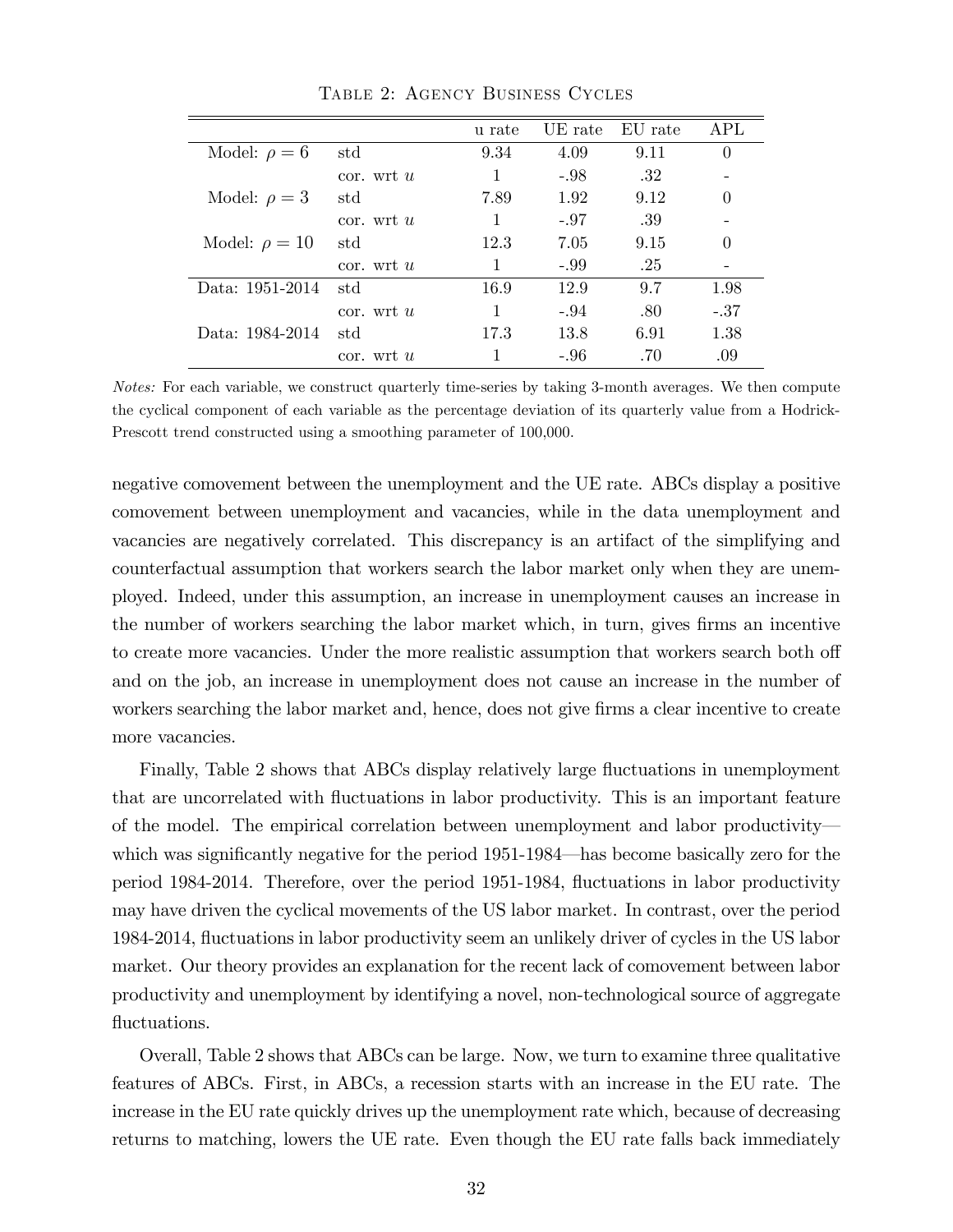Table 2: Agency Business Cycles

| | | u rate | UE rate | EU rate | APL |
|---|---|---|---|---|---|
| Model: $\rho = 6$ | std | 9.34 | 4.09 | 9.11 | 0 |
| | cor. wrt $u$ | 1 | -.98 | .32 | - |
| Model: $\rho = 3$ | std | 7.89 | 1.92 | 9.12 | 0 |
| | cor. wrt $u$ | 1 | -.97 | .39 | - |
| Model: $\rho = 10$ | std | 12.3 | 7.05 | 9.15 | 0 |
| | cor. wrt $u$ | 1 | -.99 | .25 | - |
| Data: 1951-2014 | std | 16.9 | 12.9 | 9.7 | 1.98 |
| | cor. wrt $u$ | 1 | -.94 | .80 | -.37 |
| Data: 1984-2014 | std | 17.3 | 13.8 | 6.91 | 1.38 |
| | cor. wrt $u$ | 1 | -.96 | .70 | .09 |

*Notes:* For each variable, we construct quarterly time-series by taking 3-month averages. We then compute the cyclical component of each variable as the percentage deviation of its quarterly value from a Hodrick-Prescott trend constructed using a smoothing parameter of 100,000.

negative comovement between the unemployment and the UE rate. ABCs display a positive comovement between unemployment and vacancies, while in the data unemployment and vacancies are negatively correlated. This discrepancy is an artifact of the simplifying and counterfactual assumption that workers search the labor market only when they are unemployed. Indeed, under this assumption, an increase in unemployment causes an increase in the number of workers searching the labor market which, in turn, gives firms an incentive to create more vacancies. Under the more realistic assumption that workers search both off and on the job, an increase in unemployment does not cause an increase in the number of workers searching the labor market and, hence, does not give firms a clear incentive to create more vacancies.

Finally, Table 2 shows that ABCs display relatively large fluctuations in unemployment that are uncorrelated with fluctuations in labor productivity. This is an important feature of the model. The empirical correlation between unemployment and labor productivity—which was significantly negative for the period 1951-1984—has become basically zero for the period 1984-2014. Therefore, over the period 1951-1984, fluctuations in labor productivity may have driven the cyclical movements of the US labor market. In contrast, over the period 1984-2014, fluctuations in labor productivity seem an unlikely driver of cycles in the US labor market. Our theory provides an explanation for the recent lack of comovement between labor productivity and unemployment by identifying a novel, non-technological source of aggregate fluctuations.

Overall, Table 2 shows that ABCs can be large. Now, we turn to examine three qualitative features of ABCs. First, in ABCs, a recession starts with an increase in the EU rate. The increase in the EU rate quickly drives up the unemployment rate which, because of decreasing returns to matching, lowers the UE rate. Even though the EU rate falls back immediately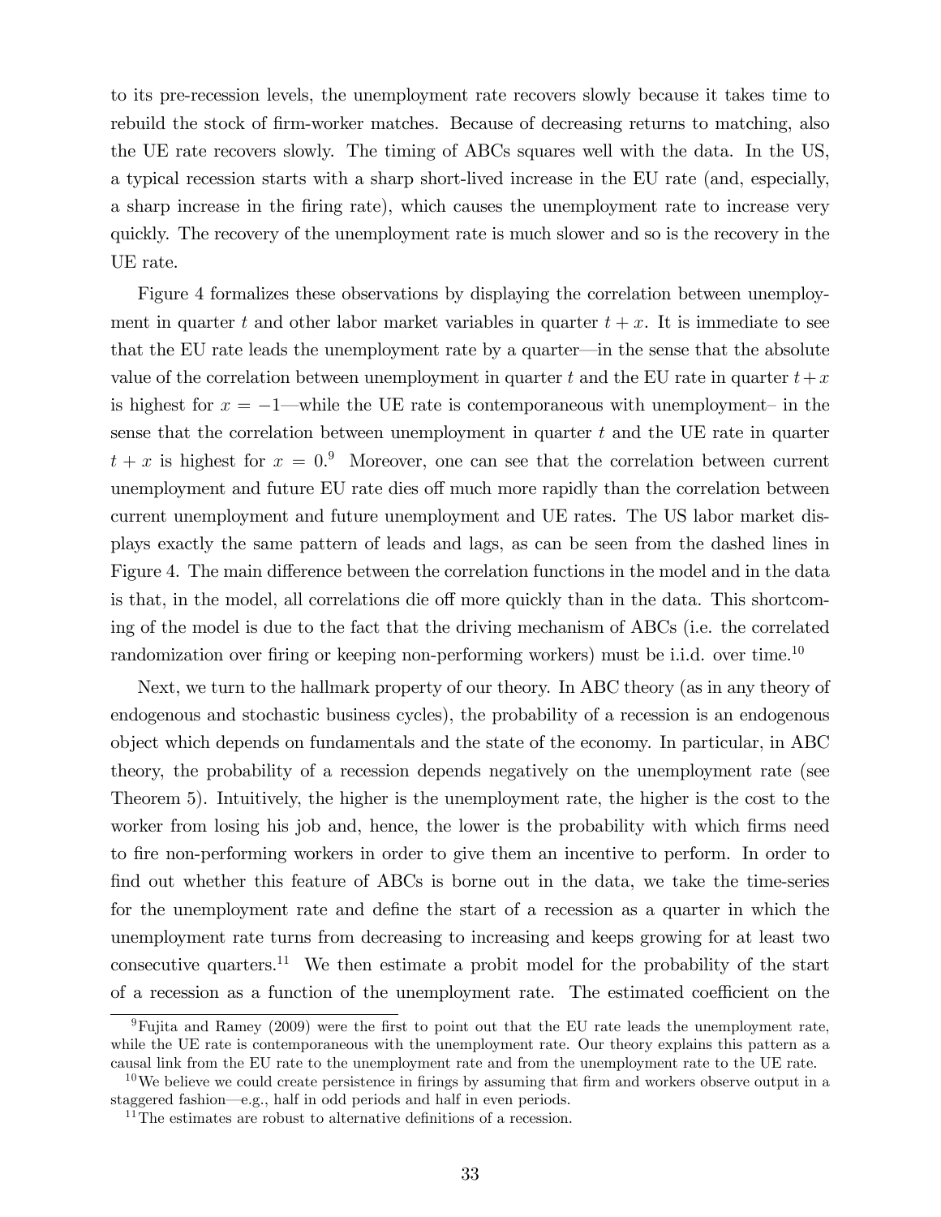to its pre-recession levels, the unemployment rate recovers slowly because it takes time to rebuild the stock of firm-worker matches. Because of decreasing returns to matching, also the UE rate recovers slowly. The timing of ABCs squares well with the data. In the US, a typical recession starts with a sharp short-lived increase in the EU rate (and, especially, a sharp increase in the firing rate), which causes the unemployment rate to increase very quickly. The recovery of the unemployment rate is much slower and so is the recovery in the UE rate.

Figure 4 formalizes these observations by displaying the correlation between unemployment in quarter $t$ and other labor market variables in quarter $t+x$. It is immediate to see that the EU rate leads the unemployment rate by a quarter—in the sense that the absolute value of the correlation between unemployment in quarter $t$ and the EU rate in quarter $t+x$ is highest for $x = -1$—while the UE rate is contemporaneous with unemployment– in the sense that the correlation between unemployment in quarter $t$ and the UE rate in quarter $t+x$ is highest for $x = 0$.[9] Moreover, one can see that the correlation between current unemployment and future EU rate dies off much more rapidly than the correlation between current unemployment and future unemployment and UE rates. The US labor market displays exactly the same pattern of leads and lags, as can be seen from the dashed lines in Figure 4. The main difference between the correlation functions in the model and in the data is that, in the model, all correlations die off more quickly than in the data. This shortcoming of the model is due to the fact that the driving mechanism of ABCs (i.e. the correlated randomization over firing or keeping non-performing workers) must be i.i.d. over time.[10]

Next, we turn to the hallmark property of our theory. In ABC theory (as in any theory of endogenous and stochastic business cycles), the probability of a recession is an endogenous object which depends on fundamentals and the state of the economy. In particular, in ABC theory, the probability of a recession depends negatively on the unemployment rate (see Theorem 5). Intuitively, the higher is the unemployment rate, the higher is the cost to the worker from losing his job and, hence, the lower is the probability with which firms need to fire non-performing workers in order to give them an incentive to perform. In order to find out whether this feature of ABCs is borne out in the data, we take the time-series for the unemployment rate and define the start of a recession as a quarter in which the unemployment rate turns from decreasing to increasing and keeps growing for at least two consecutive quarters.[11] We then estimate a probit model for the probability of the start of a recession as a function of the unemployment rate. The estimated coefficient on the

[9] Fujita and Ramey (2009) were the first to point out that the EU rate leads the unemployment rate, while the UE rate is contemporaneous with the unemployment rate. Our theory explains this pattern as a causal link from the EU rate to the unemployment rate and from the unemployment rate to the UE rate.

[10] We believe we could create persistence in firings by assuming that firm and workers observe output in a staggered fashion—e.g., half in odd periods and half in even periods.

[11] The estimates are robust to alternative definitions of a recession.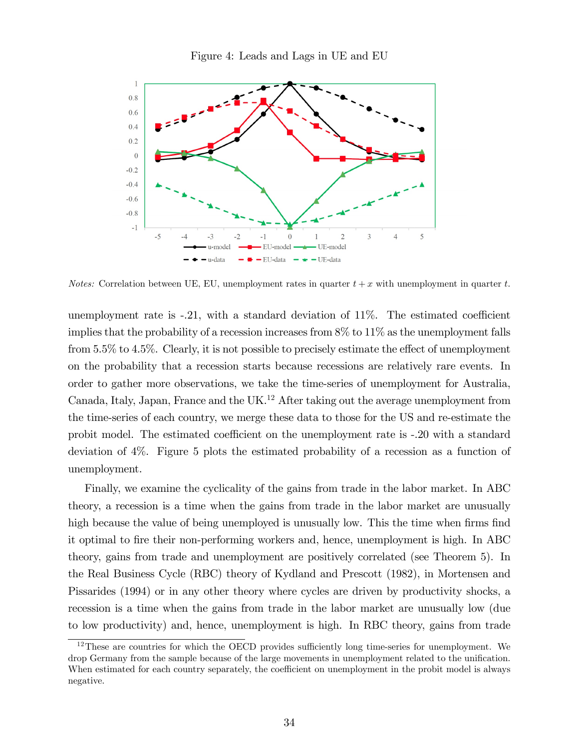Figure 4: Leads and Lags in UE and EU

*Notes:* Correlation between UE, EU, unemployment rates in quarter $t + x$ with unemployment in quarter $t$.

unemployment rate is -.21, with a standard deviation of 11%. The estimated coefficient implies that the probability of a recession increases from 8% to 11% as the unemployment falls from 5.5% to 4.5%. Clearly, it is not possible to precisely estimate the effect of unemployment on the probability that a recession starts because recessions are relatively rare events. In order to gather more observations, we take the time-series of unemployment for Australia, Canada, Italy, Japan, France and the UK.[12] After taking out the average unemployment from the time-series of each country, we merge these data to those for the US and re-estimate the probit model. The estimated coefficient on the unemployment rate is -.20 with a standard deviation of 4%. Figure 5 plots the estimated probability of a recession as a function of unemployment.

Finally, we examine the cyclicality of the gains from trade in the labor market. In ABC theory, a recession is a time when the gains from trade in the labor market are unusually high because the value of being unemployed is unusually low. This the time when firms find it optimal to fire their non-performing workers and, hence, unemployment is high. In ABC theory, gains from trade and unemployment are positively correlated (see Theorem 5). In the Real Business Cycle (RBC) theory of Kydland and Prescott (1982), in Mortensen and Pissarides (1994) or in any other theory where cycles are driven by productivity shocks, a recession is a time when the gains from trade in the labor market are unusually low (due to low productivity) and, hence, unemployment is high. In RBC theory, gains from trade

[12] These are countries for which the OECD provides sufficiently long time-series for unemployment. We drop Germany from the sample because of the large movements in unemployment related to the unification. When estimated for each country separately, the coefficient on unemployment in the probit model is always negative.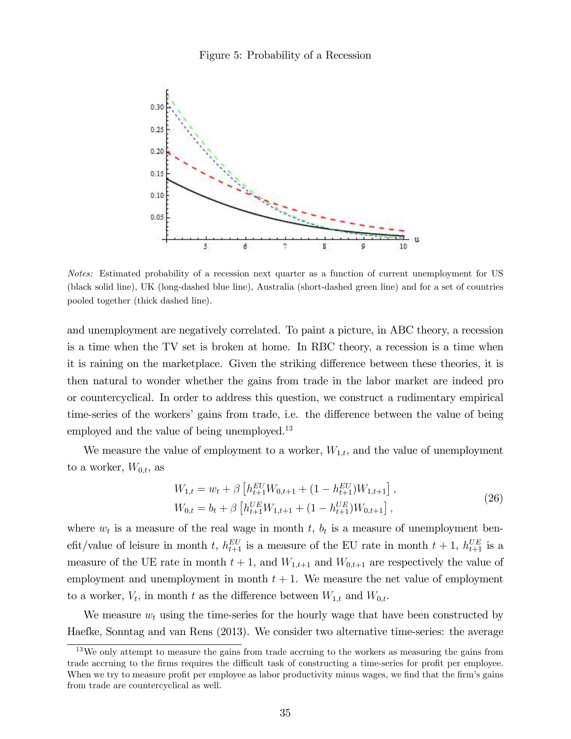Figure 5: Probability of a Recession

*Notes:* Estimated probability of a recession next quarter as a function of current unemployment for US (black solid line), UK (long-dashed blue line), Australia (short-dashed green line) and for a set of countries pooled together (thick dashed line).

and unemployment are negatively correlated. To paint a picture, in ABC theory, a recession is a time when the TV set is broken at home. In RBC theory, a recession is a time when it is raining on the marketplace. Given the striking difference between these theories, it is then natural to wonder whether the gains from trade in the labor market are indeed pro or countercyclical. In order to address this question, we construct a rudimentary empirical time-series of the workers' gains from trade, i.e. the difference between the value of being employed and the value of being unemployed.[13]

We measure the value of employment to a worker, $W_{1,t}$, and the value of unemployment to a worker, $W_{0,t}$, as

$$
\begin{aligned}
W_{1,t} &= w_t + \beta \left[ h_{t+1}^{EU} W_{0,t+1} + (1 - h_{t+1}^{EU}) W_{1,t+1} \right], \\
W_{0,t} &= b_t + \beta \left[ h_{t+1}^{UE} W_{1,t+1} + (1 - h_{t+1}^{UE}) W_{0,t+1} \right],
\end{aligned}
\tag{26}
$$

where $w_t$ is a measure of the real wage in month $t$, $b_t$ is a measure of unemployment benefit/value of leisure in month $t$, $h_{t+1}^{EU}$ is a measure of the EU rate in month $t+1$, $h_{t+1}^{UE}$ is a measure of the UE rate in month $t+1$, and $W_{1,t+1}$ and $W_{0,t+1}$ are respectively the value of employment and unemployment in month $t+1$. We measure the net value of employment to a worker, $V_t$, in month $t$ as the difference between $W_{1,t}$ and $W_{0,t}$.

We measure $w_t$ using the time-series for the hourly wage that have been constructed by Haefke, Sonntag and van Rens (2013). We consider two alternative time-series: the average

[13] We only attempt to measure the gains from trade accruing to the workers as measuring the gains from trade accruing to the firms requires the difficult task of constructing a time-series for profit per employee. When we try to measure profit per employee as labor productivity minus wages, we find that the firm's gains from trade are countercyclical as well.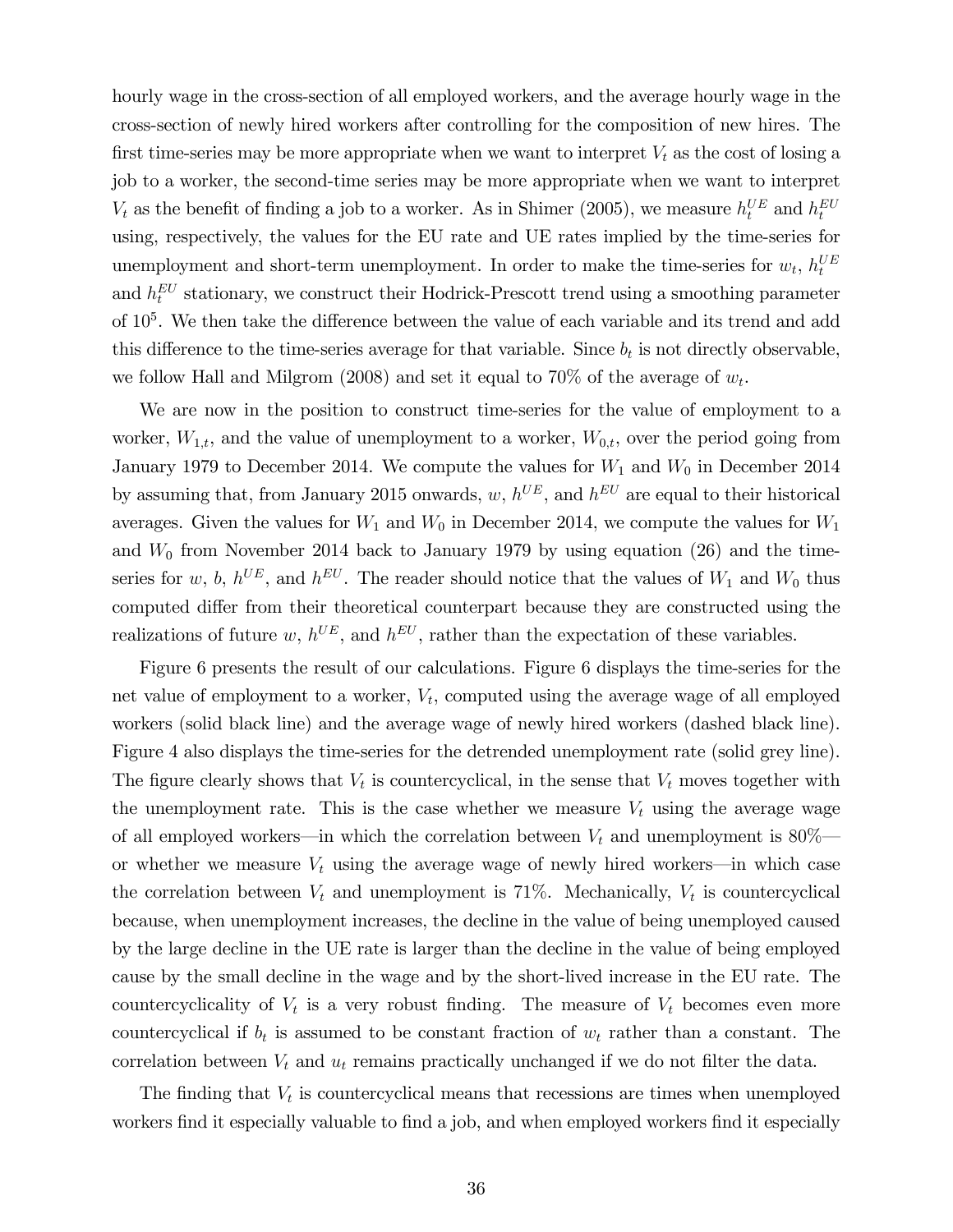hourly wage in the cross-section of all employed workers, and the average hourly wage in the cross-section of newly hired workers after controlling for the composition of new hires. The first time-series may be more appropriate when we want to interpret $V_t$ as the cost of losing a job to a worker, the second-time series may be more appropriate when we want to interpret $V_t$ as the benefit of finding a job to a worker. As in Shimer (2005), we measure $h_t^{UE}$ and $h_t^{EU}$ using, respectively, the values for the EU rate and UE rates implied by the time-series for unemployment and short-term unemployment. In order to make the time-series for $w_t$, $h_t^{UE}$ and $h_t^{EU}$ stationary, we construct their Hodrick-Prescott trend using a smoothing parameter of $10^5$. We then take the difference between the value of each variable and its trend and add this difference to the time-series average for that variable. Since $b_t$ is not directly observable, we follow Hall and Milgrom (2008) and set it equal to 70% of the average of $w_t$.

We are now in the position to construct time-series for the value of employment to a worker, $W_{1,t}$, and the value of unemployment to a worker, $W_{0,t}$, over the period going from January 1979 to December 2014. We compute the values for $W_1$ and $W_0$ in December 2014 by assuming that, from January 2015 onwards, $w$, $h^{UE}$, and $h^{EU}$ are equal to their historical averages. Given the values for $W_1$ and $W_0$ in December 2014, we compute the values for $W_1$ and $W_0$ from November 2014 back to January 1979 by using equation (26) and the time-series for $w$, $b$, $h^{UE}$, and $h^{EU}$. The reader should notice that the values of $W_1$ and $W_0$ thus computed differ from their theoretical counterpart because they are constructed using the realizations of future $w$, $h^{UE}$, and $h^{EU}$, rather than the expectation of these variables.

Figure 6 presents the result of our calculations. Figure 6 displays the time-series for the net value of employment to a worker, $V_t$, computed using the average wage of all employed workers (solid black line) and the average wage of newly hired workers (dashed black line). Figure 4 also displays the time-series for the detrended unemployment rate (solid grey line). The figure clearly shows that $V_t$ is countercyclical, in the sense that $V_t$ moves together with the unemployment rate. This is the case whether we measure $V_t$ using the average wage of all employed workers—in which the correlation between $V_t$ and unemployment is 80%—or whether we measure $V_t$ using the average wage of newly hired workers—in which case the correlation between $V_t$ and unemployment is 71%. Mechanically, $V_t$ is countercyclical because, when unemployment increases, the decline in the value of being unemployed caused by the large decline in the UE rate is larger than the decline in the value of being employed cause by the small decline in the wage and by the short-lived increase in the EU rate. The countercyclicality of $V_t$ is a very robust finding. The measure of $V_t$ becomes even more countercyclical if $b_t$ is assumed to be constant fraction of $w_t$ rather than a constant. The correlation between $V_t$ and $u_t$ remains practically unchanged if we do not filter the data.

The finding that $V_t$ is countercyclical means that recessions are times when unemployed workers find it especially valuable to find a job, and when employed workers find it especially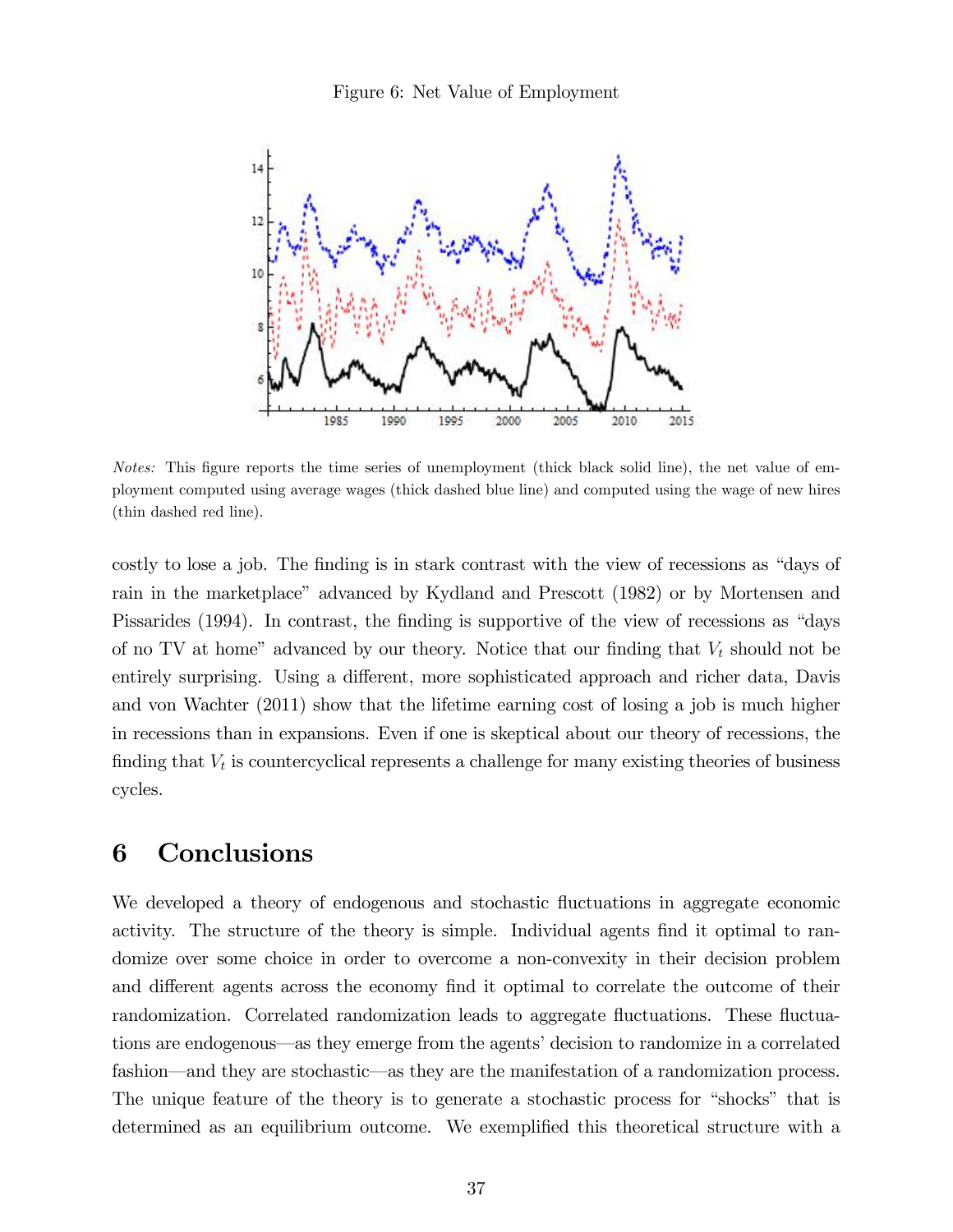Figure 6: Net Value of Employment

*Notes:* This figure reports the time series of unemployment (thick black solid line), the net value of employment computed using average wages (thick dashed blue line) and computed using the wage of new hires (thin dashed red line).

costly to lose a job. The finding is in stark contrast with the view of recessions as "days of rain in the marketplace" advanced by Kydland and Prescott (1982) or by Mortensen and Pissarides (1994). In contrast, the finding is supportive of the view of recessions as "days of no TV at home" advanced by our theory. Notice that our finding that $V_t$ should not be entirely surprising. Using a different, more sophisticated approach and richer data, Davis and von Wachter (2011) show that the lifetime earning cost of losing a job is much higher in recessions than in expansions. Even if one is skeptical about our theory of recessions, the finding that $V_t$ is countercyclical represents a challenge for many existing theories of business cycles.

# 6 Conclusions

We developed a theory of endogenous and stochastic fluctuations in aggregate economic activity. The structure of the theory is simple. Individual agents find it optimal to randomize over some choice in order to overcome a non-convexity in their decision problem and different agents across the economy find it optimal to correlate the outcome of their randomization. Correlated randomization leads to aggregate fluctuations. These fluctuations are endogenous—as they emerge from the agents' decision to randomize in a correlated fashion—and they are stochastic—as they are the manifestation of a randomization process. The unique feature of the theory is to generate a stochastic process for "shocks" that is determined as an equilibrium outcome. We exemplified this theoretical structure with a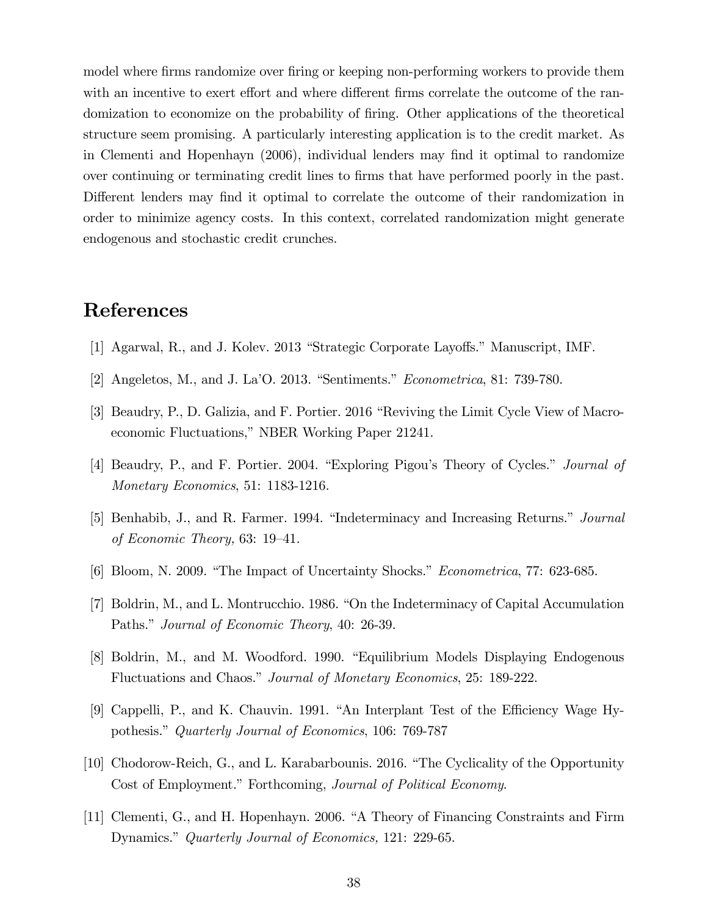model where firms randomize over firing or keeping non-performing workers to provide them with an incentive to exert effort and where different firms correlate the outcome of the randomization to economize on the probability of firing. Other applications of the theoretical structure seem promising. A particularly interesting application is to the credit market. As in Clementi and Hopenhayn (2006), individual lenders may find it optimal to randomize over continuing or terminating credit lines to firms that have performed poorly in the past. Different lenders may find it optimal to correlate the outcome of their randomization in order to minimize agency costs. In this context, correlated randomization might generate endogenous and stochastic credit crunches.

# References

[1] Agarwal, R., and J. Kolev. 2013 "Strategic Corporate Layoffs." Manuscript, IMF.

[2] Angeletos, M., and J. La'O. 2013. "Sentiments." *Econometrica*, 81: 739-780.

[3] Beaudry, P., D. Galizia, and F. Portier. 2016 "Reviving the Limit Cycle View of Macroeconomic Fluctuations," NBER Working Paper 21241.

[4] Beaudry, P., and F. Portier. 2004. "Exploring Pigou's Theory of Cycles." *Journal of Monetary Economics*, 51: 1183-1216.

[5] Benhabib, J., and R. Farmer. 1994. "Indeterminacy and Increasing Returns." *Journal of Economic Theory,* 63: 19–41.

[6] Bloom, N. 2009. "The Impact of Uncertainty Shocks." *Econometrica*, 77: 623-685.

[7] Boldrin, M., and L. Montrucchio. 1986. "On the Indeterminacy of Capital Accumulation Paths." *Journal of Economic Theory*, 40: 26-39.

[8] Boldrin, M., and M. Woodford. 1990. "Equilibrium Models Displaying Endogenous Fluctuations and Chaos." *Journal of Monetary Economics*, 25: 189-222.

[9] Cappelli, P., and K. Chauvin. 1991. "An Interplant Test of the Efficiency Wage Hypothesis." *Quarterly Journal of Economics*, 106: 769-787

[10] Chodorow-Reich, G., and L. Karabarbounis. 2016. "The Cyclicality of the Opportunity Cost of Employment." Forthcoming, *Journal of Political Economy*.

[11] Clementi, G., and H. Hopenhayn. 2006. "A Theory of Financing Constraints and Firm Dynamics." *Quarterly Journal of Economics,* 121: 229-65.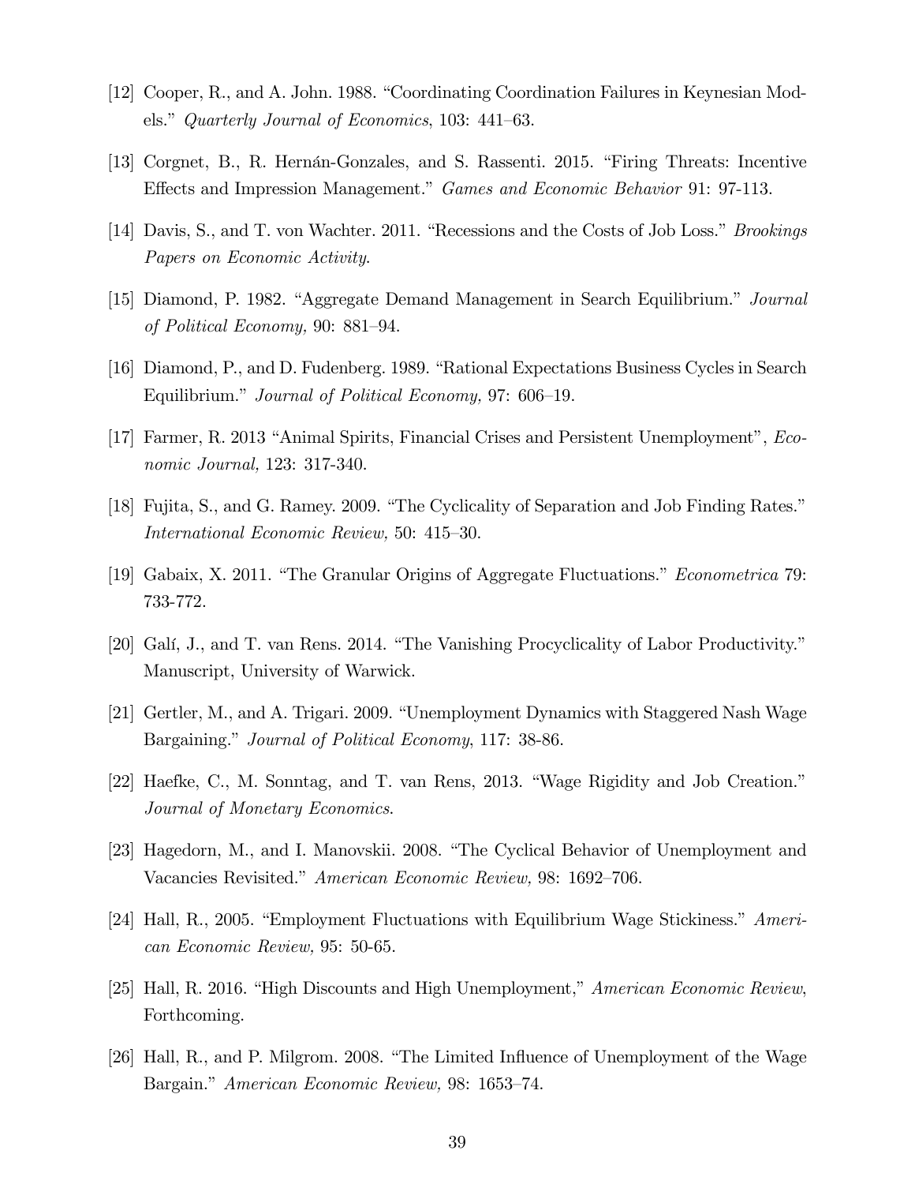[12] Cooper, R., and A. John. 1988. "Coordinating Coordination Failures in Keynesian Models." *Quarterly Journal of Economics*, 103: 441–63.

[13] Corgnet, B., R. Hernán-Gonzales, and S. Rassenti. 2015. "Firing Threats: Incentive Effects and Impression Management." *Games and Economic Behavior* 91: 97-113.

[14] Davis, S., and T. von Wachter. 2011. "Recessions and the Costs of Job Loss." *Brookings Papers on Economic Activity*.

[15] Diamond, P. 1982. "Aggregate Demand Management in Search Equilibrium." *Journal of Political Economy,* 90: 881–94.

[16] Diamond, P., and D. Fudenberg. 1989. "Rational Expectations Business Cycles in Search Equilibrium." *Journal of Political Economy,* 97: 606–19.

[17] Farmer, R. 2013 "Animal Spirits, Financial Crises and Persistent Unemployment", *Economic Journal,* 123: 317-340.

[18] Fujita, S., and G. Ramey. 2009. "The Cyclicality of Separation and Job Finding Rates." *International Economic Review,* 50: 415–30.

[19] Gabaix, X. 2011. "The Granular Origins of Aggregate Fluctuations." *Econometrica* 79: 733-772.

[20] Galí, J., and T. van Rens. 2014. "The Vanishing Procyclicality of Labor Productivity." Manuscript, University of Warwick.

[21] Gertler, M., and A. Trigari. 2009. "Unemployment Dynamics with Staggered Nash Wage Bargaining." *Journal of Political Economy*, 117: 38-86.

[22] Haefke, C., M. Sonntag, and T. van Rens, 2013. "Wage Rigidity and Job Creation." *Journal of Monetary Economics*.

[23] Hagedorn, M., and I. Manovskii. 2008. "The Cyclical Behavior of Unemployment and Vacancies Revisited." *American Economic Review,* 98: 1692–706.

[24] Hall, R., 2005. "Employment Fluctuations with Equilibrium Wage Stickiness." *American Economic Review,* 95: 50-65.

[25] Hall, R. 2016. "High Discounts and High Unemployment," *American Economic Review*, Forthcoming.

[26] Hall, R., and P. Milgrom. 2008. "The Limited Influence of Unemployment of the Wage Bargain." *American Economic Review,* 98: 1653–74.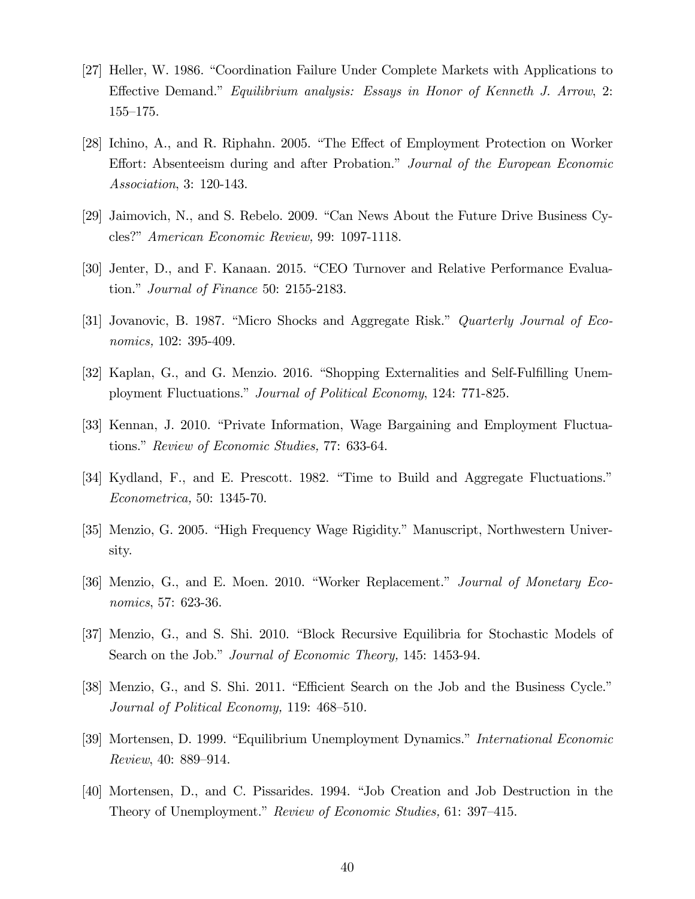[27] Heller, W. 1986. "Coordination Failure Under Complete Markets with Applications to Effective Demand." *Equilibrium analysis: Essays in Honor of Kenneth J. Arrow*, 2: 155–175.

[28] Ichino, A., and R. Riphahn. 2005. "The Effect of Employment Protection on Worker Effort: Absenteeism during and after Probation." *Journal of the European Economic Association*, 3: 120-143.

[29] Jaimovich, N., and S. Rebelo. 2009. "Can News About the Future Drive Business Cycles?" *American Economic Review,* 99: 1097-1118.

[30] Jenter, D., and F. Kanaan. 2015. "CEO Turnover and Relative Performance Evaluation." *Journal of Finance* 50: 2155-2183.

[31] Jovanovic, B. 1987. "Micro Shocks and Aggregate Risk." *Quarterly Journal of Economics,* 102: 395-409.

[32] Kaplan, G., and G. Menzio. 2016. "Shopping Externalities and Self-Fulfilling Unemployment Fluctuations." *Journal of Political Economy*, 124: 771-825.

[33] Kennan, J. 2010. "Private Information, Wage Bargaining and Employment Fluctuations." *Review of Economic Studies,* 77: 633-64.

[34] Kydland, F., and E. Prescott. 1982. "Time to Build and Aggregate Fluctuations." *Econometrica,* 50: 1345-70.

[35] Menzio, G. 2005. "High Frequency Wage Rigidity." Manuscript, Northwestern University.

[36] Menzio, G., and E. Moen. 2010. "Worker Replacement." *Journal of Monetary Economics*, 57: 623-36.

[37] Menzio, G., and S. Shi. 2010. "Block Recursive Equilibria for Stochastic Models of Search on the Job." *Journal of Economic Theory,* 145: 1453-94.

[38] Menzio, G., and S. Shi. 2011. "Efficient Search on the Job and the Business Cycle." *Journal of Political Economy,* 119: 468–510.

[39] Mortensen, D. 1999. "Equilibrium Unemployment Dynamics." *International Economic Review*, 40: 889–914.

[40] Mortensen, D., and C. Pissarides. 1994. "Job Creation and Job Destruction in the Theory of Unemployment." *Review of Economic Studies,* 61: 397–415.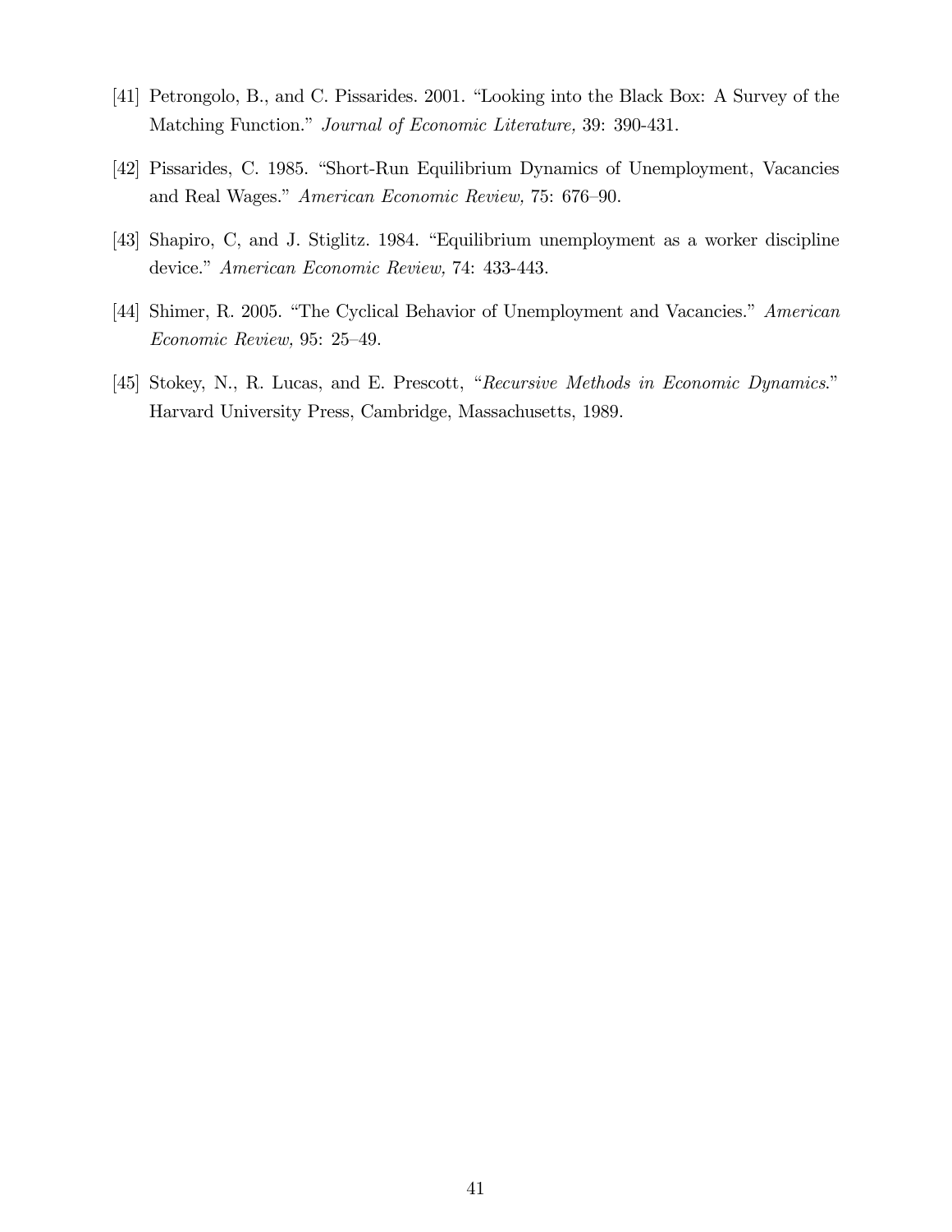[41] Petrongolo, B., and C. Pissarides. 2001. "Looking into the Black Box: A Survey of the Matching Function." *Journal of Economic Literature,* 39: 390-431.

[42] Pissarides, C. 1985. "Short-Run Equilibrium Dynamics of Unemployment, Vacancies and Real Wages." *American Economic Review,* 75: 676–90.

[43] Shapiro, C, and J. Stiglitz. 1984. "Equilibrium unemployment as a worker discipline device." *American Economic Review,* 74: 433-443.

[44] Shimer, R. 2005. "The Cyclical Behavior of Unemployment and Vacancies." *American Economic Review,* 95: 25–49.

[45] Stokey, N., R. Lucas, and E. Prescott, "*Recursive Methods in Economic Dynamics.*" Harvard University Press, Cambridge, Massachusetts, 1989.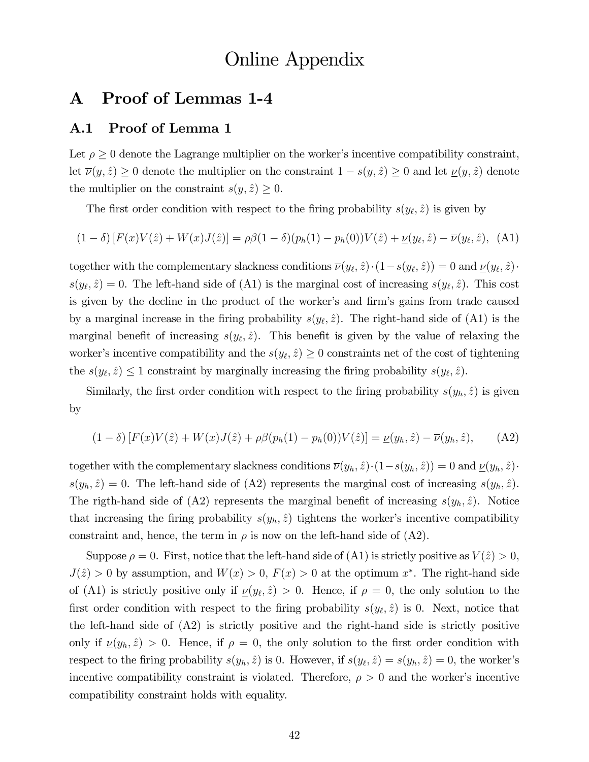# Online Appendix

## A Proof of Lemmas 1-4

### A.1 Proof of Lemma 1

Let $\rho \geq 0$ denote the Lagrange multiplier on the worker's incentive compatibility constraint, let $\overline{\nu}(y, \hat{z}) \geq 0$ denote the multiplier on the constraint $1 - s(y, \hat{z}) \geq 0$ and let $\underline{\nu}(y, \hat{z})$ denote the multiplier on the constraint $s(y, \hat{z}) \geq 0$.

The first order condition with respect to the firing probability $s(y_\ell, \hat{z})$ is given by

$$(1 - \delta) \left[ F(x)V(\hat{z}) + W(x)J(\hat{z}) \right] = \rho\beta(1 - \delta)(p_h(1) - p_h(0))V(\hat{z}) + \underline{\nu}(y_\ell, \hat{z}) - \overline{\nu}(y_\ell, \hat{z}), \quad \text{(A1)}$$

together with the complementary slackness conditions $\overline{\nu}(y_\ell, \hat{z}) \cdot (1 - s(y_\ell, \hat{z})) = 0$ and $\underline{\nu}(y_\ell, \hat{z}) \cdot s(y_\ell, \hat{z}) = 0$. The left-hand side of (A1) is the marginal cost of increasing $s(y_\ell, \hat{z})$. This cost is given by the decline in the product of the worker's and firm's gains from trade caused by a marginal increase in the firing probability $s(y_\ell, \hat{z})$. The right-hand side of (A1) is the marginal benefit of increasing $s(y_\ell, \hat{z})$. This benefit is given by the value of relaxing the worker's incentive compatibility and the $s(y_\ell, \hat{z}) \geq 0$ constraints net of the cost of tightening the $s(y_\ell, \hat{z}) \leq 1$ constraint by marginally increasing the firing probability $s(y_\ell, \hat{z})$.

Similarly, the first order condition with respect to the firing probability $s(y_h, \hat{z})$ is given by

$$(1 - \delta) \left[ F(x)V(\hat{z}) + W(x)J(\hat{z}) + \rho\beta(p_h(1) - p_h(0))V(\hat{z}) \right] = \underline{\nu}(y_h, \hat{z}) - \overline{\nu}(y_h, \hat{z}), \quad \text{(A2)}$$

together with the complementary slackness conditions $\overline{\nu}(y_h, \hat{z}) \cdot (1 - s(y_h, \hat{z})) = 0$ and $\underline{\nu}(y_h, \hat{z}) \cdot s(y_h, \hat{z}) = 0$. The left-hand side of (A2) represents the marginal cost of increasing $s(y_h, \hat{z})$. The rigth-hand side of (A2) represents the marginal benefit of increasing $s(y_h, \hat{z})$. Notice that increasing the firing probability $s(y_h, \hat{z})$ tightens the worker's incentive compatibility constraint and, hence, the term in $\rho$ is now on the left-hand side of (A2).

Suppose $\rho = 0$. First, notice that the left-hand side of (A1) is strictly positive as $V(\hat{z}) > 0$, $J(\hat{z}) > 0$ by assumption, and $W(x) > 0$, $F(x) > 0$ at the optimum $x^*$. The right-hand side of (A1) is strictly positive only if $\underline{\nu}(y_\ell, \hat{z}) > 0$. Hence, if $\rho = 0$, the only solution to the first order condition with respect to the firing probability $s(y_\ell, \hat{z})$ is 0. Next, notice that the left-hand side of (A2) is strictly positive and the right-hand side is strictly positive only if $\underline{\nu}(y_h, \hat{z}) > 0$. Hence, if $\rho = 0$, the only solution to the first order condition with respect to the firing probability $s(y_h, \hat{z})$ is 0. However, if $s(y_\ell, \hat{z}) = s(y_h, \hat{z}) = 0$, the worker's incentive compatibility constraint is violated. Therefore, $\rho > 0$ and the worker's incentive compatibility constraint holds with equality.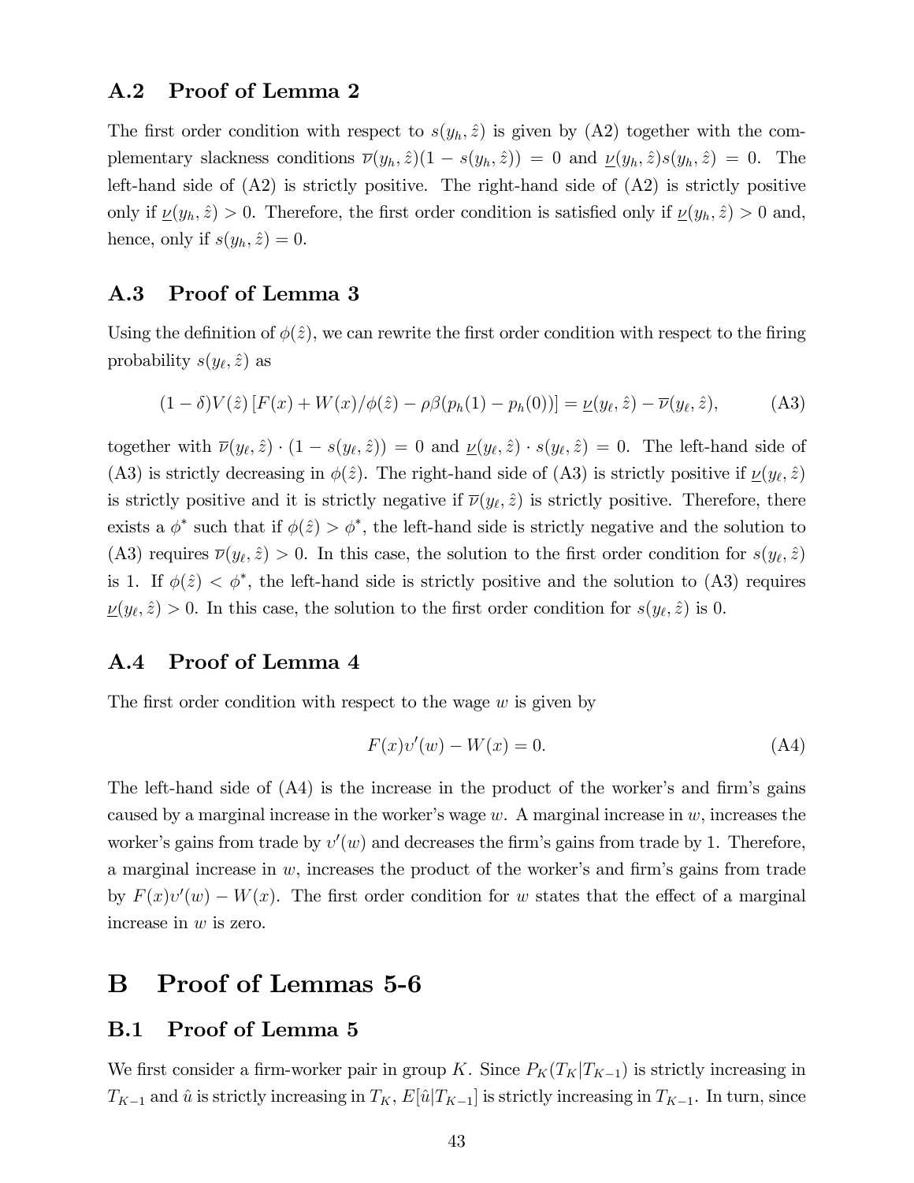### A.2 Proof of Lemma 2

The first order condition with respect to $s(y_h, \hat{z})$ is given by (A2) together with the complementary slackness conditions $\overline{\nu}(y_h, \hat{z})(1 - s(y_h, \hat{z})) = 0$ and $\underline{\nu}(y_h, \hat{z})s(y_h, \hat{z}) = 0$. The left-hand side of (A2) is strictly positive. The right-hand side of (A2) is strictly positive only if $\underline{\nu}(y_h, \hat{z}) > 0$. Therefore, the first order condition is satisfied only if $\underline{\nu}(y_h, \hat{z}) > 0$ and, hence, only if $s(y_h, \hat{z}) = 0$.

### A.3 Proof of Lemma 3

Using the definition of $\phi(\hat{z})$, we can rewrite the first order condition with respect to the firing probability $s(y_\ell, \hat{z})$ as

$$(1 - \delta)V(\hat{z})\left[F(x) + W(x)/\phi(\hat{z}) - \rho\beta(p_h(1) - p_h(0))\right] = \underline{\nu}(y_\ell, \hat{z}) - \overline{\nu}(y_\ell, \hat{z}), \tag{A3}$$

together with $\overline{\nu}(y_\ell, \hat{z}) \cdot (1 - s(y_\ell, \hat{z})) = 0$ and $\underline{\nu}(y_\ell, \hat{z}) \cdot s(y_\ell, \hat{z}) = 0$. The left-hand side of (A3) is strictly decreasing in $\phi(\hat{z})$. The right-hand side of (A3) is strictly positive if $\underline{\nu}(y_\ell, \hat{z})$ is strictly positive and it is strictly negative if $\overline{\nu}(y_\ell, \hat{z})$ is strictly positive. Therefore, there exists a $\phi^*$ such that if $\phi(\hat{z}) > \phi^*$, the left-hand side is strictly negative and the solution to (A3) requires $\overline{\nu}(y_\ell, \hat{z}) > 0$. In this case, the solution to the first order condition for $s(y_\ell, \hat{z})$ is 1. If $\phi(\hat{z}) < \phi^*$, the left-hand side is strictly positive and the solution to (A3) requires $\underline{\nu}(y_\ell, \hat{z}) > 0$. In this case, the solution to the first order condition for $s(y_\ell, \hat{z})$ is 0.

### A.4 Proof of Lemma 4

The first order condition with respect to the wage $w$ is given by

$$F(x)v'(w) - W(x) = 0. \tag{A4}$$

The left-hand side of (A4) is the increase in the product of the worker's and firm's gains caused by a marginal increase in the worker's wage $w$. A marginal increase in $w$, increases the worker's gains from trade by $v'(w)$ and decreases the firm's gains from trade by 1. Therefore, a marginal increase in $w$, increases the product of the worker's and firm's gains from trade by $F(x)v'(w) - W(x)$. The first order condition for $w$ states that the effect of a marginal increase in $w$ is zero.

## B Proof of Lemmas 5-6

### B.1 Proof of Lemma 5

We first consider a firm-worker pair in group $K$. Since $P_K(T_K|T_{K-1})$ is strictly increasing in $T_{K-1}$ and $\hat{u}$ is strictly increasing in $T_K$, $E[\hat{u}|T_{K-1}]$ is strictly increasing in $T_{K-1}$. In turn, since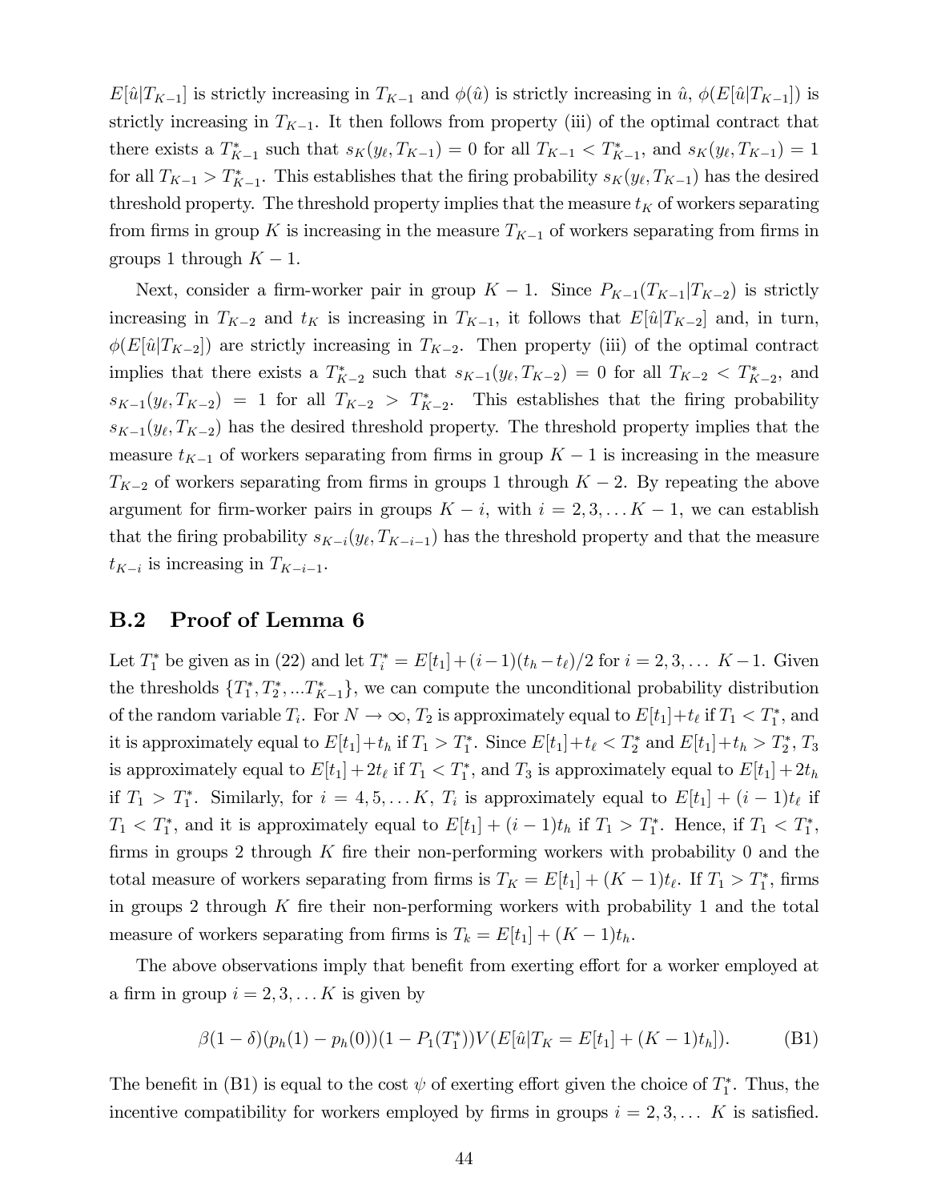$E[\hat{u}|T_{K-1}]$ is strictly increasing in $T_{K-1}$ and $\phi(\hat{u})$ is strictly increasing in $\hat{u}$, $\phi(E[\hat{u}|T_{K-1}])$ is strictly increasing in $T_{K-1}$. It then follows from property (iii) of the optimal contract that there exists a $T^*_{K-1}$ such that $s_K(y_\ell, T_{K-1}) = 0$ for all $T_{K-1} < T^*_{K-1}$, and $s_K(y_\ell, T_{K-1}) = 1$ for all $T_{K-1} > T^*_{K-1}$. This establishes that the firing probability $s_K(y_\ell, T_{K-1})$ has the desired threshold property. The threshold property implies that the measure $t_K$ of workers separating from firms in group $K$ is increasing in the measure $T_{K-1}$ of workers separating from firms in groups 1 through $K-1$.

Next, consider a firm-worker pair in group $K-1$. Since $P_{K-1}(T_{K-1}|T_{K-2})$ is strictly increasing in $T_{K-2}$ and $t_K$ is increasing in $T_{K-1}$, it follows that $E[\hat{u}|T_{K-2}]$ and, in turn, $\phi(E[\hat{u}|T_{K-2}])$ are strictly increasing in $T_{K-2}$. Then property (iii) of the optimal contract implies that there exists a $T^*_{K-2}$ such that $s_{K-1}(y_\ell, T_{K-2}) = 0$ for all $T_{K-2} < T^*_{K-2}$, and $s_{K-1}(y_\ell, T_{K-2}) = 1$ for all $T_{K-2} > T^*_{K-2}$. This establishes that the firing probability $s_{K-1}(y_\ell, T_{K-2})$ has the desired threshold property. The threshold property implies that the measure $t_{K-1}$ of workers separating from firms in group $K-1$ is increasing in the measure $T_{K-2}$ of workers separating from firms in groups 1 through $K-2$. By repeating the above argument for firm-worker pairs in groups $K-i$, with $i = 2, 3, \ldots K-1$, we can establish that the firing probability $s_{K-i}(y_\ell, T_{K-i-1})$ has the threshold property and that the measure $t_{K-i}$ is increasing in $T_{K-i-1}$.

## B.2 Proof of Lemma 6

Let $T^*_1$ be given as in (22) and let $T^*_i = E[t_1] + (i-1)(t_h - t_\ell)/2$ for $i = 2, 3, \ldots K-1$. Given the thresholds $\{T^*_1, T^*_2, \ldots T^*_{K-1}\}$, we can compute the unconditional probability distribution of the random variable $T_i$. For $N \to \infty$, $T_2$ is approximately equal to $E[t_1] + t_\ell$ if $T_1 < T^*_1$, and it is approximately equal to $E[t_1] + t_h$ if $T_1 > T^*_1$. Since $E[t_1] + t_\ell < T^*_2$ and $E[t_1] + t_h > T^*_2$, $T_3$ is approximately equal to $E[t_1] + 2t_\ell$ if $T_1 < T^*_1$, and $T_3$ is approximately equal to $E[t_1] + 2t_h$ if $T_1 > T^*_1$. Similarly, for $i = 4, 5, \ldots K$, $T_i$ is approximately equal to $E[t_1] + (i-1)t_\ell$ if $T_1 < T^*_1$, and it is approximately equal to $E[t_1] + (i-1)t_h$ if $T_1 > T^*_1$. Hence, if $T_1 < T^*_1$, firms in groups 2 through $K$ fire their non-performing workers with probability 0 and the total measure of workers separating from firms is $T_K = E[t_1] + (K-1)t_\ell$. If $T_1 > T^*_1$, firms in groups 2 through $K$ fire their non-performing workers with probability 1 and the total measure of workers separating from firms is $T_k = E[t_1] + (K-1)t_h$.

The above observations imply that benefit from exerting effort for a worker employed at a firm in group $i = 2, 3, \ldots K$ is given by

$$\beta(1-\delta)(p_h(1) - p_h(0))(1 - P_1(T^*_1))V(E[\hat{u}|T_K = E[t_1] + (K-1)t_h]). \tag{B1}$$

The benefit in (B1) is equal to the cost $\psi$ of exerting effort given the choice of $T^*_1$. Thus, the incentive compatibility for workers employed by firms in groups $i = 2, 3, \ldots K$ is satisfied.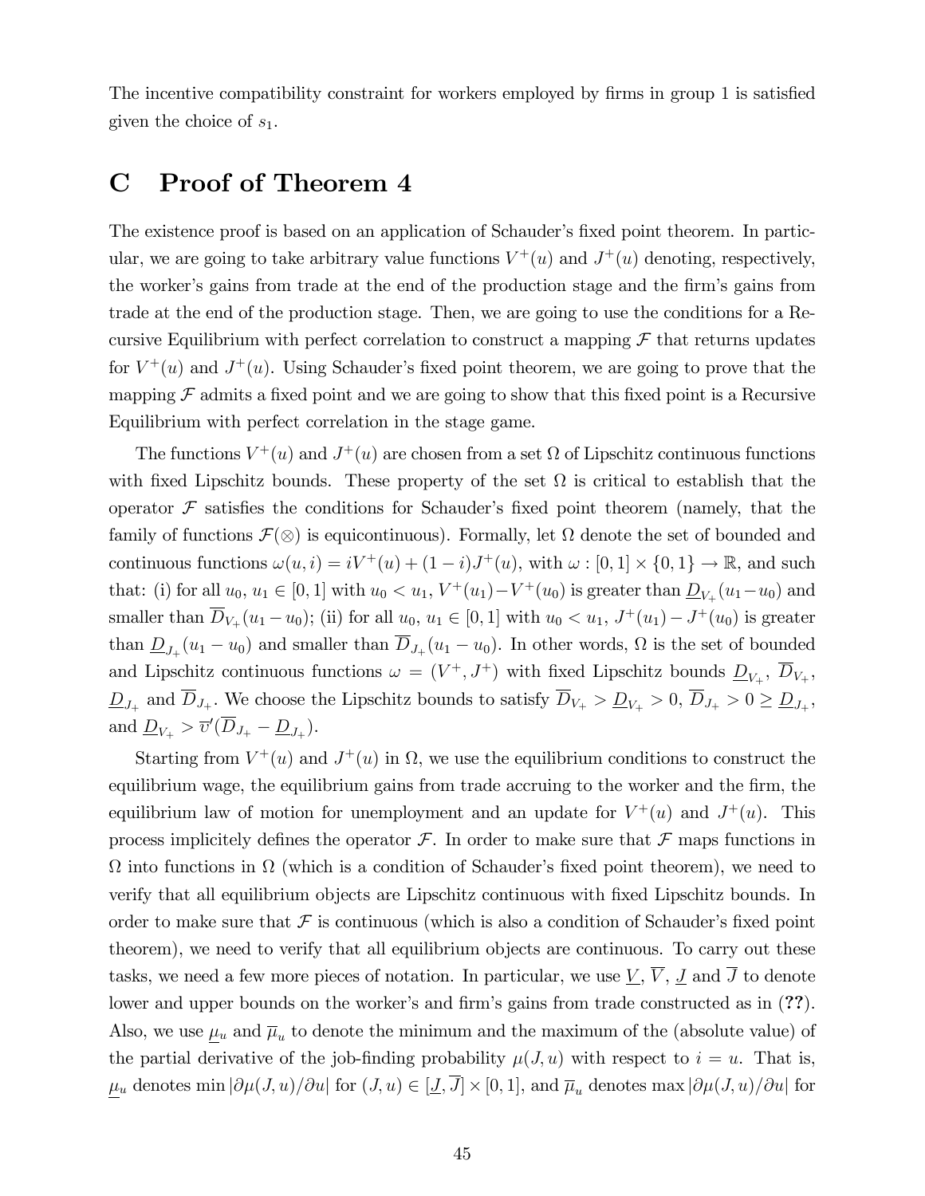The incentive compatibility constraint for workers employed by firms in group 1 is satisfied given the choice of $s_1$.

# C Proof of Theorem 4

The existence proof is based on an application of Schauder's fixed point theorem. In particular, we are going to take arbitrary value functions $V^+(u)$ and $J^+(u)$ denoting, respectively, the worker's gains from trade at the end of the production stage and the firm's gains from trade at the end of the production stage. Then, we are going to use the conditions for a Recursive Equilibrium with perfect correlation to construct a mapping $\mathcal{F}$ that returns updates for $V^+(u)$ and $J^+(u)$. Using Schauder's fixed point theorem, we are going to prove that the mapping $\mathcal{F}$ admits a fixed point and we are going to show that this fixed point is a Recursive Equilibrium with perfect correlation in the stage game.

The functions $V^+(u)$ and $J^+(u)$ are chosen from a set $\Omega$ of Lipschitz continuous functions with fixed Lipschitz bounds. These property of the set $\Omega$ is critical to establish that the operator $\mathcal{F}$ satisfies the conditions for Schauder's fixed point theorem (namely, that the family of functions $\mathcal{F}(\otimes)$ is equicontinuous). Formally, let $\Omega$ denote the set of bounded and continuous functions $\omega(u,i) = iV^+(u) + (1-i)J^+(u)$, with $\omega : [0,1] \times \{0,1\} \to \mathbb{R}$, and such that: (i) for all $u_0$, $u_1 \in [0,1]$ with $u_0 < u_1$, $V^+(u_1) - V^+(u_0)$ is greater than $\underline{D}_{V_+}(u_1 - u_0)$ and smaller than $\overline{D}_{V_+}(u_1 - u_0)$; (ii) for all $u_0$, $u_1 \in [0,1]$ with $u_0 < u_1$, $J^+(u_1) - J^+(u_0)$ is greater than $\underline{D}_{J_+}(u_1 - u_0)$ and smaller than $\overline{D}_{J_+}(u_1 - u_0)$. In other words, $\Omega$ is the set of bounded and Lipschitz continuous functions $\omega = (V^+, J^+)$ with fixed Lipschitz bounds $\underline{D}_{V_+}$, $\overline{D}_{V_+}$, $\underline{D}_{J_+}$ and $\overline{D}_{J_+}$. We choose the Lipschitz bounds to satisfy $\overline{D}_{V_+} > \underline{D}_{V_+} > 0$, $\overline{D}_{J_+} > 0 \geq \underline{D}_{J_+}$, and $\underline{D}_{V_+} > \overline{v}'(\overline{D}_{J_+} - \underline{D}_{J_+})$.

Starting from $V^+(u)$ and $J^+(u)$ in $\Omega$, we use the equilibrium conditions to construct the equilibrium wage, the equilibrium gains from trade accruing to the worker and the firm, the equilibrium law of motion for unemployment and an update for $V^+(u)$ and $J^+(u)$. This process implicitely defines the operator $\mathcal{F}$. In order to make sure that $\mathcal{F}$ maps functions in $\Omega$ into functions in $\Omega$ (which is a condition of Schauder's fixed point theorem), we need to verify that all equilibrium objects are Lipschitz continuous with fixed Lipschitz bounds. In order to make sure that $\mathcal{F}$ is continuous (which is also a condition of Schauder's fixed point theorem), we need to verify that all equilibrium objects are continuous. To carry out these tasks, we need a few more pieces of notation. In particular, we use $\underline{V}$, $\overline{V}$, $\underline{J}$ and $\overline{J}$ to denote lower and upper bounds on the worker's and firm's gains from trade constructed as in (**??**). Also, we use $\underline{\mu}_u$ and $\overline{\mu}_u$ to denote the minimum and the maximum of the (absolute value) of the partial derivative of the job-finding probability $\mu(J,u)$ with respect to $i = u$. That is, $\underline{\mu}_u$ denotes $\min |\partial\mu(J,u)/\partial u|$ for $(J,u) \in [\underline{J}, \overline{J}] \times [0,1]$, and $\overline{\mu}_u$ denotes $\max |\partial\mu(J,u)/\partial u|$ for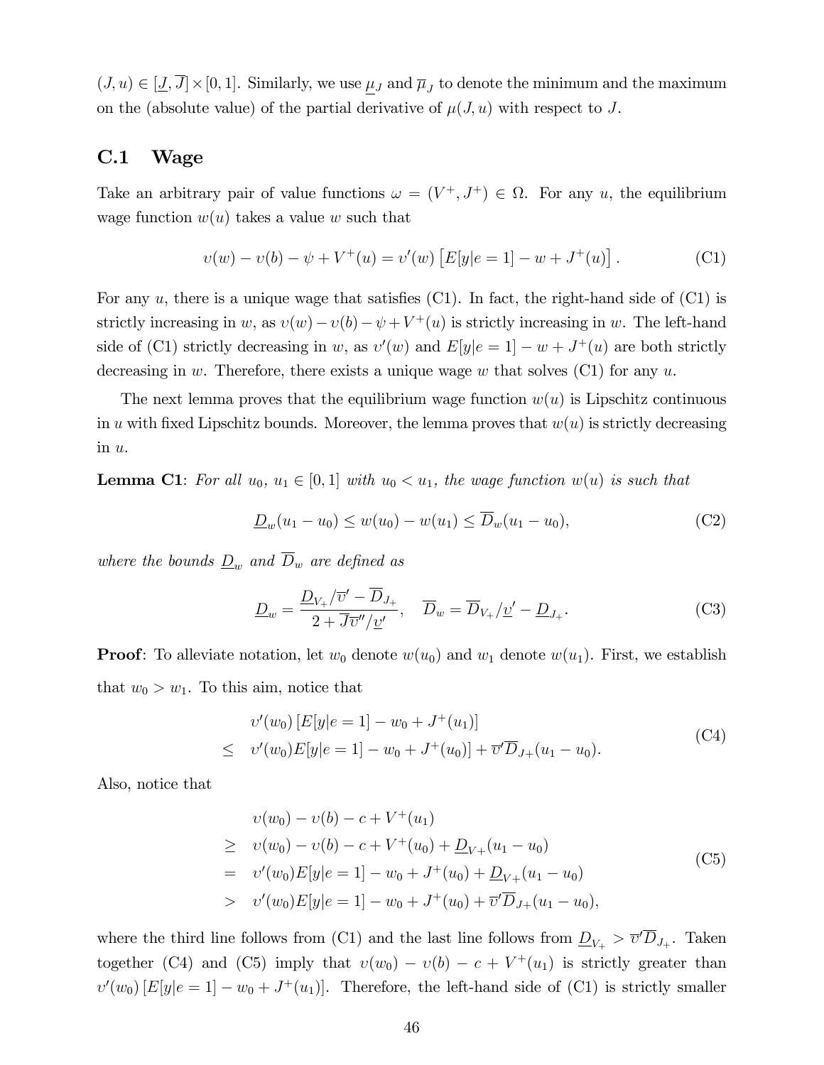$(J, u) \in [\underline{J}, \overline{J}] \times [0, 1]$. Similarly, we use $\underline{\mu}_J$ and $\overline{\mu}_J$ to denote the minimum and the maximum on the (absolute value) of the partial derivative of $\mu(J, u)$ with respect to $J$.

## C.1 Wage

Take an arbitrary pair of value functions $\omega = (V^+, J^+) \in \Omega$. For any $u$, the equilibrium wage function $w(u)$ takes a value $w$ such that

$$\upsilon(w) - \upsilon(b) - \psi + V^+(u) = \upsilon'(w)\left[E[y|e=1] - w + J^+(u)\right]. \tag{C1}$$

For any $u$, there is a unique wage that satisfies (C1). In fact, the right-hand side of (C1) is strictly increasing in $w$, as $\upsilon(w) - \upsilon(b) - \psi + V^+(u)$ is strictly increasing in $w$. The left-hand side of (C1) strictly decreasing in $w$, as $\upsilon'(w)$ and $E[y|e=1] - w + J^+(u)$ are both strictly decreasing in $w$. Therefore, there exists a unique wage $w$ that solves (C1) for any $u$.

The next lemma proves that the equilibrium wage function $w(u)$ is Lipschitz continuous in $u$ with fixed Lipschitz bounds. Moreover, the lemma proves that $w(u)$ is strictly decreasing in $u$.

**Lemma C1**: *For all $u_0$, $u_1 \in [0, 1]$ with $u_0 < u_1$, the wage function $w(u)$ is such that*

$$\underline{D}_w(u_1 - u_0) \leq w(u_0) - w(u_1) \leq \overline{D}_w(u_1 - u_0), \tag{C2}$$

*where the bounds $\underline{D}_w$ and $\overline{D}_w$ are defined as*

$$\underline{D}_w = \frac{\underline{D}_{V_+}/\overline{\upsilon}' - \overline{D}_{J_+}}{2 + \overline{J}\overline{\upsilon}''/\underline{\upsilon}'}, \quad \overline{D}_w = \overline{D}_{V_+}/\underline{\upsilon}' - \underline{D}_{J_+}. \tag{C3}$$

**Proof**: To alleviate notation, let $w_0$ denote $w(u_0)$ and $w_1$ denote $w(u_1)$. First, we establish that $w_0 > w_1$. To this aim, notice that

$$\begin{aligned} & \upsilon'(w_0)\left[E[y|e=1] - w_0 + J^+(u_1)\right] \\ \leq \quad & \upsilon'(w_0)E[y|e=1] - w_0 + J^+(u_0)] + \overline{\upsilon}'\overline{D}_{J+}(u_1 - u_0). \end{aligned} \tag{C4}$$

Also, notice that

$$\begin{aligned} & \upsilon(w_0) - \upsilon(b) - c + V^+(u_1) \\ \geq \quad & \upsilon(w_0) - \upsilon(b) - c + V^+(u_0) + \underline{D}_{V+}(u_1 - u_0) \\ = \quad & \upsilon'(w_0)E[y|e=1] - w_0 + J^+(u_0) + \underline{D}_{V+}(u_1 - u_0) \\ > \quad & \upsilon'(w_0)E[y|e=1] - w_0 + J^+(u_0) + \overline{\upsilon}'\overline{D}_{J+}(u_1 - u_0), \end{aligned} \tag{C5}$$

where the third line follows from (C1) and the last line follows from $\underline{D}_{V_+} > \overline{\upsilon}'\overline{D}_{J_+}$. Taken together (C4) and (C5) imply that $\upsilon(w_0) - \upsilon(b) - c + V^+(u_1)$ is strictly greater than $\upsilon'(w_0)\left[E[y|e=1] - w_0 + J^+(u_1)\right]$. Therefore, the left-hand side of (C1) is strictly smaller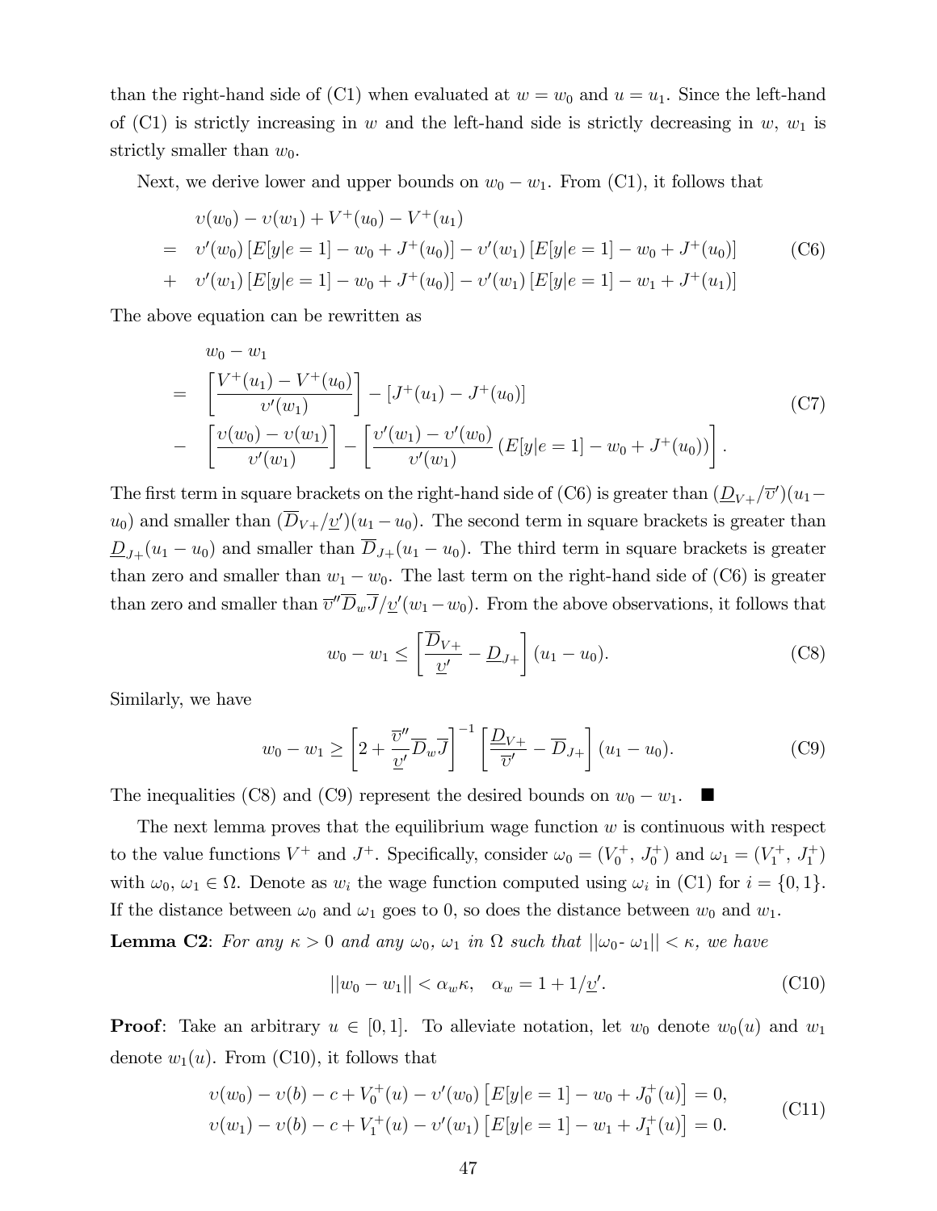than the right-hand side of (C1) when evaluated at $w = w_0$ and $u = u_1$. Since the left-hand of (C1) is strictly increasing in $w$ and the left-hand side is strictly decreasing in $w$, $w_1$ is strictly smaller than $w_0$.

Next, we derive lower and upper bounds on $w_0 - w_1$. From (C1), it follows that

$$
\begin{aligned}
& \upsilon(w_0) - \upsilon(w_1) + V^+(u_0) - V^+(u_1) \\
= \;& \upsilon'(w_0)\left[E[y|e=1] - w_0 + J^+(u_0)\right] - \upsilon'(w_1)\left[E[y|e=1] - w_0 + J^+(u_0)\right] \\
+ \;& \upsilon'(w_1)\left[E[y|e=1] - w_0 + J^+(u_0)\right] - \upsilon'(w_1)\left[E[y|e=1] - w_1 + J^+(u_1)\right]
\end{aligned}
\tag{C6}
$$

The above equation can be rewritten as

$$
\begin{aligned}
& w_0 - w_1 \\
= \;& \left[\frac{V^+(u_1) - V^+(u_0)}{\upsilon'(w_1)}\right] - \left[J^+(u_1) - J^+(u_0)\right] \\
- \;& \left[\frac{\upsilon(w_0) - \upsilon(w_1)}{\upsilon'(w_1)}\right] - \left[\frac{\upsilon'(w_1) - \upsilon'(w_0)}{\upsilon'(w_1)}\left(E[y|e=1] - w_0 + J^+(u_0)\right)\right].
\end{aligned}
\tag{C7}
$$

The first term in square brackets on the right-hand side of (C6) is greater than $(\underline{D}_{V^+}/\overline{\upsilon}')(u_1 - u_0)$ and smaller than $(\overline{D}_{V^+}/\underline{\upsilon}')(u_1 - u_0)$. The second term in square brackets is greater than $\underline{D}_{J^+}(u_1 - u_0)$ and smaller than $\overline{D}_{J^+}(u_1 - u_0)$. The third term in square brackets is greater than zero and smaller than $w_1 - w_0$. The last term on the right-hand side of (C6) is greater than zero and smaller than $\overline{\upsilon}''\overline{D}_w\overline{J}/\underline{\upsilon}'(w_1 - w_0)$. From the above observations, it follows that

$$
w_0 - w_1 \leq \left[\frac{\overline{D}_{V^+}}{\underline{\upsilon}'} - \underline{D}_{J^+}\right](u_1 - u_0). \tag{C8}
$$

Similarly, we have

$$
w_0 - w_1 \geq \left[2 + \frac{\overline{\upsilon}''}{\underline{\upsilon}'}\overline{D}_w\overline{J}\right]^{-1}\left[\frac{\underline{D}_{V^+}}{\overline{\upsilon}'} - \overline{D}_{J^+}\right](u_1 - u_0). \tag{C9}
$$

The inequalities (C8) and (C9) represent the desired bounds on $w_0 - w_1$. ■

The next lemma proves that the equilibrium wage function $w$ is continuous with respect to the value functions $V^+$ and $J^+$. Specifically, consider $\omega_0 = (V_0^+, J_0^+)$ and $\omega_1 = (V_1^+, J_1^+)$ with $\omega_0, \omega_1 \in \Omega$. Denote as $w_i$ the wage function computed using $\omega_i$ in (C1) for $i = \{0, 1\}$. If the distance between $\omega_0$ and $\omega_1$ goes to 0, so does the distance between $w_0$ and $w_1$.

**Lemma C2**: *For any $\kappa > 0$ and any $\omega_0$, $\omega_1$ in $\Omega$ such that $||\omega_0 - \omega_1|| < \kappa$, we have*

$$
||w_0 - w_1|| < \alpha_w \kappa, \quad \alpha_w = 1 + 1/\underline{\upsilon}'. \tag{C10}
$$

**Proof**: Take an arbitrary $u \in [0, 1]$. To alleviate notation, let $w_0$ denote $w_0(u)$ and $w_1$ denote $w_1(u)$. From (C10), it follows that

$$
\begin{aligned}
& \upsilon(w_0) - \upsilon(b) - c + V_0^+(u) - \upsilon'(w_0)\left[E[y|e=1] - w_0 + J_0^+(u)\right] = 0, \\
& \upsilon(w_1) - \upsilon(b) - c + V_1^+(u) - \upsilon'(w_1)\left[E[y|e=1] - w_1 + J_1^+(u)\right] = 0.
\end{aligned}
\tag{C11}
$$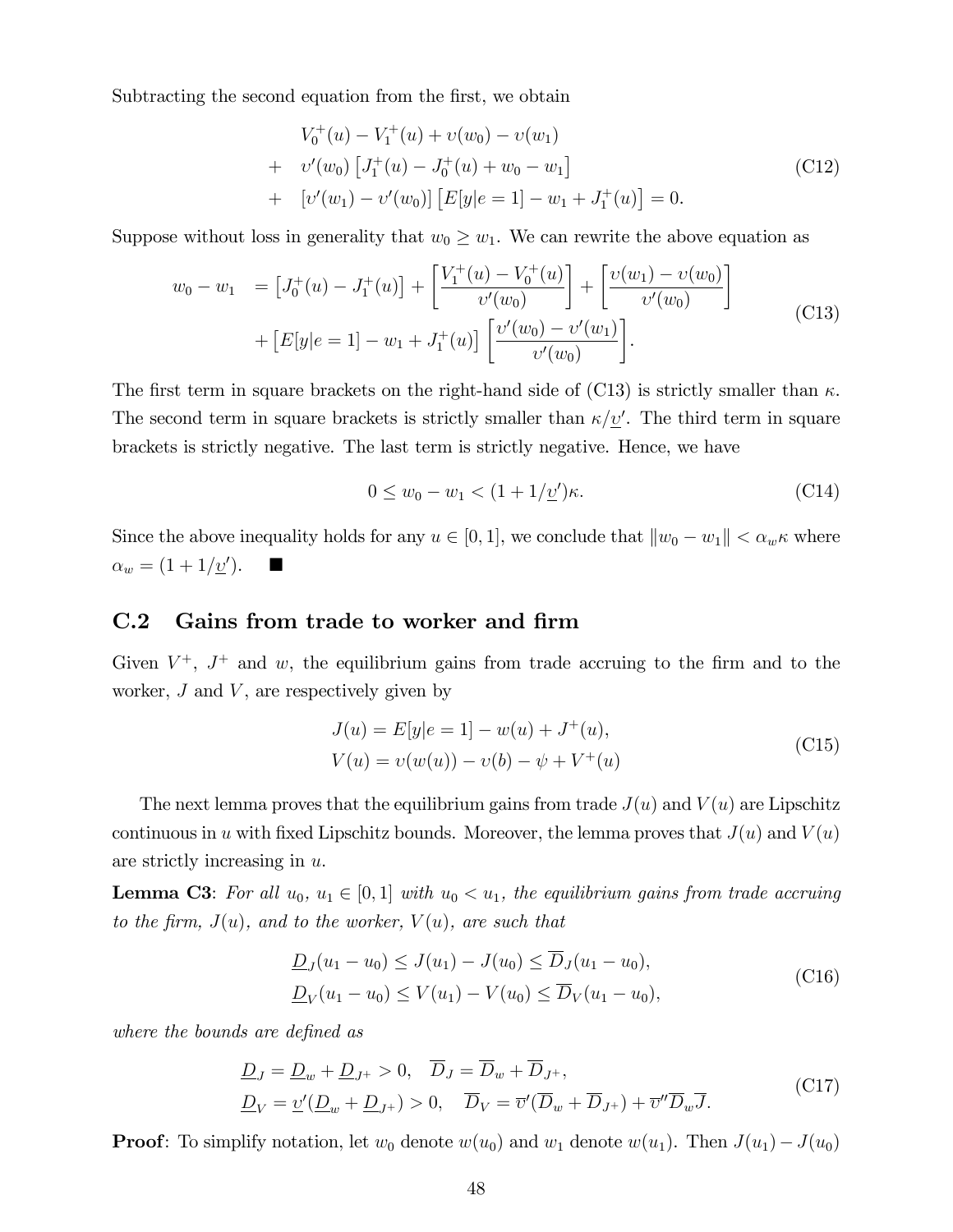Subtracting the second equation from the first, we obtain

$$
\begin{aligned}
& V_0^+(u) - V_1^+(u) + \upsilon(w_0) - \upsilon(w_1) \\
+ \quad & \upsilon'(w_0)\left[J_1^+(u) - J_0^+(u) + w_0 - w_1\right] \\
+ \quad & \left[\upsilon'(w_1) - \upsilon'(w_0)\right]\left[E[y|e=1] - w_1 + J_1^+(u)\right] = 0.
\end{aligned}
\tag{C12}
$$

Suppose without loss in generality that $w_0 \geq w_1$. We can rewrite the above equation as

$$
\begin{aligned}
w_0 - w_1 \quad &= \left[J_0^+(u) - J_1^+(u)\right] + \left[\frac{V_1^+(u) - V_0^+(u)}{\upsilon'(w_0)}\right] + \left[\frac{\upsilon(w_1) - \upsilon(w_0)}{\upsilon'(w_0)}\right] \\
&+ \left[E[y|e=1] - w_1 + J_1^+(u)\right]\left[\frac{\upsilon'(w_0) - \upsilon'(w_1)}{\upsilon'(w_0)}\right].
\end{aligned}
\tag{C13}
$$

The first term in square brackets on the right-hand side of (C13) is strictly smaller than $\kappa$. The second term in square brackets is strictly smaller than $\kappa/\underline{\upsilon}'$. The third term in square brackets is strictly negative. The last term is strictly negative. Hence, we have

$$
0 \leq w_0 - w_1 < (1 + 1/\underline{\upsilon}')\kappa. \tag{C14}
$$

Since the above inequality holds for any $u \in [0,1]$, we conclude that $\|w_0 - w_1\| < \alpha_w \kappa$ where $\alpha_w = (1 + 1/\underline{\upsilon}')$. ■

## C.2 Gains from trade to worker and firm

Given $V^+$, $J^+$ and $w$, the equilibrium gains from trade accruing to the firm and to the worker, $J$ and $V$, are respectively given by

$$
\begin{aligned}
J(u) &= E[y|e=1] - w(u) + J^+(u), \\
V(u) &= \upsilon(w(u)) - \upsilon(b) - \psi + V^+(u)
\end{aligned}
\tag{C15}
$$

The next lemma proves that the equilibrium gains from trade $J(u)$ and $V(u)$ are Lipschitz continuous in $u$ with fixed Lipschitz bounds. Moreover, the lemma proves that $J(u)$ and $V(u)$ are strictly increasing in $u$.

**Lemma C3**: *For all $u_0$, $u_1 \in [0,1]$ with $u_0 < u_1$, the equilibrium gains from trade accruing to the firm, $J(u)$, and to the worker, $V(u)$, are such that*

$$
\begin{aligned}
\underline{D}_J(u_1 - u_0) \leq J(u_1) - J(u_0) \leq \overline{D}_J(u_1 - u_0), \\
\underline{D}_V(u_1 - u_0) \leq V(u_1) - V(u_0) \leq \overline{D}_V(u_1 - u_0),
\end{aligned}
\tag{C16}
$$

*where the bounds are defined as*

$$
\begin{aligned}
&\underline{D}_J = \underline{D}_w + \underline{D}_{J^+} > 0, \quad \overline{D}_J = \overline{D}_w + \overline{D}_{J^+}, \\
&\underline{D}_V = \underline{\upsilon}'(\underline{D}_w + \underline{D}_{J^+}) > 0, \quad \overline{D}_V = \overline{\upsilon}'(\overline{D}_w + \overline{D}_{J^+}) + \overline{\upsilon}''\overline{D}_w\overline{J}.
\end{aligned}
\tag{C17}
$$

**Proof**: To simplify notation, let $w_0$ denote $w(u_0)$ and $w_1$ denote $w(u_1)$. Then $J(u_1) - J(u_0)$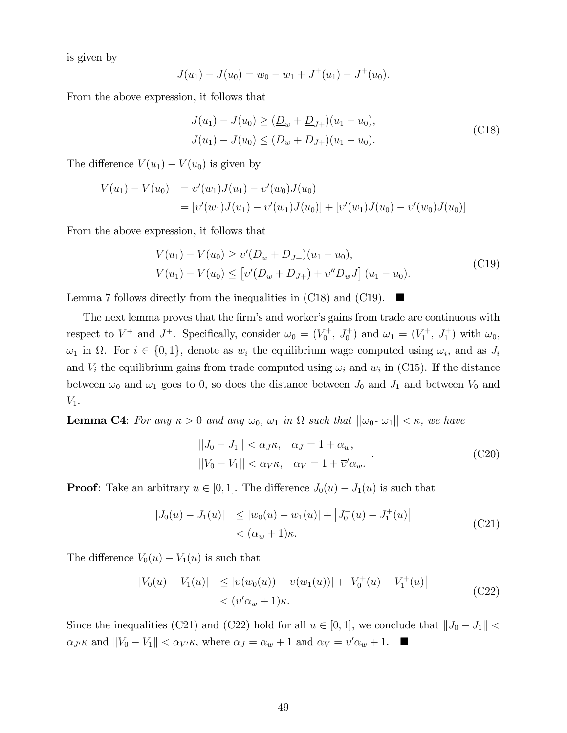is given by

$$J(u_1) - J(u_0) = w_0 - w_1 + J^+(u_1) - J^+(u_0).$$

From the above expression, it follows that

$$\begin{aligned} J(u_1) - J(u_0) &\geq (\underline{D}_w + \underline{D}_{J+})(u_1 - u_0), \\ J(u_1) - J(u_0) &\leq (\overline{D}_w + \overline{D}_{J+})(u_1 - u_0). \end{aligned} \tag{C18}$$

The difference $V(u_1) - V(u_0)$ is given by

$$\begin{aligned} V(u_1) - V(u_0) &= \upsilon'(w_1)J(u_1) - \upsilon'(w_0)J(u_0) \\ &= [\upsilon'(w_1)J(u_1) - \upsilon'(w_1)J(u_0)] + [\upsilon'(w_1)J(u_0) - \upsilon'(w_0)J(u_0)] \end{aligned}$$

From the above expression, it follows that

$$\begin{aligned} V(u_1) - V(u_0) &\geq \underline{\upsilon}'(\underline{D}_w + \underline{D}_{J+})(u_1 - u_0), \\ V(u_1) - V(u_0) &\leq \left[\overline{\upsilon}'(\overline{D}_w + \overline{D}_{J+}) + \overline{\upsilon}''\overline{D}_w\overline{J}\right](u_1 - u_0). \end{aligned} \tag{C19}$$

Lemma 7 follows directly from the inequalities in (C18) and (C19). ■

The next lemma proves that the firm's and worker's gains from trade are continuous with respect to $V^+$ and $J^+$. Specifically, consider $\omega_0 = (V_0^+,\ J_0^+)$ and $\omega_1 = (V_1^+,\ J_1^+)$ with $\omega_0$, $\omega_1$ in $\Omega$. For $i \in \{0, 1\}$, denote as $w_i$ the equilibrium wage computed using $\omega_i$, and as $J_i$ and $V_i$ the equilibrium gains from trade computed using $\omega_i$ and $w_i$ in (C15). If the distance between $\omega_0$ and $\omega_1$ goes to 0, so does the distance between $J_0$ and $J_1$ and between $V_0$ and $V_1$.

**Lemma C4**: *For any $\kappa > 0$ and any $\omega_0$, $\omega_1$ in $\Omega$ such that $||\omega_0 \text{-}\ \omega_1|| < \kappa$, we have*

$$\begin{aligned} ||J_0 - J_1|| &< \alpha_J\kappa, \quad \alpha_J = 1 + \alpha_w, \\ ||V_0 - V_1|| &< \alpha_V\kappa, \quad \alpha_V = 1 + \overline{\upsilon}'\alpha_w. \end{aligned} \tag{C20}$$

**Proof**: Take an arbitrary $u \in [0, 1]$. The difference $J_0(u) - J_1(u)$ is such that

$$\begin{aligned} |J_0(u) - J_1(u)| &\leq |w_0(u) - w_1(u)| + \left|J_0^+(u) - J_1^+(u)\right| \\ &< (\alpha_w + 1)\kappa. \end{aligned} \tag{C21}$$

The difference $V_0(u) - V_1(u)$ is such that

$$\begin{aligned} |V_0(u) - V_1(u)| &\leq |\upsilon(w_0(u)) - \upsilon(w_1(u))| + \left|V_0^+(u) - V_1^+(u)\right| \\ &< (\overline{\upsilon}'\alpha_w + 1)\kappa. \end{aligned} \tag{C22}$$

Since the inequalities (C21) and (C22) hold for all $u \in [0, 1]$, we conclude that $\|J_0 - J_1\| < \alpha_{J'}\kappa$ and $\|V_0 - V_1\| < \alpha_{V'}\kappa$, where $\alpha_J = \alpha_w + 1$ and $\alpha_V = \overline{\upsilon}'\alpha_w + 1$. ■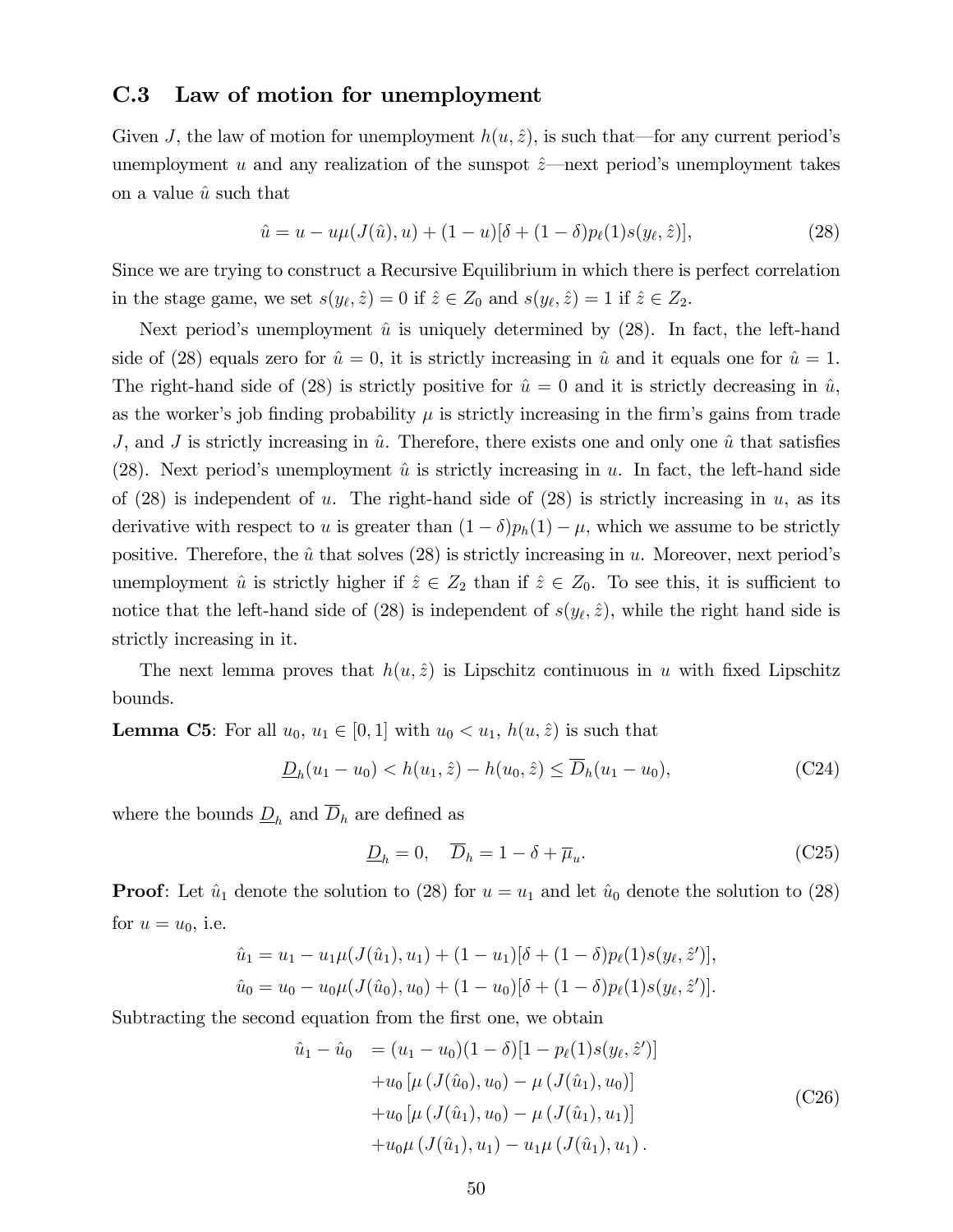### C.3 Law of motion for unemployment

Given $J$, the law of motion for unemployment $h(u, \hat{z})$, is such that—for any current period's unemployment $u$ and any realization of the sunspot $\hat{z}$—next period's unemployment takes on a value $\hat{u}$ such that

$$\hat{u} = u - u\mu(J(\hat{u}), u) + (1-u)[\delta + (1-\delta)p_\ell(1)s(y_\ell, \hat{z})], \tag{28}$$

Since we are trying to construct a Recursive Equilibrium in which there is perfect correlation in the stage game, we set $s(y_\ell, \hat{z}) = 0$ if $\hat{z} \in Z_0$ and $s(y_\ell, \hat{z}) = 1$ if $\hat{z} \in Z_2$.

Next period's unemployment $\hat{u}$ is uniquely determined by (28). In fact, the left-hand side of (28) equals zero for $\hat{u} = 0$, it is strictly increasing in $\hat{u}$ and it equals one for $\hat{u} = 1$. The right-hand side of (28) is strictly positive for $\hat{u} = 0$ and it is strictly decreasing in $\hat{u}$, as the worker's job finding probability $\mu$ is strictly increasing in the firm's gains from trade $J$, and $J$ is strictly increasing in $\hat{u}$. Therefore, there exists one and only one $\hat{u}$ that satisfies (28). Next period's unemployment $\hat{u}$ is strictly increasing in $u$. In fact, the left-hand side of (28) is independent of $u$. The right-hand side of (28) is strictly increasing in $u$, as its derivative with respect to $u$ is greater than $(1-\delta)p_h(1) - \mu$, which we assume to be strictly positive. Therefore, the $\hat{u}$ that solves (28) is strictly increasing in $u$. Moreover, next period's unemployment $\hat{u}$ is strictly higher if $\hat{z} \in Z_2$ than if $\hat{z} \in Z_0$. To see this, it is sufficient to notice that the left-hand side of (28) is independent of $s(y_\ell, \hat{z})$, while the right hand side is strictly increasing in it.

The next lemma proves that $h(u, \hat{z})$ is Lipschitz continuous in $u$ with fixed Lipschitz bounds.

**Lemma C5**: For all $u_0, u_1 \in [0, 1]$ with $u_0 < u_1$, $h(u, \hat{z})$ is such that

$$\underline{D}_h(u_1 - u_0) < h(u_1, \hat{z}) - h(u_0, \hat{z}) \leq \overline{D}_h(u_1 - u_0), \tag{C24}$$

where the bounds $\underline{D}_h$ and $\overline{D}_h$ are defined as

$$\underline{D}_h = 0, \quad \overline{D}_h = 1 - \delta + \overline{\mu}_u. \tag{C25}$$

**Proof**: Let $\hat{u}_1$ denote the solution to (28) for $u = u_1$ and let $\hat{u}_0$ denote the solution to (28) for $u = u_0$, i.e.

$$\hat{u}_1 = u_1 - u_1\mu(J(\hat{u}_1), u_1) + (1-u_1)[\delta + (1-\delta)p_\ell(1)s(y_\ell, \hat{z}')],$$
$$\hat{u}_0 = u_0 - u_0\mu(J(\hat{u}_0), u_0) + (1-u_0)[\delta + (1-\delta)p_\ell(1)s(y_\ell, \hat{z}')].$$

Subtracting the second equation from the first one, we obtain

$$\begin{aligned}
\hat{u}_1 - \hat{u}_0 &= (u_1 - u_0)(1-\delta)[1 - p_\ell(1)s(y_\ell, \hat{z}')] \\
&\quad + u_0\left[\mu\left(J(\hat{u}_0), u_0\right) - \mu\left(J(\hat{u}_1), u_0\right)\right] \\
&\quad + u_0\left[\mu\left(J(\hat{u}_1), u_0\right) - \mu\left(J(\hat{u}_1), u_1\right)\right] \\
&\quad + u_0\mu\left(J(\hat{u}_1), u_1\right) - u_1\mu\left(J(\hat{u}_1), u_1\right).
\end{aligned} \tag{C26}$$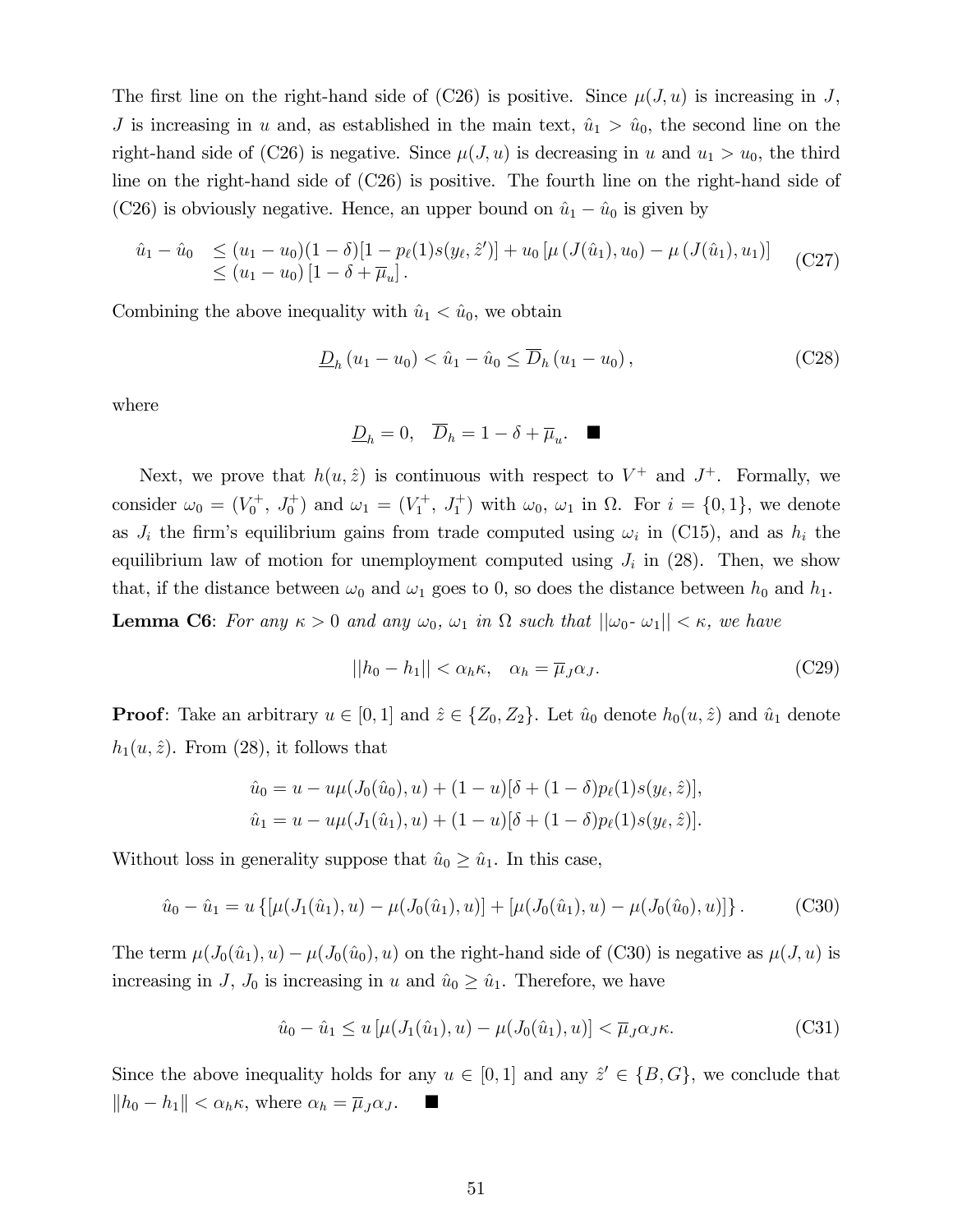The first line on the right-hand side of (C26) is positive. Since $\mu(J, u)$ is increasing in $J$, $J$ is increasing in $u$ and, as established in the main text, $\hat{u}_1 > \hat{u}_0$, the second line on the right-hand side of (C26) is negative. Since $\mu(J, u)$ is decreasing in $u$ and $u_1 > u_0$, the third line on the right-hand side of (C26) is positive. The fourth line on the right-hand side of (C26) is obviously negative. Hence, an upper bound on $\hat{u}_1 - \hat{u}_0$ is given by

$$
\begin{aligned}
\hat{u}_1 - \hat{u}_0 &\leq (u_1 - u_0)(1-\delta)[1 - p_\ell(1)s(y_\ell, \hat{z}')] + u_0 \left[\mu\left(J(\hat{u}_1), u_0\right) - \mu\left(J(\hat{u}_1), u_1\right)\right] \\
&\leq (u_1 - u_0)\left[1 - \delta + \overline{\mu}_u\right].
\end{aligned} \tag{C27}
$$

Combining the above inequality with $\hat{u}_1 < \hat{u}_0$, we obtain

$$
\underline{D}_h \left(u_1 - u_0\right) < \hat{u}_1 - \hat{u}_0 \leq \overline{D}_h \left(u_1 - u_0\right), \tag{C28}
$$

where

$$
\underline{D}_h = 0, \quad \overline{D}_h = 1 - \delta + \overline{\mu}_u. \quad \blacksquare
$$

Next, we prove that $h(u, \hat{z})$ is continuous with respect to $V^+$ and $J^+$. Formally, we consider $\omega_0 = (V_0^+,\ J_0^+)$ and $\omega_1 = (V_1^+,\ J_1^+)$ with $\omega_0$, $\omega_1$ in $\Omega$. For $i = \{0, 1\}$, we denote as $J_i$ the firm's equilibrium gains from trade computed using $\omega_i$ in (C15), and as $h_i$ the equilibrium law of motion for unemployment computed using $J_i$ in (28). Then, we show that, if the distance between $\omega_0$ and $\omega_1$ goes to 0, so does the distance between $h_0$ and $h_1$.

**Lemma C6**: *For any $\kappa > 0$ and any $\omega_0$, $\omega_1$ in $\Omega$ such that $||\omega_0\text{-}\ \omega_1|| < \kappa$, we have*

$$
||h_0 - h_1|| < \alpha_h \kappa, \quad \alpha_h = \overline{\mu}_J \alpha_J. \tag{C29}
$$

**Proof**: Take an arbitrary $u \in [0, 1]$ and $\hat{z} \in \{Z_0, Z_2\}$. Let $\hat{u}_0$ denote $h_0(u, \hat{z})$ and $\hat{u}_1$ denote $h_1(u, \hat{z})$. From (28), it follows that

$$
\begin{aligned}
\hat{u}_0 &= u - u\mu(J_0(\hat{u}_0), u) + (1-u)[\delta + (1-\delta)p_\ell(1)s(y_\ell, \hat{z})], \\
\hat{u}_1 &= u - u\mu(J_1(\hat{u}_1), u) + (1-u)[\delta + (1-\delta)p_\ell(1)s(y_\ell, \hat{z})].
\end{aligned}
$$

Without loss in generality suppose that $\hat{u}_0 \geq \hat{u}_1$. In this case,

$$
\hat{u}_0 - \hat{u}_1 = u\left\{[\mu(J_1(\hat{u}_1), u) - \mu(J_0(\hat{u}_1), u)] + [\mu(J_0(\hat{u}_1), u) - \mu(J_0(\hat{u}_0), u)]\right\}. \tag{C30}
$$

The term $\mu(J_0(\hat{u}_1), u) - \mu(J_0(\hat{u}_0), u)$ on the right-hand side of (C30) is negative as $\mu(J, u)$ is increasing in $J$, $J_0$ is increasing in $u$ and $\hat{u}_0 \geq \hat{u}_1$. Therefore, we have

$$
\hat{u}_0 - \hat{u}_1 \leq u\left[\mu(J_1(\hat{u}_1), u) - \mu(J_0(\hat{u}_1), u)\right] < \overline{\mu}_J \alpha_J \kappa. \tag{C31}
$$

Since the above inequality holds for any $u \in [0, 1]$ and any $\hat{z}' \in \{B, G\}$, we conclude that $\|h_0 - h_1\| < \alpha_h \kappa$, where $\alpha_h = \overline{\mu}_J \alpha_J$. $\quad \blacksquare$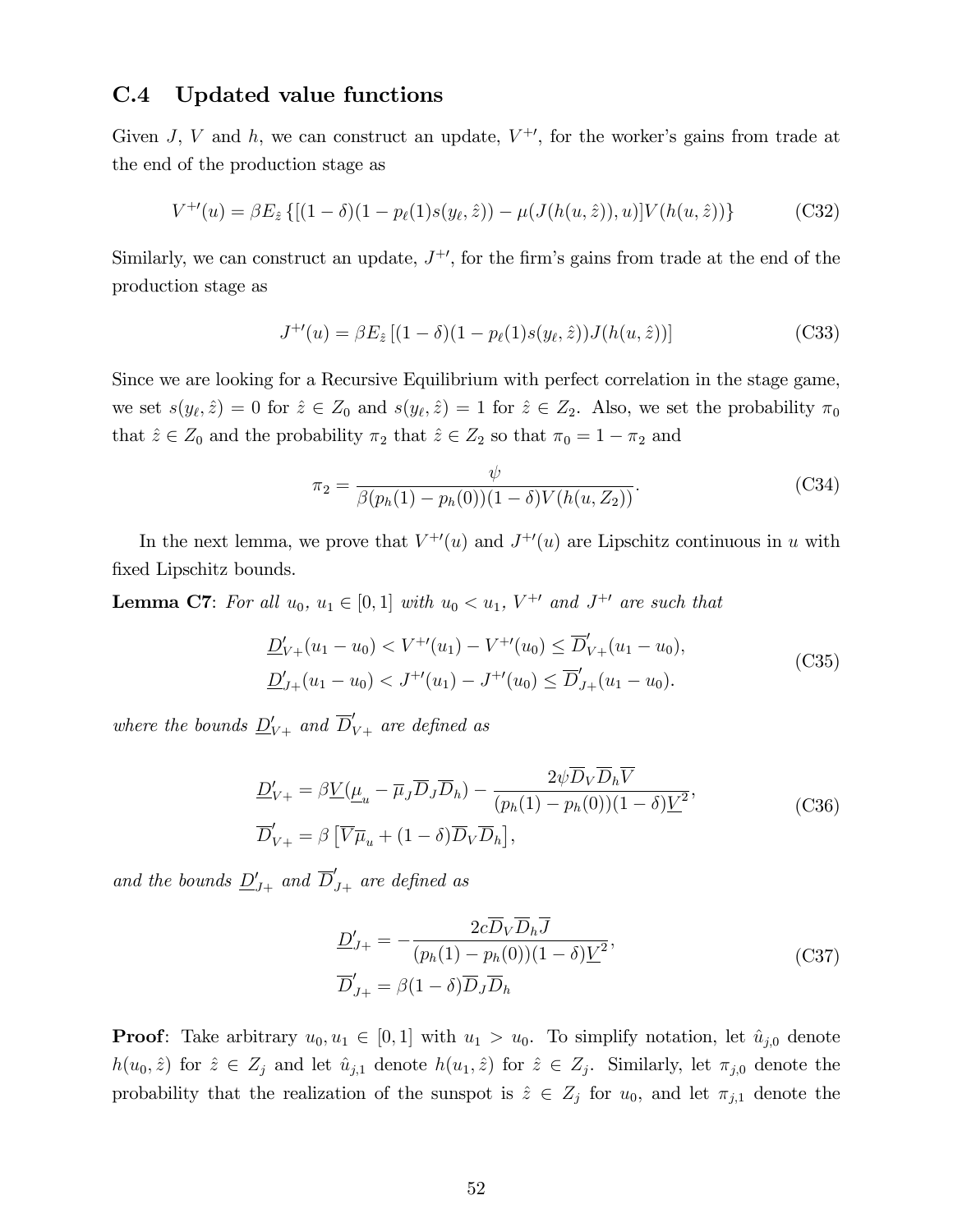## C.4 Updated value functions

Given $J$, $V$ and $h$, we can construct an update, $V^{+\prime}$, for the worker's gains from trade at the end of the production stage as

$$V^{+\prime}(u) = \beta E_{\hat{z}} \left\{ [(1-\delta)(1 - p_\ell(1) s(y_\ell, \hat{z})) - \mu(J(h(u, \hat{z})), u)] V(h(u, \hat{z})) \right\} \tag{C32}$$

Similarly, we can construct an update, $J^{+\prime}$, for the firm's gains from trade at the end of the production stage as

$$J^{+\prime}(u) = \beta E_{\hat{z}} \left[ (1-\delta)(1 - p_\ell(1) s(y_\ell, \hat{z})) J(h(u, \hat{z})) \right] \tag{C33}$$

Since we are looking for a Recursive Equilibrium with perfect correlation in the stage game, we set $s(y_\ell, \hat{z}) = 0$ for $\hat{z} \in Z_0$ and $s(y_\ell, \hat{z}) = 1$ for $\hat{z} \in Z_2$. Also, we set the probability $\pi_0$ that $\hat{z} \in Z_0$ and the probability $\pi_2$ that $\hat{z} \in Z_2$ so that $\pi_0 = 1 - \pi_2$ and

$$\pi_2 = \frac{\psi}{\beta(p_h(1) - p_h(0))(1-\delta) V(h(u, Z_2))}. \tag{C34}$$

In the next lemma, we prove that $V^{+\prime}(u)$ and $J^{+\prime}(u)$ are Lipschitz continuous in $u$ with fixed Lipschitz bounds.

**Lemma C7**: *For all $u_0$, $u_1 \in [0,1]$ with $u_0 < u_1$, $V^{+\prime}$ and $J^{+\prime}$ are such that*

$$\begin{aligned}
\underline{D}'_{V+}(u_1 - u_0) &< V^{+\prime}(u_1) - V^{+\prime}(u_0) \leq \overline{D}'_{V+}(u_1 - u_0), \\
\underline{D}'_{J+}(u_1 - u_0) &< J^{+\prime}(u_1) - J^{+\prime}(u_0) \leq \overline{D}'_{J+}(u_1 - u_0).
\end{aligned} \tag{C35}$$

*where the bounds $\underline{D}'_{V+}$ and $\overline{D}'_{V+}$ are defined as*

$$\begin{aligned}
\underline{D}'_{V+} &= \beta \underline{V}(\underline{\mu}_u - \overline{\mu}_J \overline{D}_J \overline{D}_h) - \frac{2\psi \overline{D}_V \overline{D}_h \overline{V}}{(p_h(1) - p_h(0))(1-\delta)\underline{V}^2}, \\
\overline{D}'_{V+} &= \beta \left[ \overline{V}\overline{\mu}_u + (1-\delta)\overline{D}_V \overline{D}_h \right],
\end{aligned} \tag{C36}$$

*and the bounds $\underline{D}'_{J+}$ and $\overline{D}'_{J+}$ are defined as*

$$\begin{aligned}
\underline{D}'_{J+} &= -\frac{2c\overline{D}_V \overline{D}_h \overline{J}}{(p_h(1) - p_h(0))(1-\delta)\underline{V}^2}, \\
\overline{D}'_{J+} &= \beta(1-\delta)\overline{D}_J \overline{D}_h
\end{aligned} \tag{C37}$$

**Proof**: Take arbitrary $u_0, u_1 \in [0,1]$ with $u_1 > u_0$. To simplify notation, let $\hat{u}_{j,0}$ denote $h(u_0, \hat{z})$ for $\hat{z} \in Z_j$ and let $\hat{u}_{j,1}$ denote $h(u_1, \hat{z})$ for $\hat{z} \in Z_j$. Similarly, let $\pi_{j,0}$ denote the probability that the realization of the sunspot is $\hat{z} \in Z_j$ for $u_0$, and let $\pi_{j,1}$ denote the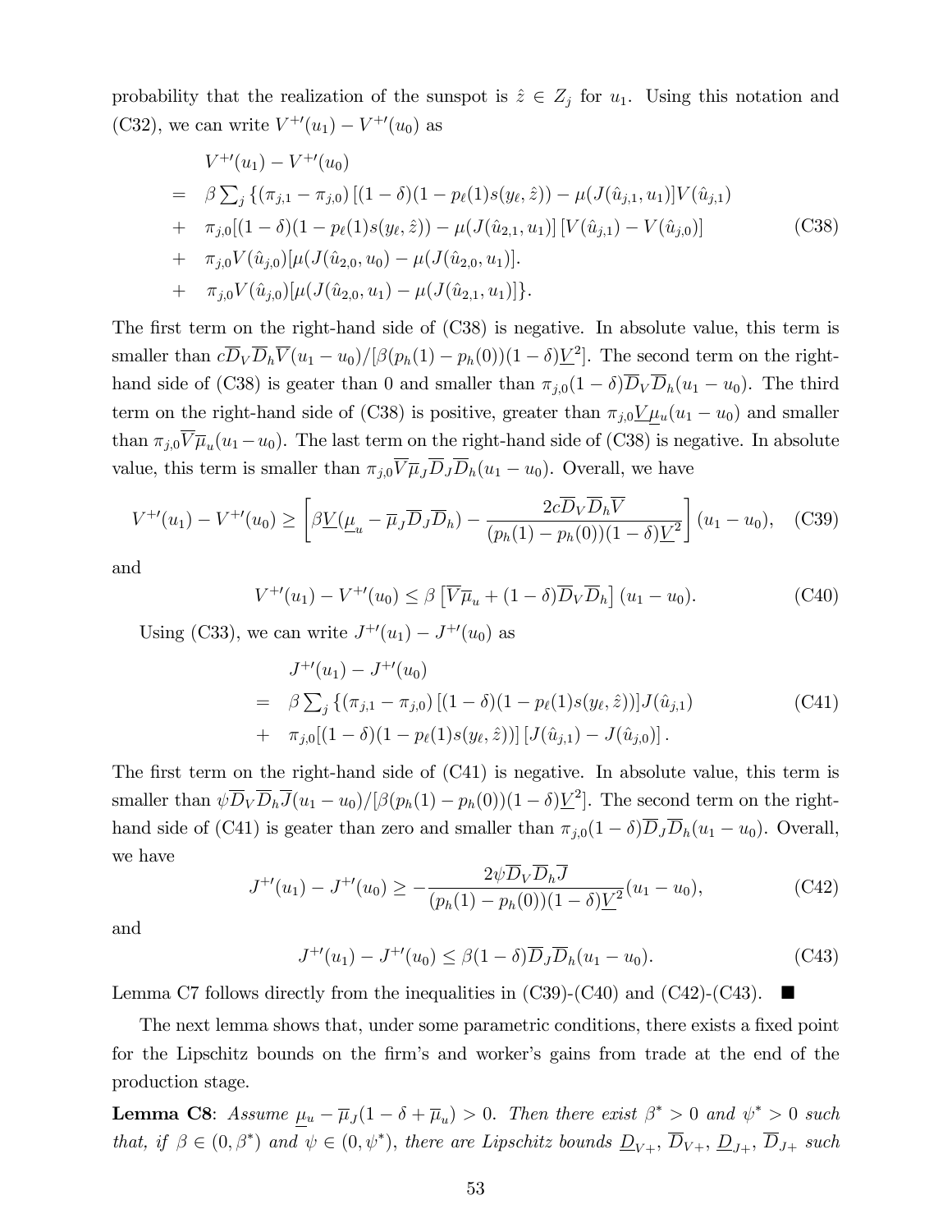probability that the realization of the sunspot is $\hat{z} \in Z_j$ for $u_1$. Using this notation and (C32), we can write $V^{+\prime}(u_1) - V^{+\prime}(u_0)$ as

$$
\begin{aligned}
& V^{+\prime}(u_1) - V^{+\prime}(u_0) \\
= \;& \beta \textstyle\sum_j \left\{ (\pi_{j,1} - \pi_{j,0}) \left[ (1-\delta)(1 - p_\ell(1) s(y_\ell, \hat{z})) - \mu(J(\hat{u}_{j,1}, u_1) \right] V(\hat{u}_{j,1}) \right. \\
+ \;& \pi_{j,0} [(1-\delta)(1 - p_\ell(1) s(y_\ell, \hat{z})) - \mu(J(\hat{u}_{2,1}, u_1)] \left[ V(\hat{u}_{j,1}) - V(\hat{u}_{j,0}) \right] \\
+ \;& \pi_{j,0} V(\hat{u}_{j,0}) [\mu(J(\hat{u}_{2,0}, u_0) - \mu(J(\hat{u}_{2,0}, u_1)]. \\
+ \;& \left. \pi_{j,0} V(\hat{u}_{j,0}) [\mu(J(\hat{u}_{2,0}, u_1) - \mu(J(\hat{u}_{2,1}, u_1)] \right\}.
\end{aligned}
\tag{C38}
$$

The first term on the right-hand side of (C38) is negative. In absolute value, this term is smaller than $c\overline{D}_V \overline{D}_h \overline{V}(u_1 - u_0)/[\beta(p_h(1) - p_h(0))(1-\delta)\underline{V}^2]$. The second term on the right-hand side of (C38) is geater than 0 and smaller than $\pi_{j,0}(1-\delta)\overline{D}_V \overline{D}_h(u_1 - u_0)$. The third term on the right-hand side of (C38) is positive, greater than $\pi_{j,0}\underline{V}\underline{\mu}_u(u_1 - u_0)$ and smaller than $\pi_{j,0}\overline{V}\overline{\mu}_u(u_1 - u_0)$. The last term on the right-hand side of (C38) is negative. In absolute value, this term is smaller than $\pi_{j,0}\overline{V}\overline{\mu}_J \overline{D}_J \overline{D}_h(u_1 - u_0)$. Overall, we have

$$
V^{+\prime}(u_1) - V^{+\prime}(u_0) \geq \left[ \beta \underline{V}(\underline{\mu}_u - \overline{\mu}_J \overline{D}_J \overline{D}_h) - \frac{2c\overline{D}_V \overline{D}_h \overline{V}}{(p_h(1) - p_h(0))(1-\delta)\underline{V}^2} \right] (u_1 - u_0), \tag{C39}
$$

and

$$
V^{+\prime}(u_1) - V^{+\prime}(u_0) \leq \beta \left[ \overline{V}\overline{\mu}_u + (1-\delta)\overline{D}_V \overline{D}_h \right] (u_1 - u_0). \tag{C40}
$$

Using (C33), we can write $J^{+\prime}(u_1) - J^{+\prime}(u_0)$ as

$$
\begin{aligned}
& J^{+\prime}(u_1) - J^{+\prime}(u_0) \\
= \;& \beta \textstyle\sum_j \left\{ (\pi_{j,1} - \pi_{j,0}) \left[ (1-\delta)(1 - p_\ell(1) s(y_\ell, \hat{z})) \right] J(\hat{u}_{j,1}) \right. \\
+ \;& \pi_{j,0} [(1-\delta)(1 - p_\ell(1) s(y_\ell, \hat{z}))] \left[ J(\hat{u}_{j,1}) - J(\hat{u}_{j,0}) \right].
\end{aligned}
\tag{C41}
$$

The first term on the right-hand side of (C41) is negative. In absolute value, this term is smaller than $\psi \overline{D}_V \overline{D}_h \overline{J}(u_1 - u_0)/[\beta(p_h(1) - p_h(0))(1-\delta)\underline{V}^2]$. The second term on the right-hand side of (C41) is geater than zero and smaller than $\pi_{j,0}(1-\delta)\overline{D}_J \overline{D}_h(u_1 - u_0)$. Overall, we have

$$
J^{+\prime}(u_1) - J^{+\prime}(u_0) \geq -\frac{2\psi \overline{D}_V \overline{D}_h \overline{J}}{(p_h(1) - p_h(0))(1-\delta)\underline{V}^2}(u_1 - u_0), \tag{C42}
$$

and

$$
J^{+\prime}(u_1) - J^{+\prime}(u_0) \leq \beta(1-\delta)\overline{D}_J \overline{D}_h(u_1 - u_0). \tag{C43}
$$

Lemma C7 follows directly from the inequalities in (C39)-(C40) and (C42)-(C43). $\blacksquare$

The next lemma shows that, under some parametric conditions, there exists a fixed point for the Lipschitz bounds on the firm's and worker's gains from trade at the end of the production stage.

**Lemma C8**: *Assume $\underline{\mu}_u - \overline{\mu}_J(1 - \delta + \overline{\mu}_u) > 0$. Then there exist $\beta^* > 0$ and $\psi^* > 0$ such that, if $\beta \in (0, \beta^*)$ and $\psi \in (0, \psi^*)$, there are Lipschitz bounds $\underline{D}_{V+}$, $\overline{D}_{V+}$, $\underline{D}_{J+}$, $\overline{D}_{J+}$ such*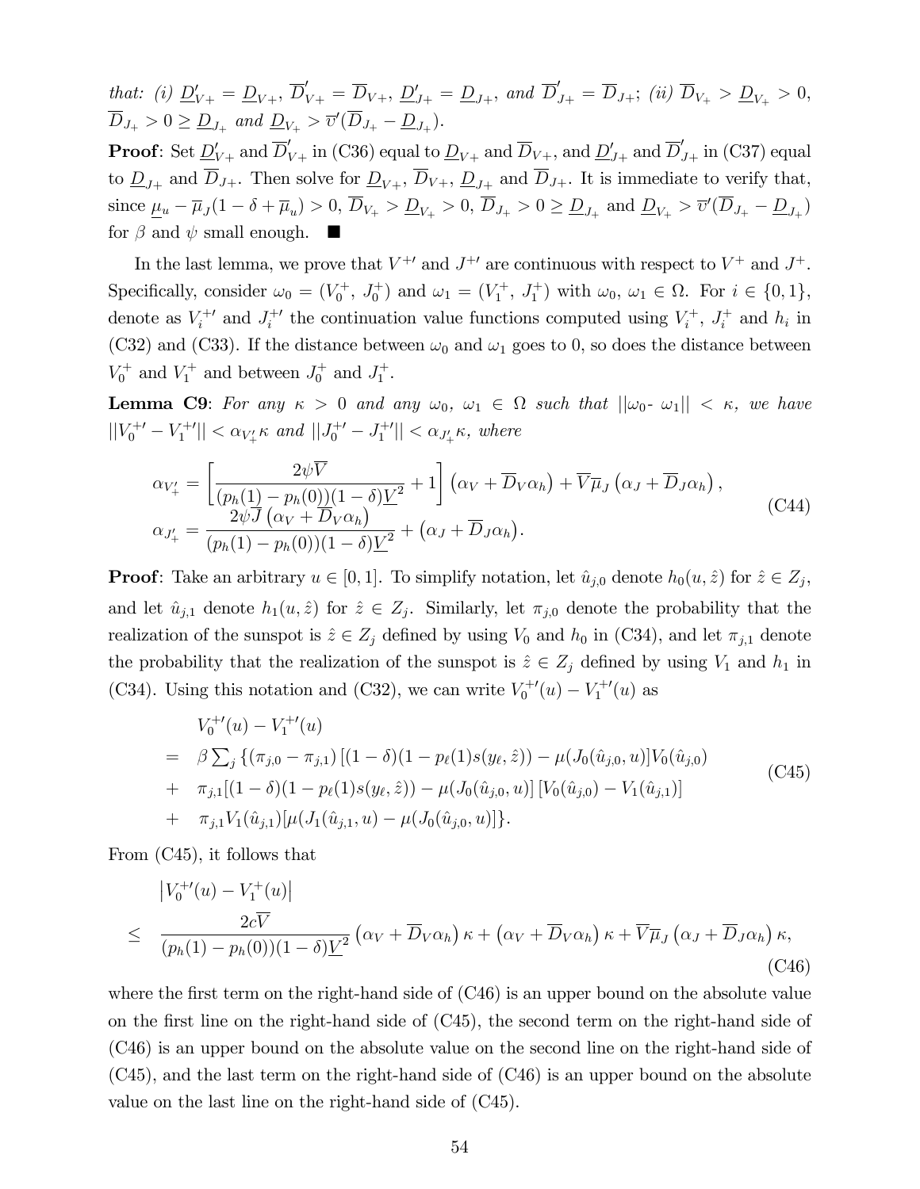*that: (i)* $\underline{D}'_{V+} = \underline{D}_{V+}$, $\overline{D}'_{V+} = \overline{D}_{V+}$, $\underline{D}'_{J+} = \underline{D}_{J+}$, *and* $\overline{D}'_{J+} = \overline{D}_{J+}$; *(ii)* $\overline{D}_{V_+} > \underline{D}_{V_+} > 0$, $\overline{D}_{J_+} > 0 \geq \underline{D}_{J_+}$ *and* $\underline{D}_{V_+} > \overline{v}'(\overline{D}_{J_+} - \underline{D}_{J_+})$.

**Proof**: Set $\underline{D}'_{V+}$ and $\overline{D}'_{V+}$ in (C36) equal to $\underline{D}_{V+}$ and $\overline{D}_{V+}$, and $\underline{D}'_{J+}$ and $\overline{D}'_{J+}$ in (C37) equal to $\underline{D}_{J+}$ and $\overline{D}_{J+}$. Then solve for $\underline{D}_{V+}$, $\overline{D}_{V+}$, $\underline{D}_{J+}$ and $\overline{D}_{J+}$. It is immediate to verify that, since $\underline{\mu}_u - \overline{\mu}_J(1-\delta+\overline{\mu}_u) > 0$, $\overline{D}_{V_+} > \underline{D}_{V_+} > 0$, $\overline{D}_{J_+} > 0 \geq \underline{D}_{J_+}$ and $\underline{D}_{V_+} > \overline{v}'(\overline{D}_{J_+} - \underline{D}_{J_+})$ for $\beta$ and $\psi$ small enough. ■

In the last lemma, we prove that $V^{+\prime}$ and $J^{+\prime}$ are continuous with respect to $V^+$ and $J^+$. Specifically, consider $\omega_0 = (V_0^+,\ J_0^+)$ and $\omega_1 = (V_1^+,\ J_1^+)$ with $\omega_0,\ \omega_1 \in \Omega$. For $i \in \{0,1\}$, denote as $V_i^{+\prime}$ and $J_i^{+\prime}$ the continuation value functions computed using $V_i^+$, $J_i^+$ and $h_i$ in (C32) and (C33). If the distance between $\omega_0$ and $\omega_1$ goes to 0, so does the distance between $V_0^+$ and $V_1^+$ and between $J_0^+$ and $J_1^+$.

**Lemma C9**: *For any* $\kappa > 0$ *and any* $\omega_0,\ \omega_1 \in \Omega$ *such that* $||\omega_0 - \omega_1|| < \kappa$, *we have* $||V_0^{+\prime} - V_1^{+\prime}|| < \alpha_{V'_+}\kappa$ *and* $||J_0^{+\prime} - J_1^{+\prime}|| < \alpha_{J'_+}\kappa$, *where*

$$
\begin{aligned}
\alpha_{V'_+} &= \left[\frac{2\psi\overline{V}}{(p_h(1)-p_h(0))(1-\delta)\underline{V}^2}+1\right]\left(\alpha_V + \overline{D}_V\alpha_h\right) + \overline{V}\overline{\mu}_J\left(\alpha_J + \overline{D}_J\alpha_h\right),\\
\alpha_{J'_+} &= \frac{2\psi\overline{J}\left(\alpha_V + \overline{D}_V\alpha_h\right)}{(p_h(1)-p_h(0))(1-\delta)\underline{V}^2} + \left(\alpha_J + \overline{D}_J\alpha_h\right).
\end{aligned} \tag{C44}
$$

**Proof**: Take an arbitrary $u \in [0,1]$. To simplify notation, let $\hat{u}_{j,0}$ denote $h_0(u,\hat{z})$ for $\hat{z} \in Z_j$, and let $\hat{u}_{j,1}$ denote $h_1(u,\hat{z})$ for $\hat{z} \in Z_j$. Similarly, let $\pi_{j,0}$ denote the probability that the realization of the sunspot is $\hat{z} \in Z_j$ defined by using $V_0$ and $h_0$ in (C34), and let $\pi_{j,1}$ denote the probability that the realization of the sunspot is $\hat{z} \in Z_j$ defined by using $V_1$ and $h_1$ in (C34). Using this notation and (C32), we can write $V_0^{+\prime}(u) - V_1^{+\prime}(u)$ as

$$
\begin{aligned}
& V_0^{+\prime}(u) - V_1^{+\prime}(u)\\
= \ & \beta\textstyle\sum_j \{(\pi_{j,0}-\pi_{j,1})\left[(1-\delta)(1-p_\ell(1)s(y_\ell,\hat{z})) - \mu(J_0(\hat{u}_{j,0},u)\right]V_0(\hat{u}_{j,0})\\
+ \ & \pi_{j,1}[(1-\delta)(1-p_\ell(1)s(y_\ell,\hat{z})) - \mu(J_0(\hat{u}_{j,0},u)]\left[V_0(\hat{u}_{j,0}) - V_1(\hat{u}_{j,1})\right]\\
+ \ & \pi_{j,1}V_1(\hat{u}_{j,1})[\mu(J_1(\hat{u}_{j,1},u) - \mu(J_0(\hat{u}_{j,0},u)]\}.
\end{aligned} \tag{C45}
$$

From (C45), it follows that

$$
\begin{aligned}
& \left|V_0^{+\prime}(u) - V_1^{+}(u)\right|\\
\leq \ & \frac{2c\overline{V}}{(p_h(1)-p_h(0))(1-\delta)\underline{V}^2}\left(\alpha_V + \overline{D}_V\alpha_h\right)\kappa + \left(\alpha_V + \overline{D}_V\alpha_h\right)\kappa + \overline{V}\overline{\mu}_J\left(\alpha_J + \overline{D}_J\alpha_h\right)\kappa,
\end{aligned} \tag{C46}
$$

where the first term on the right-hand side of (C46) is an upper bound on the absolute value on the first line on the right-hand side of (C45), the second term on the right-hand side of (C46) is an upper bound on the absolute value on the second line on the right-hand side of (C45), and the last term on the right-hand side of (C46) is an upper bound on the absolute value on the last line on the right-hand side of (C45).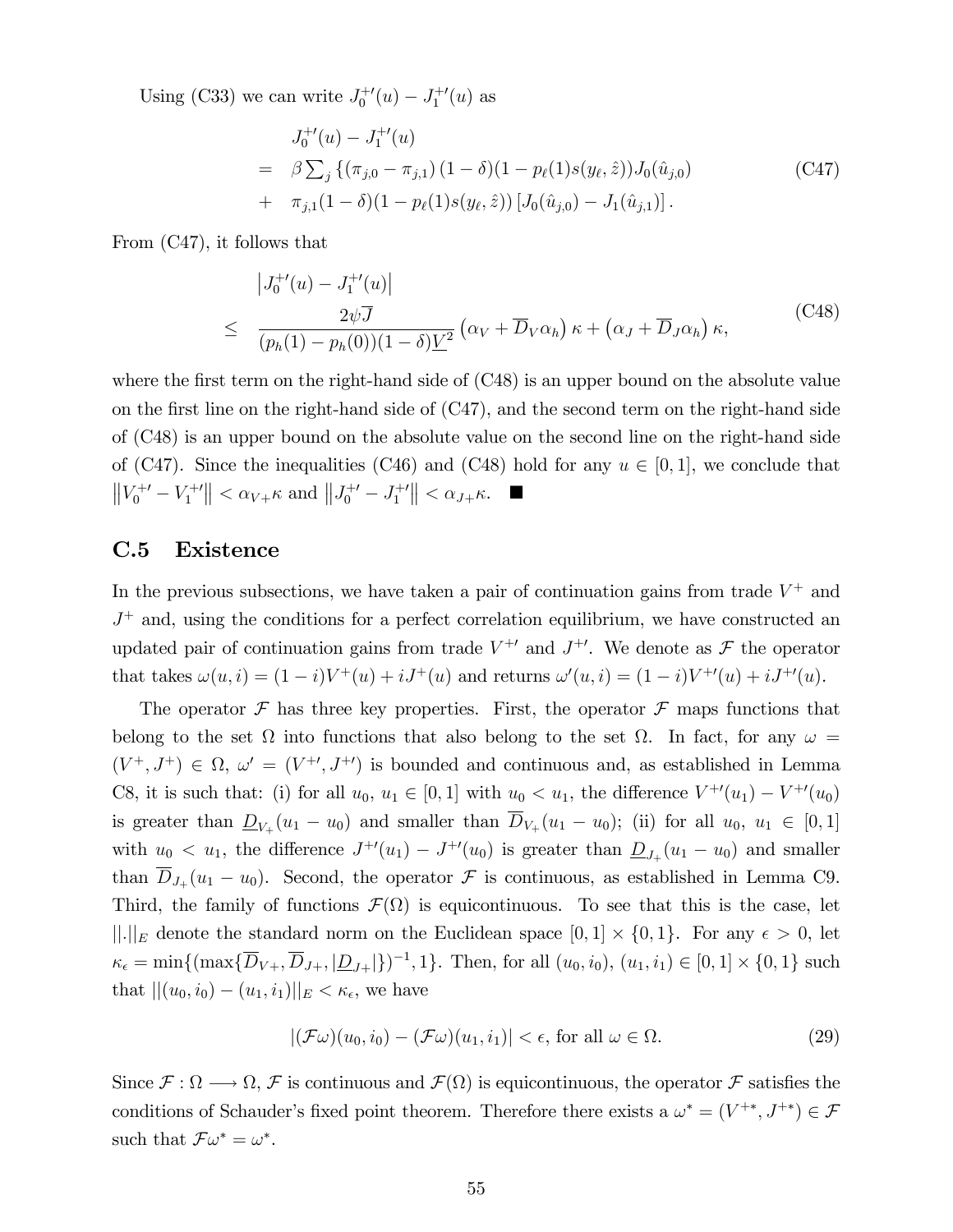Using (C33) we can write $J_0^{+\prime}(u) - J_1^{+\prime}(u)$ as

$$
\begin{aligned}
& J_0^{+\prime}(u) - J_1^{+\prime}(u) \\
= \quad & \beta \sum_j \left\{ (\pi_{j,0} - \pi_{j,1}) (1-\delta)(1 - p_\ell(1) s(y_\ell, \hat{z})) J_0(\hat{u}_{j,0}) \right. \\
+ \quad & \left. \pi_{j,1}(1-\delta)(1 - p_\ell(1) s(y_\ell, \hat{z})) \left[ J_0(\hat{u}_{j,0}) - J_1(\hat{u}_{j,1}) \right] \right\}.
\end{aligned}
\tag{C47}
$$

From (C47), it follows that

$$
\begin{aligned}
& \left| J_0^{+\prime}(u) - J_1^{+\prime}(u) \right| \\
\leq \quad & \frac{2\psi \overline{J}}{(p_h(1) - p_h(0))(1-\delta)\underline{V}^2} \left( \alpha_V + \overline{D}_V \alpha_h \right) \kappa + \left( \alpha_J + \overline{D}_J \alpha_h \right) \kappa,
\end{aligned}
\tag{C48}
$$

where the first term on the right-hand side of (C48) is an upper bound on the absolute value on the first line on the right-hand side of (C47), and the second term on the right-hand side of (C48) is an upper bound on the absolute value on the second line on the right-hand side of (C47). Since the inequalities (C46) and (C48) hold for any $u \in [0,1]$, we conclude that $\left\| V_0^{+\prime} - V_1^{+\prime} \right\| < \alpha_{V+}\kappa$ and $\left\| J_0^{+\prime} - J_1^{+\prime} \right\| < \alpha_{J+}\kappa$. ■

## C.5 Existence

In the previous subsections, we have taken a pair of continuation gains from trade $V^+$ and $J^+$ and, using the conditions for a perfect correlation equilibrium, we have constructed an updated pair of continuation gains from trade $V^{+\prime}$ and $J^{+\prime}$. We denote as $\mathcal{F}$ the operator that takes $\omega(u,i) = (1-i)V^+(u) + iJ^+(u)$ and returns $\omega'(u,i) = (1-i)V^{+\prime}(u) + iJ^{+\prime}(u)$.

The operator $\mathcal{F}$ has three key properties. First, the operator $\mathcal{F}$ maps functions that belong to the set $\Omega$ into functions that also belong to the set $\Omega$. In fact, for any $\omega = (V^+, J^+) \in \Omega$, $\omega' = (V^{+\prime}, J^{+\prime})$ is bounded and continuous and, as established in Lemma C8, it is such that: (i) for all $u_0$, $u_1 \in [0,1]$ with $u_0 < u_1$, the difference $V^{+\prime}(u_1) - V^{+\prime}(u_0)$ is greater than $\underline{D}_{V_+}(u_1 - u_0)$ and smaller than $\overline{D}_{V_+}(u_1 - u_0)$; (ii) for all $u_0$, $u_1 \in [0,1]$ with $u_0 < u_1$, the difference $J^{+\prime}(u_1) - J^{+\prime}(u_0)$ is greater than $\underline{D}_{J_+}(u_1 - u_0)$ and smaller than $\overline{D}_{J_+}(u_1 - u_0)$. Second, the operator $\mathcal{F}$ is continuous, as established in Lemma C9. Third, the family of functions $\mathcal{F}(\Omega)$ is equicontinuous. To see that this is the case, let $||.||_E$ denote the standard norm on the Euclidean space $[0,1] \times \{0,1\}$. For any $\epsilon > 0$, let $\kappa_\epsilon = \min\{(\max\{\overline{D}_{V+}, \overline{D}_{J+}, |\underline{D}_{J+}|\})^{-1}, 1\}$. Then, for all $(u_0, i_0)$, $(u_1, i_1) \in [0,1] \times \{0,1\}$ such that $||(u_0, i_0) - (u_1, i_1)||_E < \kappa_\epsilon$, we have

$$
|(\mathcal{F}\omega)(u_0, i_0) - (\mathcal{F}\omega)(u_1, i_1)| < \epsilon, \text{ for all } \omega \in \Omega. \tag{29}
$$

Since $\mathcal{F} : \Omega \longrightarrow \Omega$, $\mathcal{F}$ is continuous and $\mathcal{F}(\Omega)$ is equicontinuous, the operator $\mathcal{F}$ satisfies the conditions of Schauder's fixed point theorem. Therefore there exists a $\omega^* = (V^{+*}, J^{+*}) \in \mathcal{F}$ such that $\mathcal{F}\omega^* = \omega^*$.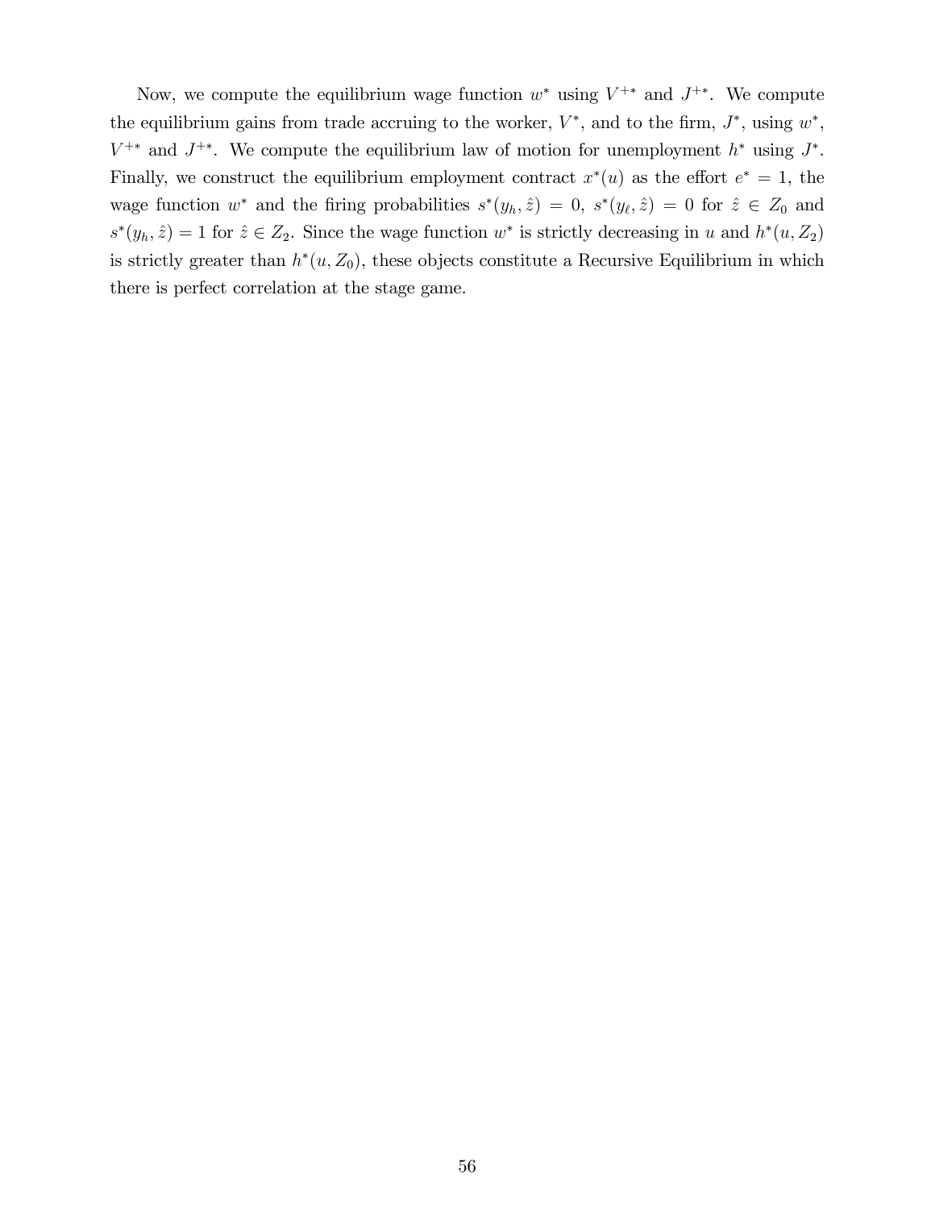Now, we compute the equilibrium wage function $w^*$ using $V^{+*}$ and $J^{+*}$. We compute the equilibrium gains from trade accruing to the worker, $V^*$, and to the firm, $J^*$, using $w^*$, $V^{+*}$ and $J^{+*}$. We compute the equilibrium law of motion for unemployment $h^*$ using $J^*$. Finally, we construct the equilibrium employment contract $x^*(u)$ as the effort $e^* = 1$, the wage function $w^*$ and the firing probabilities $s^*(y_h, \hat{z}) = 0$, $s^*(y_\ell, \hat{z}) = 0$ for $\hat{z} \in Z_0$ and $s^*(y_h, \hat{z}) = 1$ for $\hat{z} \in Z_2$. Since the wage function $w^*$ is strictly decreasing in $u$ and $h^*(u, Z_2)$ is strictly greater than $h^*(u, Z_0)$, these objects constitute a Recursive Equilibrium in which there is perfect correlation at the stage game.